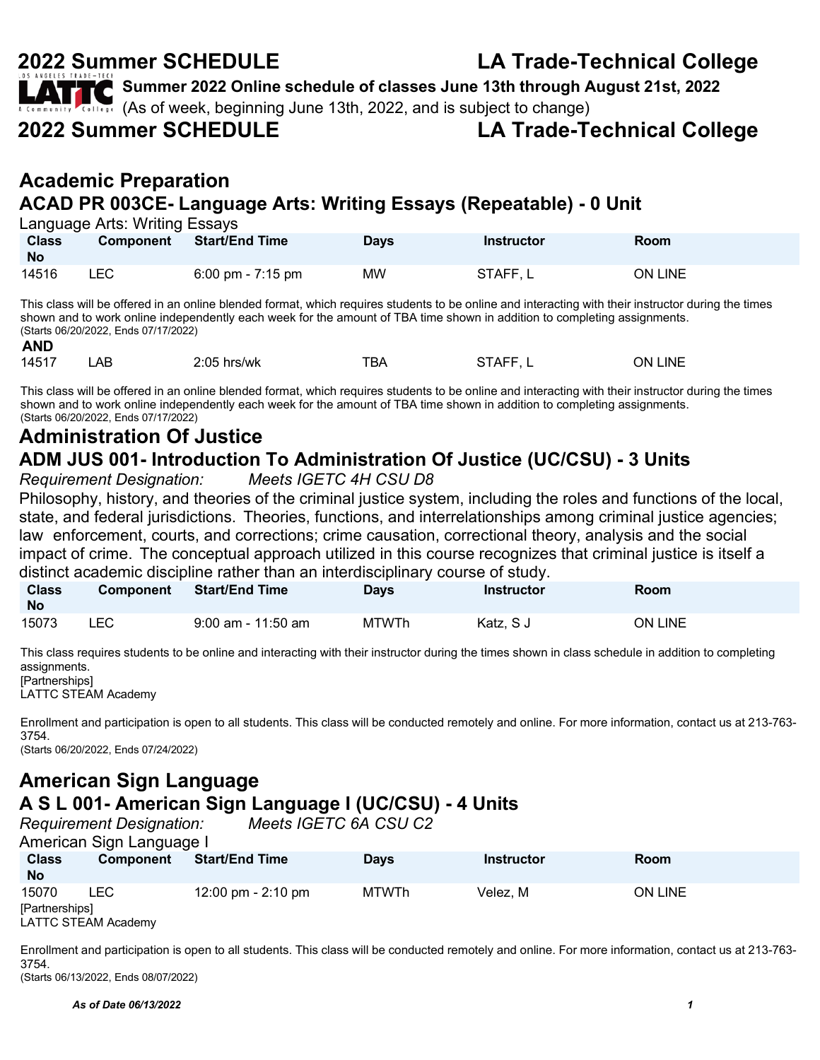# 2022 Summer SCHEDULE LA Trade-Technical College

**Summer 2022 Online schedule of classes June 13th through August 21st, 2022**
(As of week, beginning June 13th, 2022, and is subject to change)

# 2022 Summer SCHEDULE LA Trade-Technical College

## Academic Preparation

### ACAD PR 003CE- Language Arts: Writing Essays (Repeatable) - 0 Unit

Language Arts: Writing Essays

| Class No | Component | Start/End Time | Days | Instructor | Room |
|---|---|---|---|---|---|
| 14516 | LEC | 6:00 pm - 7:15 pm | MW | STAFF, L | ON LINE |

This class will be offered in an online blended format, which requires students to be online and interacting with their instructor during the times shown and to work online independently each week for the amount of TBA time shown in addition to completing assignments.
(Starts 06/20/2022, Ends 07/17/2022)

**AND**

| Class No | Component | Start/End Time | Days | Instructor | Room |
|---|---|---|---|---|---|
| 14517 | LAB | 2:05 hrs/wk | TBA | STAFF, L | ON LINE |

This class will be offered in an online blended format, which requires students to be online and interacting with their instructor during the times shown and to work online independently each week for the amount of TBA time shown in addition to completing assignments.
(Starts 06/20/2022, Ends 07/17/2022)

## Administration Of Justice

### ADM JUS 001- Introduction To Administration Of Justice (UC/CSU) - 3 Units

*Requirement Designation: Meets IGETC 4H CSU D8*

Philosophy, history, and theories of the criminal justice system, including the roles and functions of the local, state, and federal jurisdictions. Theories, functions, and interrelationships among criminal justice agencies; law enforcement, courts, and corrections; crime causation, correctional theory, analysis and the social impact of crime. The conceptual approach utilized in this course recognizes that criminal justice is itself a distinct academic discipline rather than an interdisciplinary course of study.

| Class No | Component | Start/End Time | Days | Instructor | Room |
|---|---|---|---|---|---|
| 15073 | LEC | 9:00 am - 11:50 am | MTWTh | Katz, S J | ON LINE |

This class requires students to be online and interacting with their instructor during the times shown in class schedule in addition to completing assignments.
[Partnerships]
LATTC STEAM Academy

Enrollment and participation is open to all students. This class will be conducted remotely and online. For more information, contact us at 213-763-3754.
(Starts 06/20/2022, Ends 07/24/2022)

## American Sign Language

### A S L 001- American Sign Language I (UC/CSU) - 4 Units

*Requirement Designation: Meets IGETC 6A CSU C2*

American Sign Language I

| Class No | Component | Start/End Time | Days | Instructor | Room |
|---|---|---|---|---|---|
| 15070 | LEC | 12:00 pm - 2:10 pm | MTWTh | Velez, M | ON LINE |

[Partnerships]
LATTC STEAM Academy

Enrollment and participation is open to all students. This class will be conducted remotely and online. For more information, contact us at 213-763-3754.
(Starts 06/13/2022, Ends 08/07/2022)

*As of Date 06/13/2022*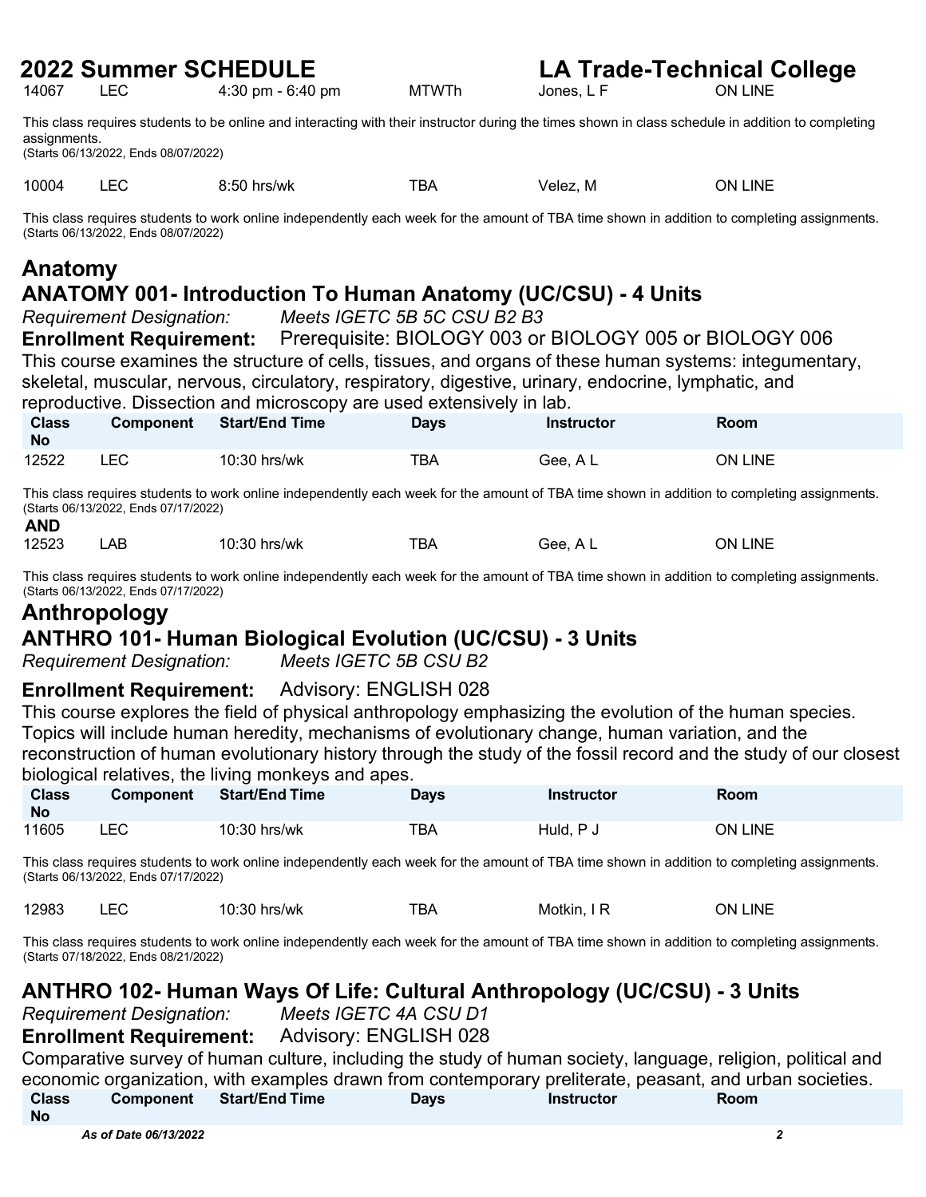| Class No | Component | Start/End Time | Days | Instructor | Room |
|---|---|---|---|---|---|
| 14067 | LEC | 4:30 pm - 6:40 pm | MTWTh | Jones, L F | ON LINE |

This class requires students to be online and interacting with their instructor during the times shown in class schedule in addition to completing assignments.
(Starts 06/13/2022, Ends 08/07/2022)

| Class No | Component | Start/End Time | Days | Instructor | Room |
|---|---|---|---|---|---|
| 10004 | LEC | 8:50 hrs/wk | TBA | Velez, M | ON LINE |

This class requires students to work online independently each week for the amount of TBA time shown in addition to completing assignments.
(Starts 06/13/2022, Ends 08/07/2022)

# Anatomy

## ANATOMY 001- Introduction To Human Anatomy (UC/CSU) - 4 Units

*Requirement Designation:* *Meets IGETC 5B 5C CSU B2 B3*

**Enrollment Requirement:** Prerequisite: BIOLOGY 003 or BIOLOGY 005 or BIOLOGY 006

This course examines the structure of cells, tissues, and organs of these human systems: integumentary, skeletal, muscular, nervous, circulatory, respiratory, digestive, urinary, endocrine, lymphatic, and reproductive. Dissection and microscopy are used extensively in lab.

| Class No | Component | Start/End Time | Days | Instructor | Room |
|---|---|---|---|---|---|
| 12522 | LEC | 10:30 hrs/wk | TBA | Gee, A L | ON LINE |

This class requires students to work online independently each week for the amount of TBA time shown in addition to completing assignments.
(Starts 06/13/2022, Ends 07/17/2022)

**AND**

| Class No | Component | Start/End Time | Days | Instructor | Room |
|---|---|---|---|---|---|
| 12523 | LAB | 10:30 hrs/wk | TBA | Gee, A L | ON LINE |

This class requires students to work online independently each week for the amount of TBA time shown in addition to completing assignments.
(Starts 06/13/2022, Ends 07/17/2022)

# Anthropology

## ANTHRO 101- Human Biological Evolution (UC/CSU) - 3 Units

*Requirement Designation:* *Meets IGETC 5B CSU B2*

**Enrollment Requirement:** Advisory: ENGLISH 028

This course explores the field of physical anthropology emphasizing the evolution of the human species. Topics will include human heredity, mechanisms of evolutionary change, human variation, and the reconstruction of human evolutionary history through the study of the fossil record and the study of our closest biological relatives, the living monkeys and apes.

| Class No | Component | Start/End Time | Days | Instructor | Room |
|---|---|---|---|---|---|
| 11605 | LEC | 10:30 hrs/wk | TBA | Huld, P J | ON LINE |

This class requires students to work online independently each week for the amount of TBA time shown in addition to completing assignments.
(Starts 06/13/2022, Ends 07/17/2022)

| Class No | Component | Start/End Time | Days | Instructor | Room |
|---|---|---|---|---|---|
| 12983 | LEC | 10:30 hrs/wk | TBA | Motkin, I R | ON LINE |

This class requires students to work online independently each week for the amount of TBA time shown in addition to completing assignments.
(Starts 07/18/2022, Ends 08/21/2022)

## ANTHRO 102- Human Ways Of Life: Cultural Anthropology (UC/CSU) - 3 Units

*Requirement Designation:* *Meets IGETC 4A CSU D1*

**Enrollment Requirement:** Advisory: ENGLISH 028

Comparative survey of human culture, including the study of human society, language, religion, political and economic organization, with examples drawn from contemporary preliterate, peasant, and urban societies.

| Class No | Component | Start/End Time | Days | Instructor | Room |
|---|---|---|---|---|---|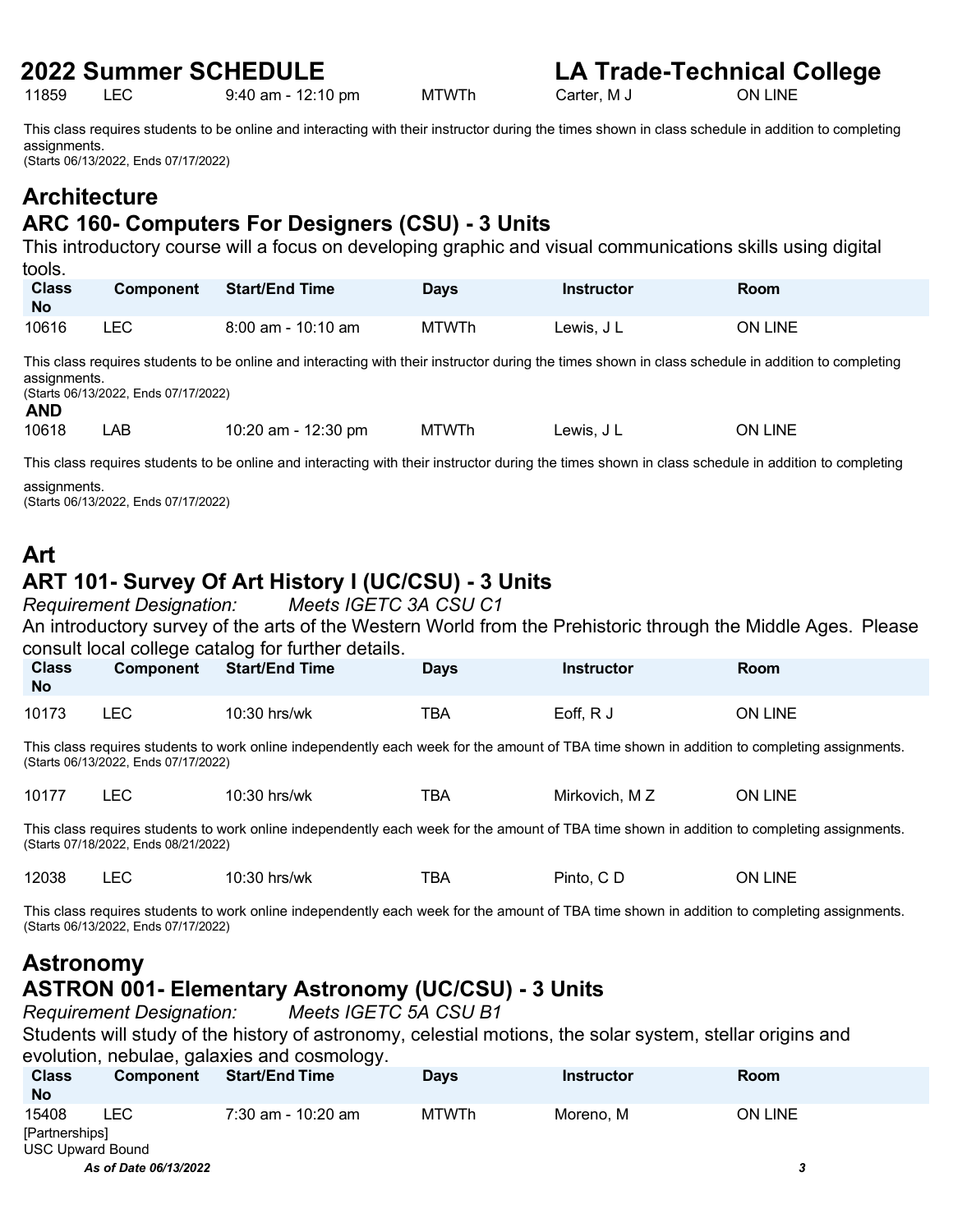| Class No | Component | Start/End Time | Days | Instructor | Room |
|---|---|---|---|---|---|
| 11859 | LEC | 9:40 am - 12:10 pm | MTWTh | Carter, M J | ON LINE |

This class requires students to be online and interacting with their instructor during the times shown in class schedule in addition to completing assignments.
(Starts 06/13/2022, Ends 07/17/2022)

# Architecture

## ARC 160- Computers For Designers (CSU) - 3 Units

This introductory course will a focus on developing graphic and visual communications skills using digital tools.

| Class No | Component | Start/End Time | Days | Instructor | Room |
|---|---|---|---|---|---|
| 10616 | LEC | 8:00 am - 10:10 am | MTWTh | Lewis, J L | ON LINE |

This class requires students to be online and interacting with their instructor during the times shown in class schedule in addition to completing assignments.
(Starts 06/13/2022, Ends 07/17/2022)

**AND**

| Class No | Component | Start/End Time | Days | Instructor | Room |
|---|---|---|---|---|---|
| 10618 | LAB | 10:20 am - 12:30 pm | MTWTh | Lewis, J L | ON LINE |

This class requires students to be online and interacting with their instructor during the times shown in class schedule in addition to completing assignments.
(Starts 06/13/2022, Ends 07/17/2022)

# Art

## ART 101- Survey Of Art History I (UC/CSU) - 3 Units

*Requirement Designation: Meets IGETC 3A CSU C1*

An introductory survey of the arts of the Western World from the Prehistoric through the Middle Ages. Please consult local college catalog for further details.

| Class No | Component | Start/End Time | Days | Instructor | Room |
|---|---|---|---|---|---|
| 10173 | LEC | 10:30 hrs/wk | TBA | Eoff, R J | ON LINE |

This class requires students to work online independently each week for the amount of TBA time shown in addition to completing assignments.
(Starts 06/13/2022, Ends 07/17/2022)

| Class No | Component | Start/End Time | Days | Instructor | Room |
|---|---|---|---|---|---|
| 10177 | LEC | 10:30 hrs/wk | TBA | Mirkovich, M Z | ON LINE |

This class requires students to work online independently each week for the amount of TBA time shown in addition to completing assignments.
(Starts 07/18/2022, Ends 08/21/2022)

| Class No | Component | Start/End Time | Days | Instructor | Room |
|---|---|---|---|---|---|
| 12038 | LEC | 10:30 hrs/wk | TBA | Pinto, C D | ON LINE |

This class requires students to work online independently each week for the amount of TBA time shown in addition to completing assignments.
(Starts 06/13/2022, Ends 07/17/2022)

# Astronomy

## ASTRON 001- Elementary Astronomy (UC/CSU) - 3 Units

*Requirement Designation: Meets IGETC 5A CSU B1*

Students will study of the history of astronomy, celestial motions, the solar system, stellar origins and evolution, nebulae, galaxies and cosmology.

| Class No | Component | Start/End Time | Days | Instructor | Room |
|---|---|---|---|---|---|
| 15408 | LEC | 7:30 am - 10:20 am | MTWTh | Moreno, M | ON LINE |

[Partnerships]
USC Upward Bound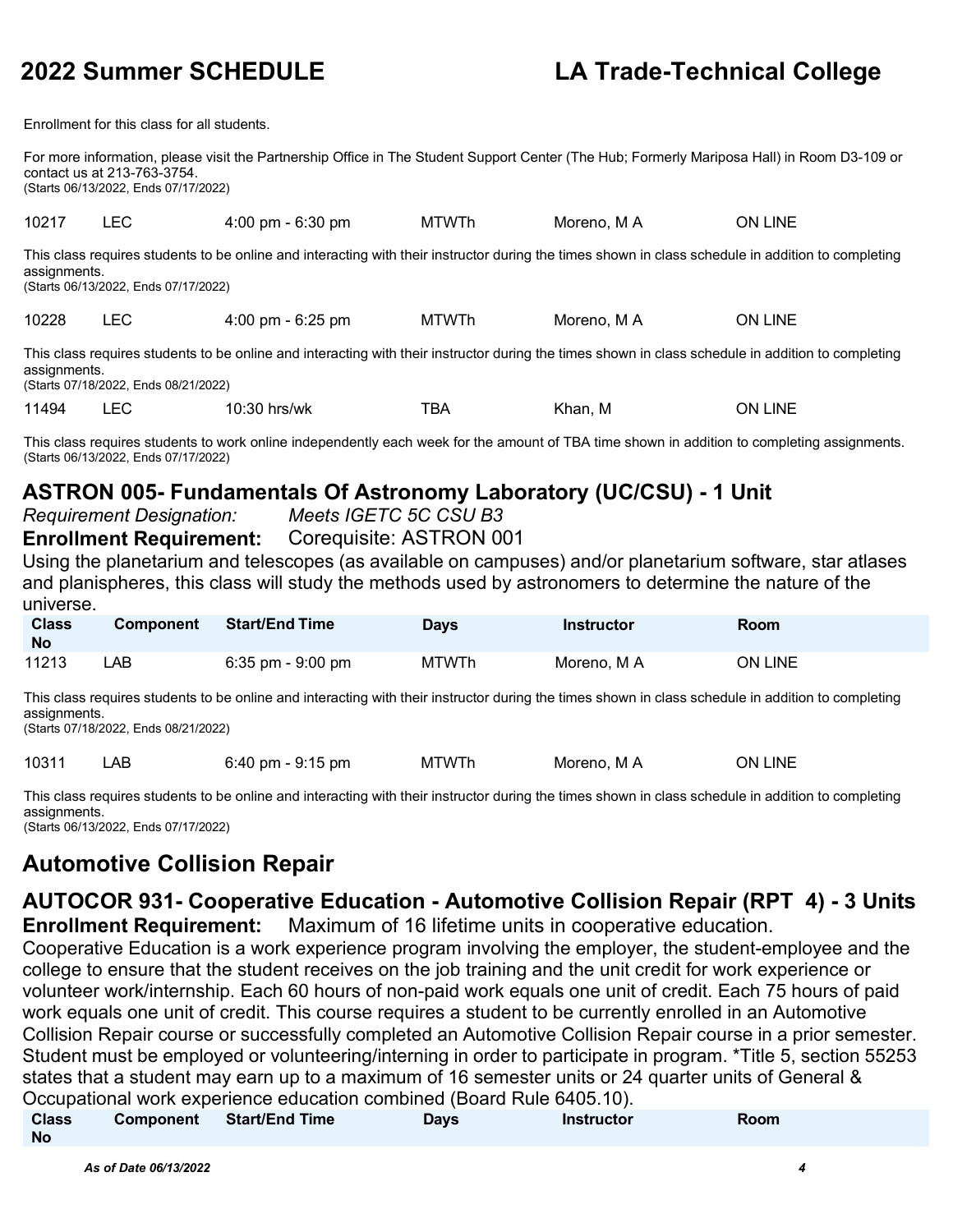Enrollment for this class for all students.

For more information, please visit the Partnership Office in The Student Support Center (The Hub; Formerly Mariposa Hall) in Room D3-109 or contact us at 213-763-3754.
(Starts 06/13/2022, Ends 07/17/2022)

| | | | | | |
|---|---|---|---|---|---|
| 10217 | LEC | 4:00 pm - 6:30 pm | MTWTh | Moreno, M A | ON LINE |

This class requires students to be online and interacting with their instructor during the times shown in class schedule in addition to completing assignments.
(Starts 06/13/2022, Ends 07/17/2022)

| | | | | | |
|---|---|---|---|---|---|
| 10228 | LEC | 4:00 pm - 6:25 pm | MTWTh | Moreno, M A | ON LINE |

This class requires students to be online and interacting with their instructor during the times shown in class schedule in addition to completing assignments.
(Starts 07/18/2022, Ends 08/21/2022)

| | | | | | |
|---|---|---|---|---|---|
| 11494 | LEC | 10:30 hrs/wk | TBA | Khan, M | ON LINE |

This class requires students to work online independently each week for the amount of TBA time shown in addition to completing assignments.
(Starts 06/13/2022, Ends 07/17/2022)

## ASTRON 005- Fundamentals Of Astronomy Laboratory (UC/CSU) - 1 Unit

*Requirement Designation:* *Meets IGETC 5C CSU B3*

**Enrollment Requirement:** Corequisite: ASTRON 001

Using the planetarium and telescopes (as available on campuses) and/or planetarium software, star atlases and planispheres, this class will study the methods used by astronomers to determine the nature of the universe.

| Class No | Component | Start/End Time | Days | Instructor | Room |
|---|---|---|---|---|---|
| 11213 | LAB | 6:35 pm - 9:00 pm | MTWTh | Moreno, M A | ON LINE |

This class requires students to be online and interacting with their instructor during the times shown in class schedule in addition to completing assignments.
(Starts 07/18/2022, Ends 08/21/2022)

| | | | | | |
|---|---|---|---|---|---|
| 10311 | LAB | 6:40 pm - 9:15 pm | MTWTh | Moreno, M A | ON LINE |

This class requires students to be online and interacting with their instructor during the times shown in class schedule in addition to completing assignments.
(Starts 06/13/2022, Ends 07/17/2022)

# Automotive Collision Repair

## AUTOCOR 931- Cooperative Education - Automotive Collision Repair (RPT 4) - 3 Units

**Enrollment Requirement:** Maximum of 16 lifetime units in cooperative education.

Cooperative Education is a work experience program involving the employer, the student-employee and the college to ensure that the student receives on the job training and the unit credit for work experience or volunteer work/internship. Each 60 hours of non-paid work equals one unit of credit. Each 75 hours of paid work equals one unit of credit. This course requires a student to be currently enrolled in an Automotive Collision Repair course or successfully completed an Automotive Collision Repair course in a prior semester. Student must be employed or volunteering/interning in order to participate in program. *Title 5, section 55253 states that a student may earn up to a maximum of 16 semester units or 24 quarter units of General & Occupational work experience education combined (Board Rule 6405.10).

| Class No | Component | Start/End Time | Days | Instructor | Room |
|---|---|---|---|---|---|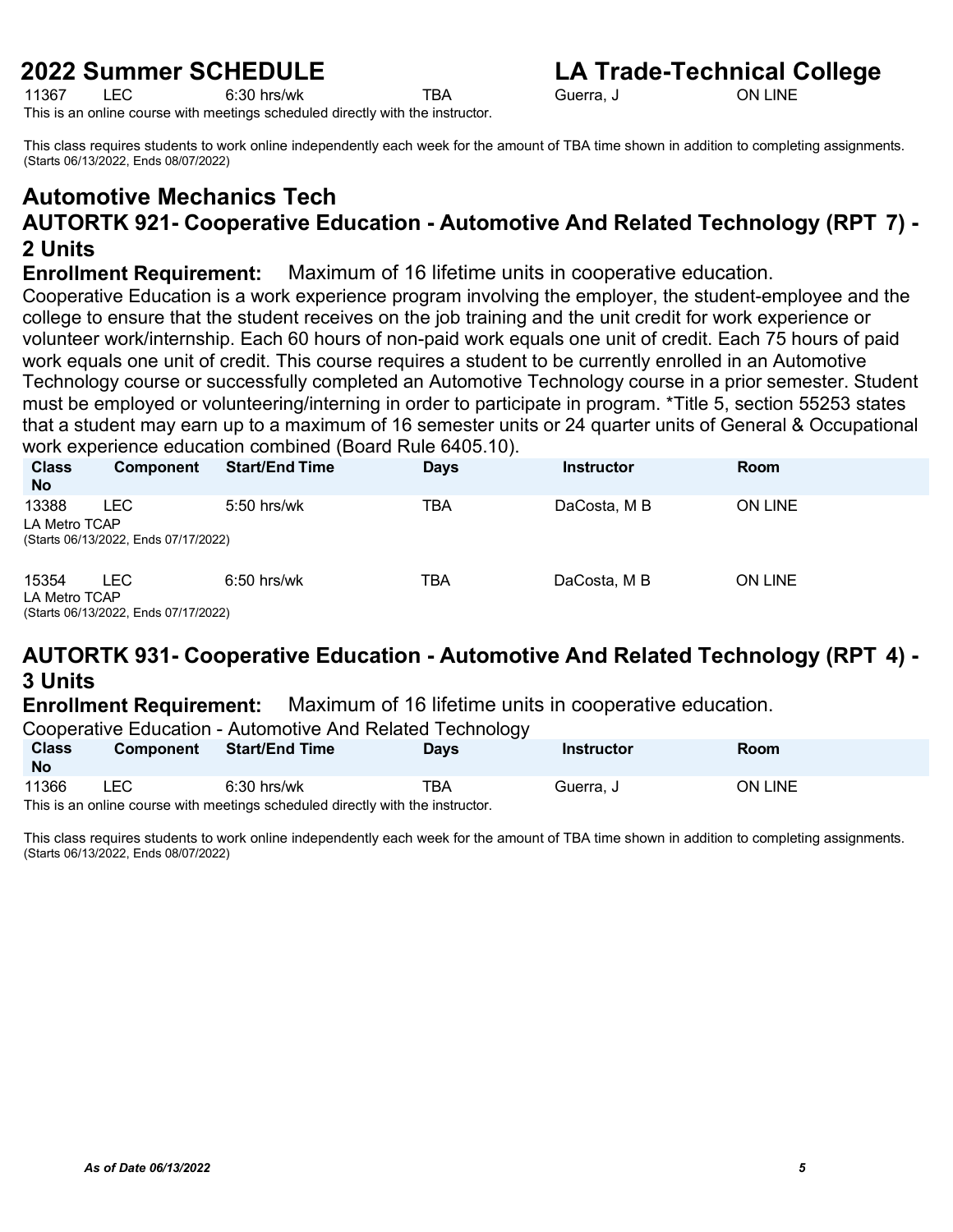| Class No | Component | Start/End Time | Days | Instructor | Room |
|---|---|---|---|---|---|
| 11367 | LEC | 6:30 hrs/wk | TBA | Guerra, J | ON LINE |

This is an online course with meetings scheduled directly with the instructor.

This class requires students to work online independently each week for the amount of TBA time shown in addition to completing assignments.
(Starts 06/13/2022, Ends 08/07/2022)

## Automotive Mechanics Tech

### AUTORTK 921- Cooperative Education - Automotive And Related Technology (RPT 7) - 2 Units

**Enrollment Requirement:** Maximum of 16 lifetime units in cooperative education.

Cooperative Education is a work experience program involving the employer, the student-employee and the college to ensure that the student receives on the job training and the unit credit for work experience or volunteer work/internship. Each 60 hours of non-paid work equals one unit of credit. Each 75 hours of paid work equals one unit of credit. This course requires a student to be currently enrolled in an Automotive Technology course or successfully completed an Automotive Technology course in a prior semester. Student must be employed or volunteering/interning in order to participate in program. *Title 5, section 55253 states that a student may earn up to a maximum of 16 semester units or 24 quarter units of General & Occupational work experience education combined (Board Rule 6405.10).

| Class No | Component | Start/End Time | Days | Instructor | Room |
|---|---|---|---|---|---|
| 13388 | LEC | 5:50 hrs/wk | TBA | DaCosta, M B | ON LINE |

LA Metro TCAP
(Starts 06/13/2022, Ends 07/17/2022)

| Class No | Component | Start/End Time | Days | Instructor | Room |
|---|---|---|---|---|---|
| 15354 | LEC | 6:50 hrs/wk | TBA | DaCosta, M B | ON LINE |

LA Metro TCAP
(Starts 06/13/2022, Ends 07/17/2022)

### AUTORTK 931- Cooperative Education - Automotive And Related Technology (RPT 4) - 3 Units

**Enrollment Requirement:** Maximum of 16 lifetime units in cooperative education.

Cooperative Education - Automotive And Related Technology

| Class No | Component | Start/End Time | Days | Instructor | Room |
|---|---|---|---|---|---|
| 11366 | LEC | 6:30 hrs/wk | TBA | Guerra, J | ON LINE |

This is an online course with meetings scheduled directly with the instructor.

This class requires students to work online independently each week for the amount of TBA time shown in addition to completing assignments.
(Starts 06/13/2022, Ends 08/07/2022)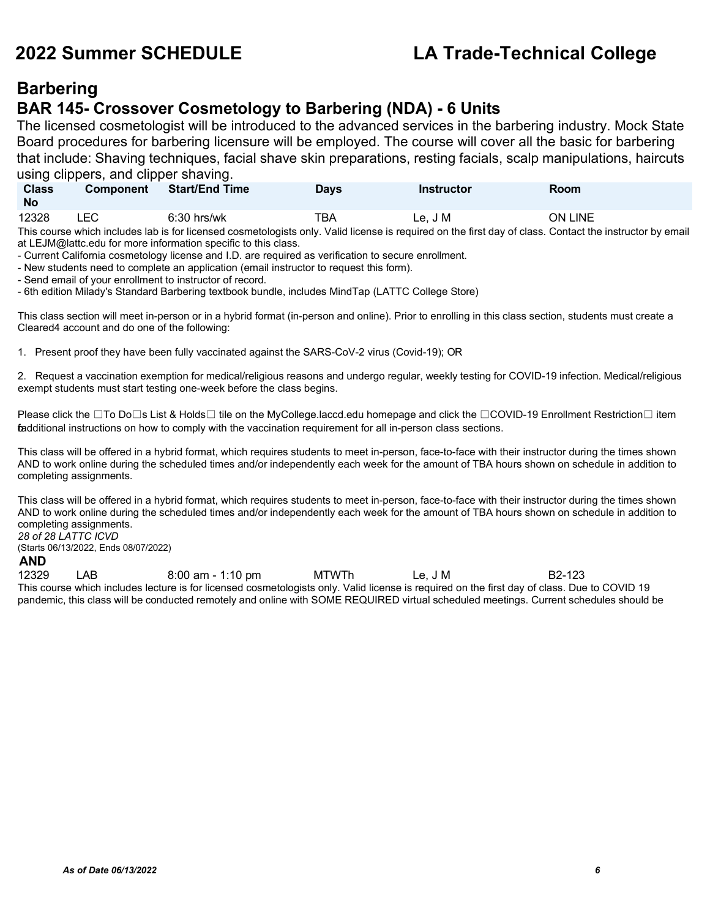# Barbering

## BAR 145- Crossover Cosmetology to Barbering (NDA) - 6 Units

The licensed cosmetologist will be introduced to the advanced services in the barbering industry. Mock State Board procedures for barbering licensure will be employed. The course will cover all the basic for barbering that include: Shaving techniques, facial shave skin preparations, resting facials, scalp manipulations, haircuts using clippers, and clipper shaving.

| Class No | Component | Start/End Time | Days | Instructor | Room |
|---|---|---|---|---|---|
| 12328 | LEC | 6:30 hrs/wk | TBA | Le, J M | ON LINE |

This course which includes lab is for licensed cosmetologists only. Valid license is required on the first day of class. Contact the instructor by email at LEJM@lattc.edu for more information specific to this class.
- Current California cosmetology license and I.D. are required as verification to secure enrollment.
- New students need to complete an application (email instructor to request this form).
- Send email of your enrollment to instructor of record.
- 6th edition Milady's Standard Barbering textbook bundle, includes MindTap (LATTC College Store)

This class section will meet in-person or in a hybrid format (in-person and online). Prior to enrolling in this class section, students must create a Cleared4 account and do one of the following:

1. Present proof they have been fully vaccinated against the SARS-CoV-2 virus (Covid-19); OR

2. Request a vaccination exemption for medical/religious reasons and undergo regular, weekly testing for COVID-19 infection. Medical/religious exempt students must start testing one-week before the class begins.

Please click the □To Do□s List & Holds□ tile on the MyCollege.laccd.edu homepage and click the □COVID-19 Enrollment Restriction□ item for additional instructions on how to comply with the vaccination requirement for all in-person class sections.

This class will be offered in a hybrid format, which requires students to meet in-person, face-to-face with their instructor during the times shown AND to work online during the scheduled times and/or independently each week for the amount of TBA hours shown on schedule in addition to completing assignments.

This class will be offered in a hybrid format, which requires students to meet in-person, face-to-face with their instructor during the times shown AND to work online during the scheduled times and/or independently each week for the amount of TBA hours shown on schedule in addition to completing assignments.

*28 of 28 LATTC ICVD*

(Starts 06/13/2022, Ends 08/07/2022)

**AND**

| Class No | Component | Start/End Time | Days | Instructor | Room |
|---|---|---|---|---|---|
| 12329 | LAB | 8:00 am - 1:10 pm | MTWTh | Le, J M | B2-123 |

This course which includes lecture is for licensed cosmetologists only. Valid license is required on the first day of class. Due to COVID 19 pandemic, this class will be conducted remotely and online with SOME REQUIRED virtual scheduled meetings. Current schedules should be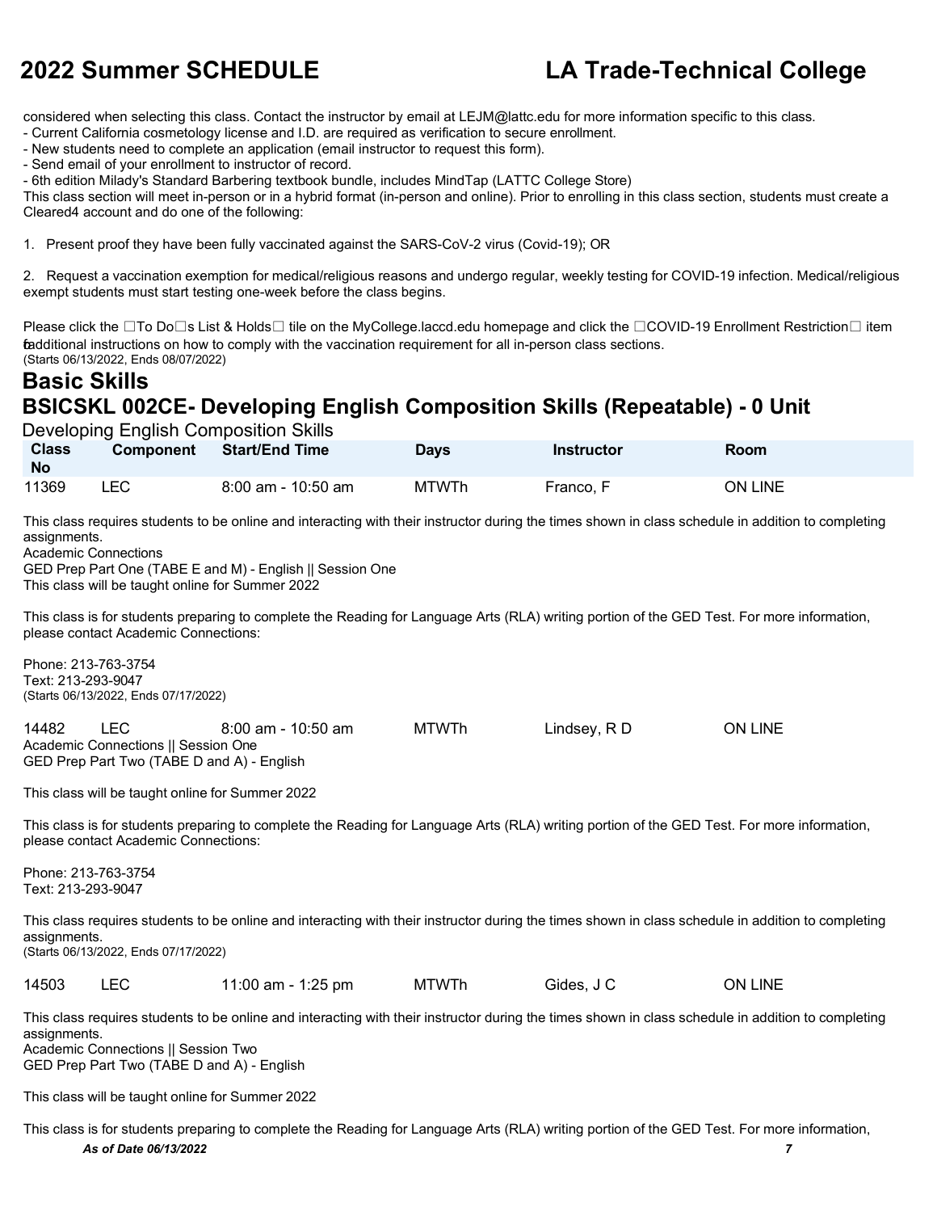considered when selecting this class. Contact the instructor by email at LEJM@lattc.edu for more information specific to this class.
- Current California cosmetology license and I.D. are required as verification to secure enrollment.
- New students need to complete an application (email instructor to request this form).
- Send email of your enrollment to instructor of record.
- 6th edition Milady's Standard Barbering textbook bundle, includes MindTap (LATTC College Store)

This class section will meet in-person or in a hybrid format (in-person and online). Prior to enrolling in this class section, students must create a Cleared4 account and do one of the following:

1. Present proof they have been fully vaccinated against the SARS-CoV-2 virus (Covid-19); OR

2. Request a vaccination exemption for medical/religious reasons and undergo regular, weekly testing for COVID-19 infection. Medical/religious exempt students must start testing one-week before the class begins.

Please click the To Do s List & Holds tile on the MyCollege.laccd.edu homepage and click the COVID-19 Enrollment Restriction item for additional instructions on how to comply with the vaccination requirement for all in-person class sections.
(Starts 06/13/2022, Ends 08/07/2022)

# Basic Skills

## BSICSKL 002CE- Developing English Composition Skills (Repeatable) - 0 Unit

Developing English Composition Skills

| Class No | Component | Start/End Time | Days | Instructor | Room |
|---|---|---|---|---|---|
| 11369 | LEC | 8:00 am - 10:50 am | MTWTh | Franco, F | ON LINE |

This class requires students to be online and interacting with their instructor during the times shown in class schedule in addition to completing assignments.
Academic Connections
GED Prep Part One (TABE E and M) - English || Session One
This class will be taught online for Summer 2022

This class is for students preparing to complete the Reading for Language Arts (RLA) writing portion of the GED Test. For more information, please contact Academic Connections:

Phone: 213-763-3754
Text: 213-293-9047
(Starts 06/13/2022, Ends 07/17/2022)

| Class No | Component | Start/End Time | Days | Instructor | Room |
|---|---|---|---|---|---|
| 14482 | LEC | 8:00 am - 10:50 am | MTWTh | Lindsey, R D | ON LINE |

Academic Connections || Session One
GED Prep Part Two (TABE D and A) - English

This class will be taught online for Summer 2022

This class is for students preparing to complete the Reading for Language Arts (RLA) writing portion of the GED Test. For more information, please contact Academic Connections:

Phone: 213-763-3754
Text: 213-293-9047

This class requires students to be online and interacting with their instructor during the times shown in class schedule in addition to completing assignments.
(Starts 06/13/2022, Ends 07/17/2022)

| Class No | Component | Start/End Time | Days | Instructor | Room |
|---|---|---|---|---|---|
| 14503 | LEC | 11:00 am - 1:25 pm | MTWTh | Gides, J C | ON LINE |

This class requires students to be online and interacting with their instructor during the times shown in class schedule in addition to completing assignments.
Academic Connections || Session Two
GED Prep Part Two (TABE D and A) - English

This class will be taught online for Summer 2022

This class is for students preparing to complete the Reading for Language Arts (RLA) writing portion of the GED Test. For more information,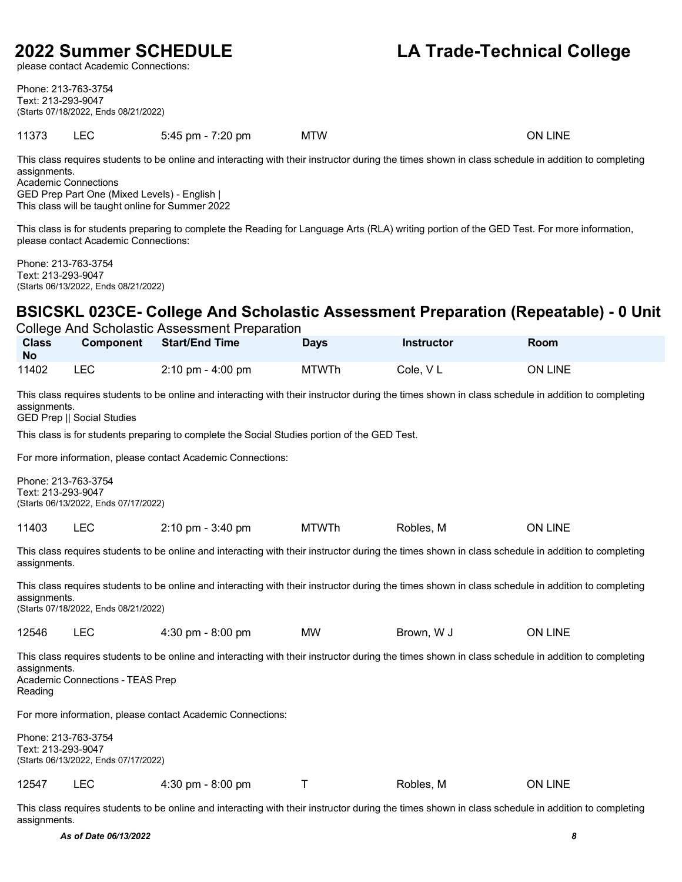please contact Academic Connections:

Phone: 213-763-3754
Text: 213-293-9047
(Starts 07/18/2022, Ends 08/21/2022)

| 11373 | LEC | 5:45 pm - 7:20 pm | MTW | | ON LINE |
|---|---|---|---|---|---|

This class requires students to be online and interacting with their instructor during the times shown in class schedule in addition to completing assignments.
Academic Connections
GED Prep Part One (Mixed Levels) - English |
This class will be taught online for Summer 2022

This class is for students preparing to complete the Reading for Language Arts (RLA) writing portion of the GED Test. For more information, please contact Academic Connections:

Phone: 213-763-3754
Text: 213-293-9047
(Starts 06/13/2022, Ends 08/21/2022)

## BSICSKL 023CE- College And Scholastic Assessment Preparation (Repeatable) - 0 Unit

College And Scholastic Assessment Preparation

| Class No | Component | Start/End Time | Days | Instructor | Room |
|---|---|---|---|---|---|
| 11402 | LEC | 2:10 pm - 4:00 pm | MTWTh | Cole, V L | ON LINE |

This class requires students to be online and interacting with their instructor during the times shown in class schedule in addition to completing assignments.
GED Prep || Social Studies

This class is for students preparing to complete the Social Studies portion of the GED Test.

For more information, please contact Academic Connections:

Phone: 213-763-3754
Text: 213-293-9047
(Starts 06/13/2022, Ends 07/17/2022)

| 11403 | LEC | 2:10 pm - 3:40 pm | MTWTh | Robles, M | ON LINE |
|---|---|---|---|---|---|

This class requires students to be online and interacting with their instructor during the times shown in class schedule in addition to completing assignments.

This class requires students to be online and interacting with their instructor during the times shown in class schedule in addition to completing assignments.
(Starts 07/18/2022, Ends 08/21/2022)

| 12546 | LEC | 4:30 pm - 8:00 pm | MW | Brown, W J | ON LINE |
|---|---|---|---|---|---|

This class requires students to be online and interacting with their instructor during the times shown in class schedule in addition to completing assignments.
Academic Connections - TEAS Prep
Reading

For more information, please contact Academic Connections:

Phone: 213-763-3754
Text: 213-293-9047
(Starts 06/13/2022, Ends 07/17/2022)

| 12547 | LEC | 4:30 pm - 8:00 pm | T | Robles, M | ON LINE |
|---|---|---|---|---|---|

This class requires students to be online and interacting with their instructor during the times shown in class schedule in addition to completing assignments.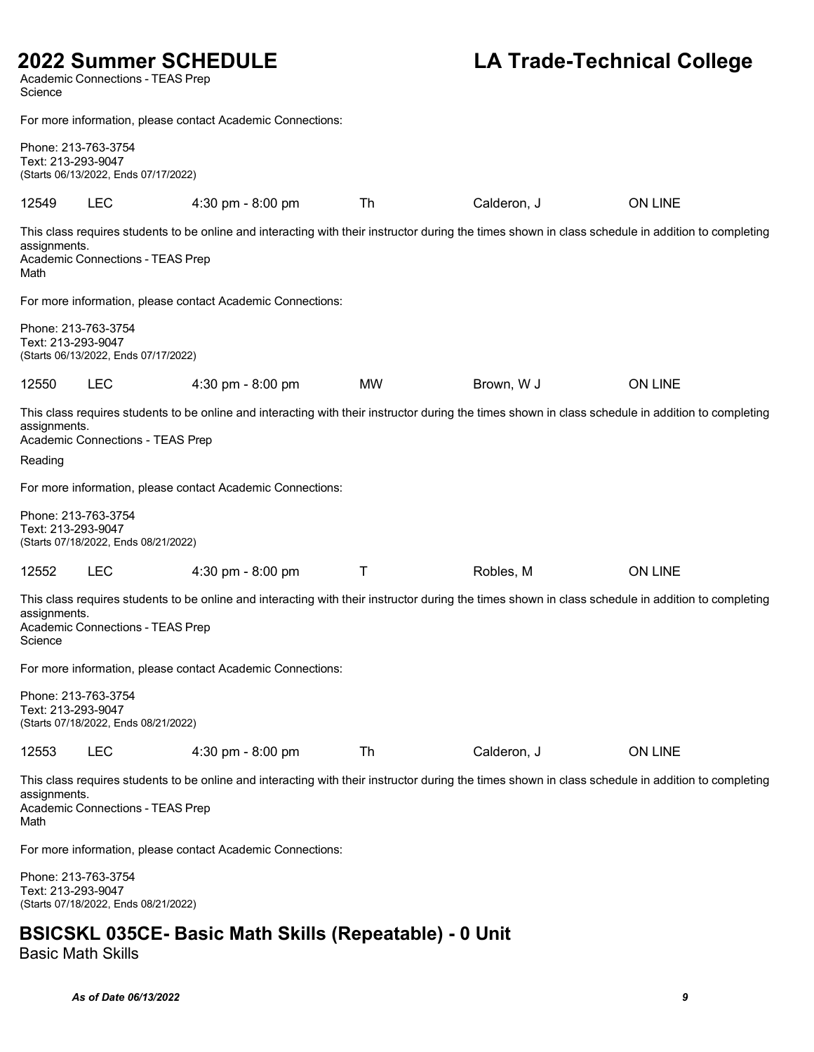Academic Connections - TEAS Prep
Science

For more information, please contact Academic Connections:

Phone: 213-763-3754
Text: 213-293-9047
(Starts 06/13/2022, Ends 07/17/2022)

| 12549 | LEC | 4:30 pm - 8:00 pm | Th | Calderon, J | ON LINE |
|---|---|---|---|---|---|

This class requires students to be online and interacting with their instructor during the times shown in class schedule in addition to completing assignments.
Academic Connections - TEAS Prep
Math

For more information, please contact Academic Connections:

Phone: 213-763-3754
Text: 213-293-9047
(Starts 06/13/2022, Ends 07/17/2022)

| 12550 | LEC | 4:30 pm - 8:00 pm | MW | Brown, W J | ON LINE |
|---|---|---|---|---|---|

This class requires students to be online and interacting with their instructor during the times shown in class schedule in addition to completing assignments.
Academic Connections - TEAS Prep

Reading

For more information, please contact Academic Connections:

Phone: 213-763-3754
Text: 213-293-9047
(Starts 07/18/2022, Ends 08/21/2022)

| 12552 | LEC | 4:30 pm - 8:00 pm | T | Robles, M | ON LINE |
|---|---|---|---|---|---|

This class requires students to be online and interacting with their instructor during the times shown in class schedule in addition to completing assignments.
Academic Connections - TEAS Prep
Science

For more information, please contact Academic Connections:

Phone: 213-763-3754
Text: 213-293-9047
(Starts 07/18/2022, Ends 08/21/2022)

| 12553 | LEC | 4:30 pm - 8:00 pm | Th | Calderon, J | ON LINE |
|---|---|---|---|---|---|

This class requires students to be online and interacting with their instructor during the times shown in class schedule in addition to completing assignments.
Academic Connections - TEAS Prep
Math

For more information, please contact Academic Connections:

Phone: 213-763-3754
Text: 213-293-9047
(Starts 07/18/2022, Ends 08/21/2022)

## BSICSKL 035CE- Basic Math Skills (Repeatable) - 0 Unit

Basic Math Skills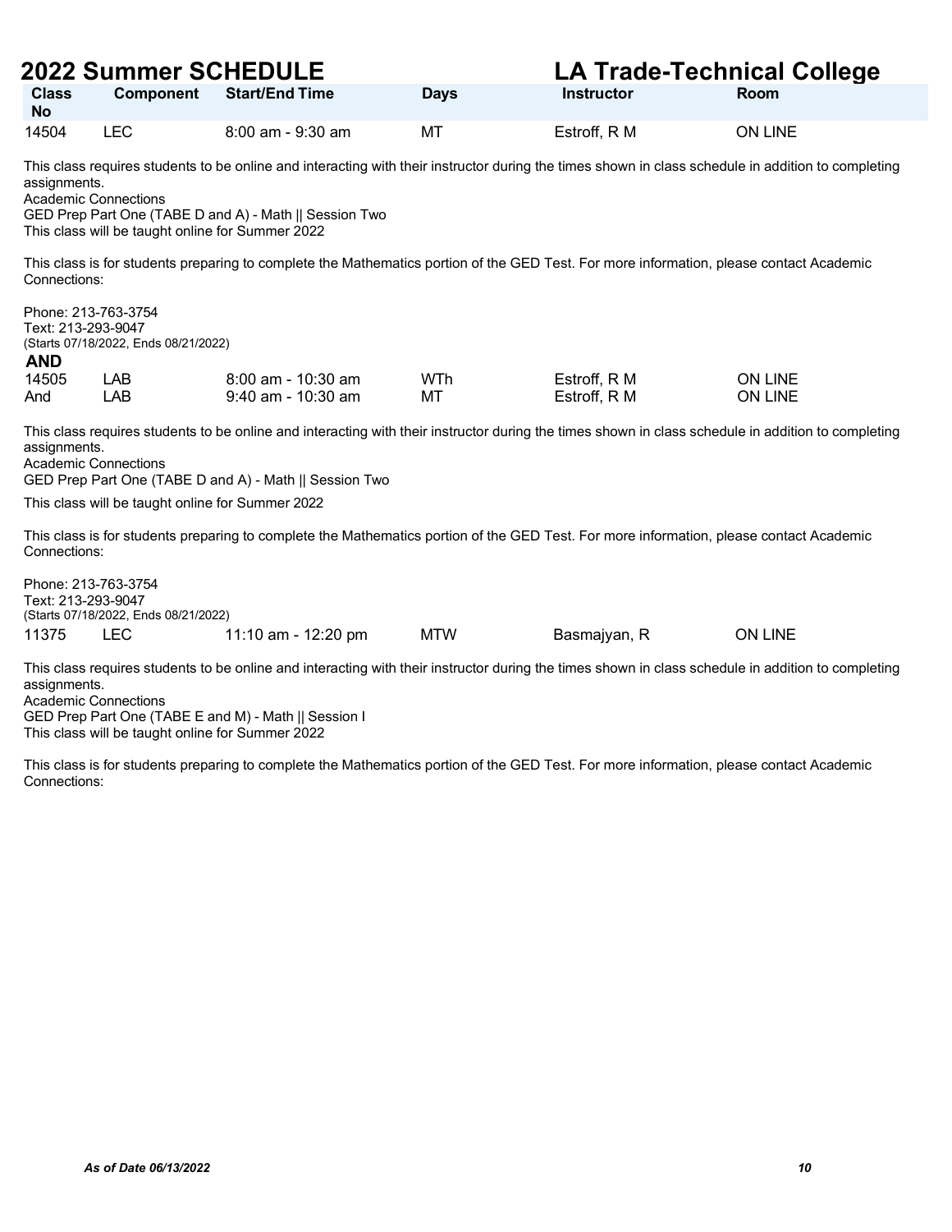| Class No | Component | Start/End Time | Days | Instructor | Room |
|---|---|---|---|---|---|
| 14504 | LEC | 8:00 am - 9:30 am | MT | Estroff, R M | ON LINE |

This class requires students to be online and interacting with their instructor during the times shown in class schedule in addition to completing assignments.
Academic Connections
GED Prep Part One (TABE D and A) - Math || Session Two
This class will be taught online for Summer 2022

This class is for students preparing to complete the Mathematics portion of the GED Test. For more information, please contact Academic Connections:

Phone: 213-763-3754
Text: 213-293-9047
(Starts 07/18/2022, Ends 08/21/2022)

**AND**

| Class No | Component | Start/End Time | Days | Instructor | Room |
|---|---|---|---|---|---|
| 14505 | LAB | 8:00 am - 10:30 am | WTh | Estroff, R M | ON LINE |
| And | LAB | 9:40 am - 10:30 am | MT | Estroff, R M | ON LINE |

This class requires students to be online and interacting with their instructor during the times shown in class schedule in addition to completing assignments.
Academic Connections
GED Prep Part One (TABE D and A) - Math || Session Two

This class will be taught online for Summer 2022

This class is for students preparing to complete the Mathematics portion of the GED Test. For more information, please contact Academic Connections:

Phone: 213-763-3754
Text: 213-293-9047
(Starts 07/18/2022, Ends 08/21/2022)

| Class No | Component | Start/End Time | Days | Instructor | Room |
|---|---|---|---|---|---|
| 11375 | LEC | 11:10 am - 12:20 pm | MTW | Basmajyan, R | ON LINE |

This class requires students to be online and interacting with their instructor during the times shown in class schedule in addition to completing assignments.
Academic Connections
GED Prep Part One (TABE E and M) - Math || Session I
This class will be taught online for Summer 2022

This class is for students preparing to complete the Mathematics portion of the GED Test. For more information, please contact Academic Connections: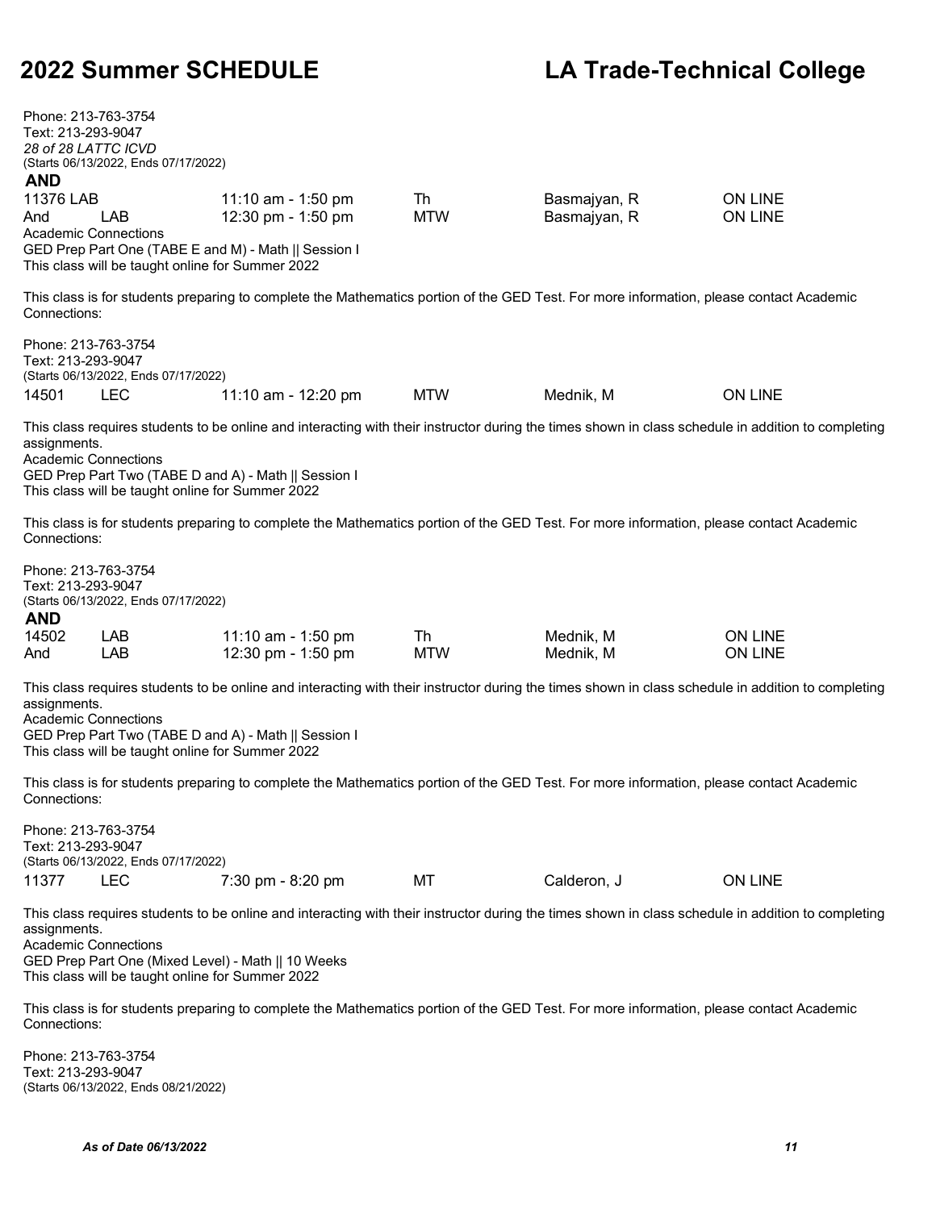Phone: 213-763-3754
Text: 213-293-9047
*28 of 28 LATTC ICVD*
(Starts 06/13/2022, Ends 07/17/2022)

**AND**

| | | | | | |
|---|---|---|---|---|---|
| 11376 | LAB | 11:10 am - 1:50 pm | Th | Basmajyan, R | ON LINE |
| And | LAB | 12:30 pm - 1:50 pm | MTW | Basmajyan, R | ON LINE |

Academic Connections
GED Prep Part One (TABE E and M) - Math || Session I
This class will be taught online for Summer 2022

This class is for students preparing to complete the Mathematics portion of the GED Test. For more information, please contact Academic Connections:

Phone: 213-763-3754
Text: 213-293-9047
(Starts 06/13/2022, Ends 07/17/2022)

| | | | | | |
|---|---|---|---|---|---|
| 14501 | LEC | 11:10 am - 12:20 pm | MTW | Mednik, M | ON LINE |

This class requires students to be online and interacting with their instructor during the times shown in class schedule in addition to completing assignments.
Academic Connections
GED Prep Part Two (TABE D and A) - Math || Session I
This class will be taught online for Summer 2022

This class is for students preparing to complete the Mathematics portion of the GED Test. For more information, please contact Academic Connections:

Phone: 213-763-3754
Text: 213-293-9047
(Starts 06/13/2022, Ends 07/17/2022)

**AND**

| | | | | | |
|---|---|---|---|---|---|
| 14502 | LAB | 11:10 am - 1:50 pm | Th | Mednik, M | ON LINE |
| And | LAB | 12:30 pm - 1:50 pm | MTW | Mednik, M | ON LINE |

This class requires students to be online and interacting with their instructor during the times shown in class schedule in addition to completing assignments.
Academic Connections
GED Prep Part Two (TABE D and A) - Math || Session I
This class will be taught online for Summer 2022

This class is for students preparing to complete the Mathematics portion of the GED Test. For more information, please contact Academic Connections:

Phone: 213-763-3754
Text: 213-293-9047
(Starts 06/13/2022, Ends 07/17/2022)

| | | | | | |
|---|---|---|---|---|---|
| 11377 | LEC | 7:30 pm - 8:20 pm | MT | Calderon, J | ON LINE |

This class requires students to be online and interacting with their instructor during the times shown in class schedule in addition to completing assignments.
Academic Connections
GED Prep Part One (Mixed Level) - Math || 10 Weeks
This class will be taught online for Summer 2022

This class is for students preparing to complete the Mathematics portion of the GED Test. For more information, please contact Academic Connections:

Phone: 213-763-3754
Text: 213-293-9047
(Starts 06/13/2022, Ends 08/21/2022)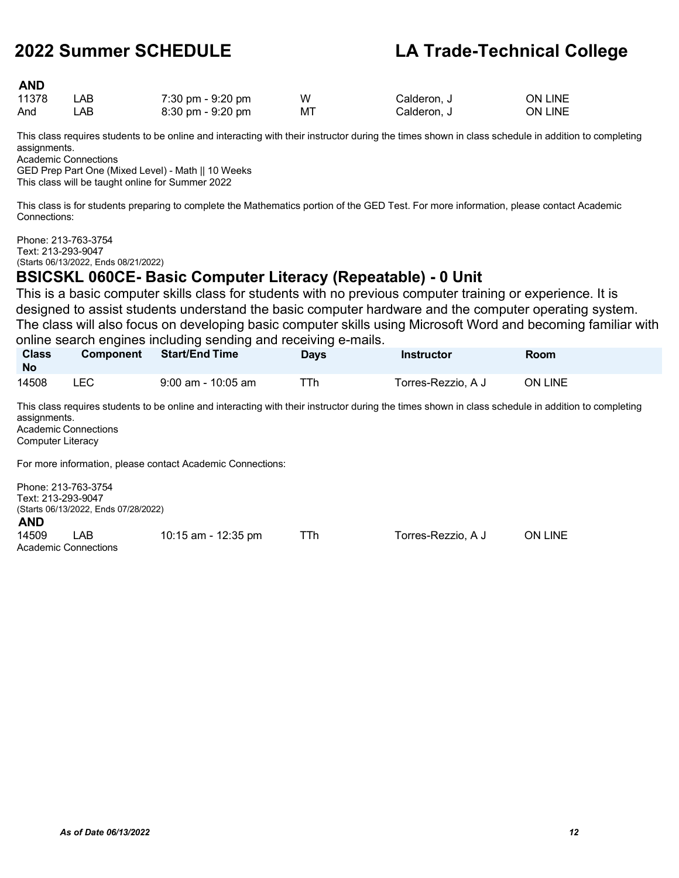**AND**

| | | | | | |
|---|---|---|---|---|---|
| 11378 | LAB | 7:30 pm - 9:20 pm | W | Calderon, J | ON LINE |
| And | LAB | 8:30 pm - 9:20 pm | MT | Calderon, J | ON LINE |

This class requires students to be online and interacting with their instructor during the times shown in class schedule in addition to completing assignments.
Academic Connections
GED Prep Part One (Mixed Level) - Math || 10 Weeks
This class will be taught online for Summer 2022

This class is for students preparing to complete the Mathematics portion of the GED Test. For more information, please contact Academic Connections:

Phone: 213-763-3754
Text: 213-293-9047
(Starts 06/13/2022, Ends 08/21/2022)

## BSICSKL 060CE- Basic Computer Literacy (Repeatable) - 0 Unit

This is a basic computer skills class for students with no previous computer training or experience. It is designed to assist students understand the basic computer hardware and the computer operating system. The class will also focus on developing basic computer skills using Microsoft Word and becoming familiar with online search engines including sending and receiving e-mails.

| Class No | Component | Start/End Time | Days | Instructor | Room |
|---|---|---|---|---|---|
| 14508 | LEC | 9:00 am - 10:05 am | TTh | Torres-Rezzio, A J | ON LINE |

This class requires students to be online and interacting with their instructor during the times shown in class schedule in addition to completing assignments.
Academic Connections
Computer Literacy

For more information, please contact Academic Connections:

Phone: 213-763-3754
Text: 213-293-9047
(Starts 06/13/2022, Ends 07/28/2022)

**AND**

| | | | | | |
|---|---|---|---|---|---|
| 14509 | LAB | 10:15 am - 12:35 pm | TTh | Torres-Rezzio, A J | ON LINE |

Academic Connections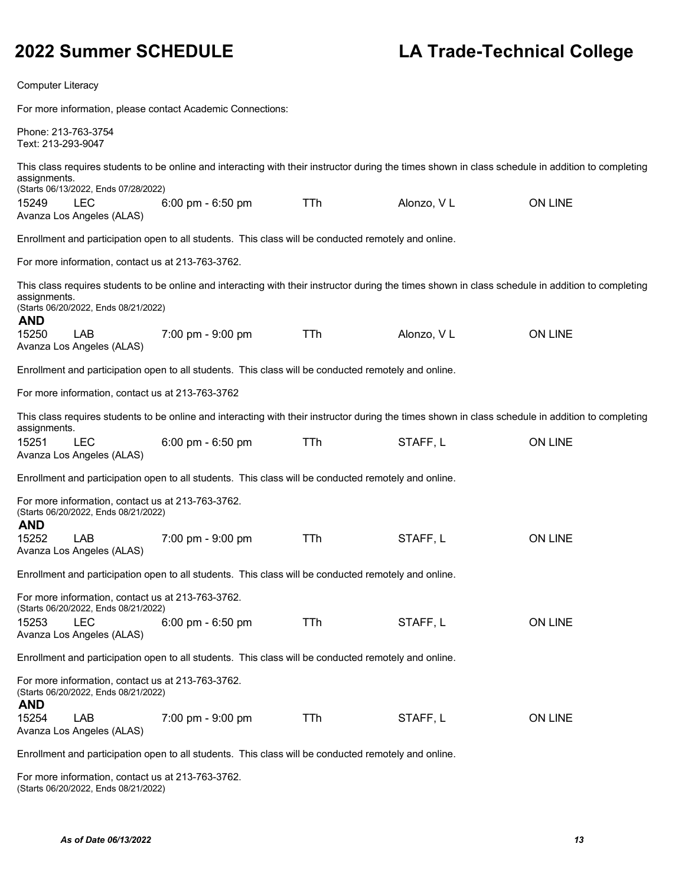Computer Literacy

For more information, please contact Academic Connections:

Phone: 213-763-3754
Text: 213-293-9047

This class requires students to be online and interacting with their instructor during the times shown in class schedule in addition to completing assignments.
(Starts 06/13/2022, Ends 07/28/2022)

| | | | | | |
|---|---|---|---|---|---|
| 15249 | LEC | 6:00 pm - 6:50 pm | TTh | Alonzo, V L | ON LINE |

Avanza Los Angeles (ALAS)

Enrollment and participation open to all students. This class will be conducted remotely and online.

For more information, contact us at 213-763-3762.

This class requires students to be online and interacting with their instructor during the times shown in class schedule in addition to completing assignments.
(Starts 06/20/2022, Ends 08/21/2022)

**AND**

| | | | | | |
|---|---|---|---|---|---|
| 15250 | LAB | 7:00 pm - 9:00 pm | TTh | Alonzo, V L | ON LINE |

Avanza Los Angeles (ALAS)

Enrollment and participation open to all students. This class will be conducted remotely and online.

For more information, contact us at 213-763-3762

This class requires students to be online and interacting with their instructor during the times shown in class schedule in addition to completing assignments.

| | | | | | |
|---|---|---|---|---|---|
| 15251 | LEC | 6:00 pm - 6:50 pm | TTh | STAFF, L | ON LINE |

Avanza Los Angeles (ALAS)

Enrollment and participation open to all students. This class will be conducted remotely and online.

For more information, contact us at 213-763-3762.
(Starts 06/20/2022, Ends 08/21/2022)

**AND**

| | | | | | |
|---|---|---|---|---|---|
| 15252 | LAB | 7:00 pm - 9:00 pm | TTh | STAFF, L | ON LINE |

Avanza Los Angeles (ALAS)

Enrollment and participation open to all students. This class will be conducted remotely and online.

For more information, contact us at 213-763-3762.
(Starts 06/20/2022, Ends 08/21/2022)

| | | | | | |
|---|---|---|---|---|---|
| 15253 | LEC | 6:00 pm - 6:50 pm | TTh | STAFF, L | ON LINE |

Avanza Los Angeles (ALAS)

Enrollment and participation open to all students. This class will be conducted remotely and online.

For more information, contact us at 213-763-3762.
(Starts 06/20/2022, Ends 08/21/2022)

**AND**

| | | | | | |
|---|---|---|---|---|---|
| 15254 | LAB | 7:00 pm - 9:00 pm | TTh | STAFF, L | ON LINE |

Avanza Los Angeles (ALAS)

Enrollment and participation open to all students. This class will be conducted remotely and online.

For more information, contact us at 213-763-3762.
(Starts 06/20/2022, Ends 08/21/2022)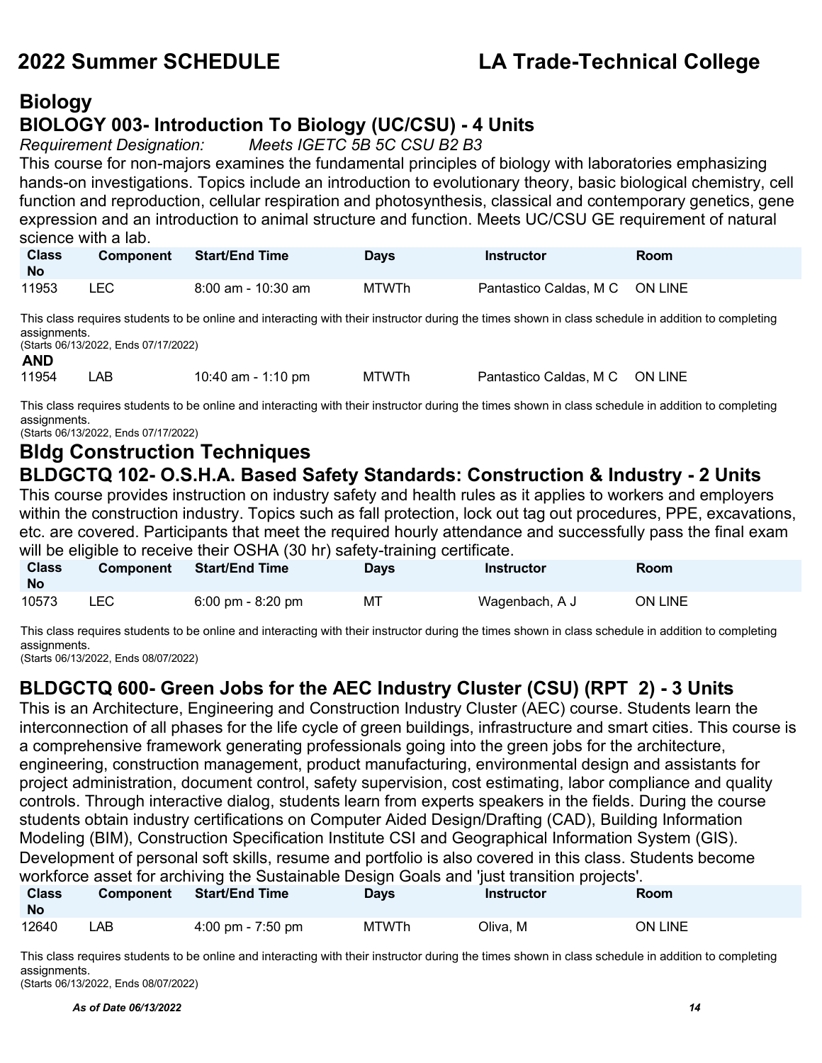# Biology

## BIOLOGY 003- Introduction To Biology (UC/CSU) - 4 Units

*Requirement Designation: Meets IGETC 5B 5C CSU B2 B3*

This course for non-majors examines the fundamental principles of biology with laboratories emphasizing hands-on investigations. Topics include an introduction to evolutionary theory, basic biological chemistry, cell function and reproduction, cellular respiration and photosynthesis, classical and contemporary genetics, gene expression and an introduction to animal structure and function. Meets UC/CSU GE requirement of natural science with a lab.

| Class No | Component | Start/End Time | Days | Instructor | Room |
|---|---|---|---|---|---|
| 11953 | LEC | 8:00 am - 10:30 am | MTWTh | Pantastico Caldas, M C | ON LINE |

This class requires students to be online and interacting with their instructor during the times shown in class schedule in addition to completing assignments.
(Starts 06/13/2022, Ends 07/17/2022)

**AND**

| Class No | Component | Start/End Time | Days | Instructor | Room |
|---|---|---|---|---|---|
| 11954 | LAB | 10:40 am - 1:10 pm | MTWTh | Pantastico Caldas, M C | ON LINE |

This class requires students to be online and interacting with their instructor during the times shown in class schedule in addition to completing assignments.
(Starts 06/13/2022, Ends 07/17/2022)

# Bldg Construction Techniques

## BLDGCTQ 102- O.S.H.A. Based Safety Standards: Construction & Industry - 2 Units

This course provides instruction on industry safety and health rules as it applies to workers and employers within the construction industry. Topics such as fall protection, lock out tag out procedures, PPE, excavations, etc. are covered. Participants that meet the required hourly attendance and successfully pass the final exam will be eligible to receive their OSHA (30 hr) safety-training certificate.

| Class No | Component | Start/End Time | Days | Instructor | Room |
|---|---|---|---|---|---|
| 10573 | LEC | 6:00 pm - 8:20 pm | MT | Wagenbach, A J | ON LINE |

This class requires students to be online and interacting with their instructor during the times shown in class schedule in addition to completing assignments.
(Starts 06/13/2022, Ends 08/07/2022)

## BLDGCTQ 600- Green Jobs for the AEC Industry Cluster (CSU) (RPT 2) - 3 Units

This is an Architecture, Engineering and Construction Industry Cluster (AEC) course. Students learn the interconnection of all phases for the life cycle of green buildings, infrastructure and smart cities. This course is a comprehensive framework generating professionals going into the green jobs for the architecture, engineering, construction management, product manufacturing, environmental design and assistants for project administration, document control, safety supervision, cost estimating, labor compliance and quality controls. Through interactive dialog, students learn from experts speakers in the fields. During the course students obtain industry certifications on Computer Aided Design/Drafting (CAD), Building Information Modeling (BIM), Construction Specification Institute CSI and Geographical Information System (GIS). Development of personal soft skills, resume and portfolio is also covered in this class. Students become workforce asset for archiving the Sustainable Design Goals and 'just transition projects'.

| Class No | Component | Start/End Time | Days | Instructor | Room |
|---|---|---|---|---|---|
| 12640 | LAB | 4:00 pm - 7:50 pm | MTWTh | Oliva, M | ON LINE |

This class requires students to be online and interacting with their instructor during the times shown in class schedule in addition to completing assignments.
(Starts 06/13/2022, Ends 08/07/2022)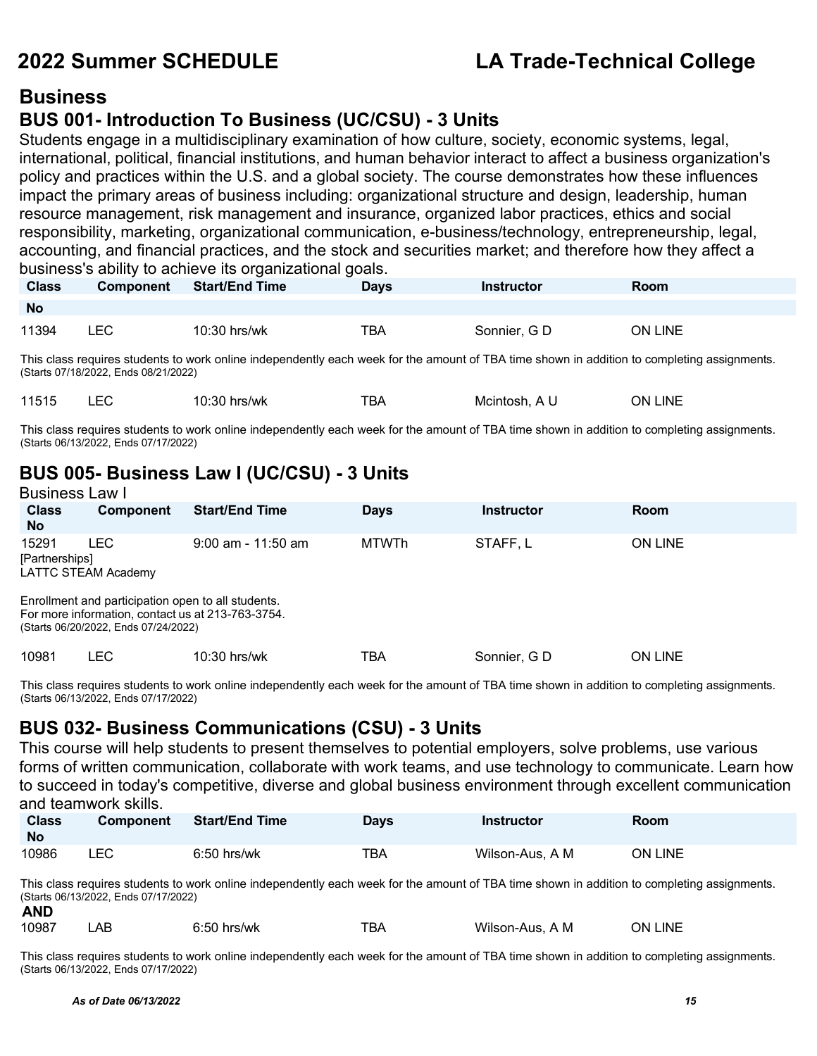# Business

## BUS 001- Introduction To Business (UC/CSU) - 3 Units

Students engage in a multidisciplinary examination of how culture, society, economic systems, legal, international, political, financial institutions, and human behavior interact to affect a business organization's policy and practices within the U.S. and a global society. The course demonstrates how these influences impact the primary areas of business including: organizational structure and design, leadership, human resource management, risk management and insurance, organized labor practices, ethics and social responsibility, marketing, organizational communication, e-business/technology, entrepreneurship, legal, accounting, and financial practices, and the stock and securities market; and therefore how they affect a business's ability to achieve its organizational goals.

| Class No | Component | Start/End Time | Days | Instructor | Room |
|---|---|---|---|---|---|
| 11394 | LEC | 10:30 hrs/wk | TBA | Sonnier, G D | ON LINE |

This class requires students to work online independently each week for the amount of TBA time shown in addition to completing assignments. (Starts 07/18/2022, Ends 08/21/2022)

| Class No | Component | Start/End Time | Days | Instructor | Room |
|---|---|---|---|---|---|
| 11515 | LEC | 10:30 hrs/wk | TBA | Mcintosh, A U | ON LINE |

This class requires students to work online independently each week for the amount of TBA time shown in addition to completing assignments. (Starts 06/13/2022, Ends 07/17/2022)

## BUS 005- Business Law I (UC/CSU) - 3 Units

Business Law I

| Class No | Component | Start/End Time | Days | Instructor | Room |
|---|---|---|---|---|---|
| 15291 | LEC | 9:00 am - 11:50 am | MTWTh | STAFF, L | ON LINE |

[Partnerships]
LATTC STEAM Academy

Enrollment and participation open to all students.
For more information, contact us at 213-763-3754.
(Starts 06/20/2022, Ends 07/24/2022)

| Class No | Component | Start/End Time | Days | Instructor | Room |
|---|---|---|---|---|---|
| 10981 | LEC | 10:30 hrs/wk | TBA | Sonnier, G D | ON LINE |

This class requires students to work online independently each week for the amount of TBA time shown in addition to completing assignments. (Starts 06/13/2022, Ends 07/17/2022)

## BUS 032- Business Communications (CSU) - 3 Units

This course will help students to present themselves to potential employers, solve problems, use various forms of written communication, collaborate with work teams, and use technology to communicate. Learn how to succeed in today's competitive, diverse and global business environment through excellent communication and teamwork skills.

| Class No | Component | Start/End Time | Days | Instructor | Room |
|---|---|---|---|---|---|
| 10986 | LEC | 6:50 hrs/wk | TBA | Wilson-Aus, A M | ON LINE |

This class requires students to work online independently each week for the amount of TBA time shown in addition to completing assignments. (Starts 06/13/2022, Ends 07/17/2022)

**AND**

| Class No | Component | Start/End Time | Days | Instructor | Room |
|---|---|---|---|---|---|
| 10987 | LAB | 6:50 hrs/wk | TBA | Wilson-Aus, A M | ON LINE |

This class requires students to work online independently each week for the amount of TBA time shown in addition to completing assignments. (Starts 06/13/2022, Ends 07/17/2022)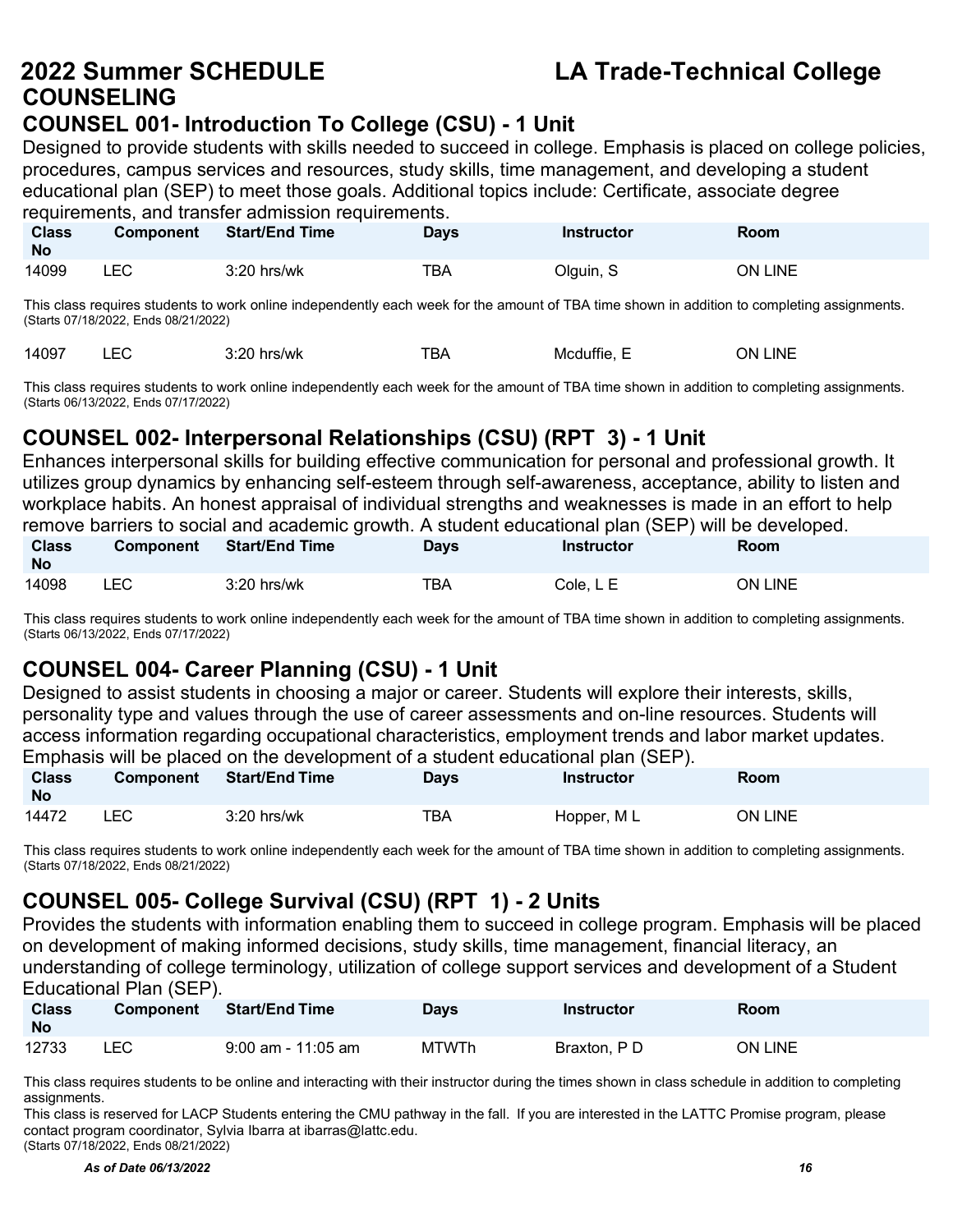# 2022 Summer SCHEDULE — LA Trade-Technical College

## COUNSELING

### COUNSEL 001- Introduction To College (CSU) - 1 Unit

Designed to provide students with skills needed to succeed in college. Emphasis is placed on college policies, procedures, campus services and resources, study skills, time management, and developing a student educational plan (SEP) to meet those goals. Additional topics include: Certificate, associate degree requirements, and transfer admission requirements.

| Class No | Component | Start/End Time | Days | Instructor | Room |
|---|---|---|---|---|---|
| 14099 | LEC | 3:20 hrs/wk | TBA | Olguin, S | ON LINE |

This class requires students to work online independently each week for the amount of TBA time shown in addition to completing assignments. (Starts 07/18/2022, Ends 08/21/2022)

| Class No | Component | Start/End Time | Days | Instructor | Room |
|---|---|---|---|---|---|
| 14097 | LEC | 3:20 hrs/wk | TBA | Mcduffie, E | ON LINE |

This class requires students to work online independently each week for the amount of TBA time shown in addition to completing assignments. (Starts 06/13/2022, Ends 07/17/2022)

### COUNSEL 002- Interpersonal Relationships (CSU) (RPT 3) - 1 Unit

Enhances interpersonal skills for building effective communication for personal and professional growth. It utilizes group dynamics by enhancing self-esteem through self-awareness, acceptance, ability to listen and workplace habits. An honest appraisal of individual strengths and weaknesses is made in an effort to help remove barriers to social and academic growth. A student educational plan (SEP) will be developed.

| Class No | Component | Start/End Time | Days | Instructor | Room |
|---|---|---|---|---|---|
| 14098 | LEC | 3:20 hrs/wk | TBA | Cole, L E | ON LINE |

This class requires students to work online independently each week for the amount of TBA time shown in addition to completing assignments. (Starts 06/13/2022, Ends 07/17/2022)

### COUNSEL 004- Career Planning (CSU) - 1 Unit

Designed to assist students in choosing a major or career. Students will explore their interests, skills, personality type and values through the use of career assessments and on-line resources. Students will access information regarding occupational characteristics, employment trends and labor market updates. Emphasis will be placed on the development of a student educational plan (SEP).

| Class No | Component | Start/End Time | Days | Instructor | Room |
|---|---|---|---|---|---|
| 14472 | LEC | 3:20 hrs/wk | TBA | Hopper, M L | ON LINE |

This class requires students to work online independently each week for the amount of TBA time shown in addition to completing assignments. (Starts 07/18/2022, Ends 08/21/2022)

### COUNSEL 005- College Survival (CSU) (RPT 1) - 2 Units

Provides the students with information enabling them to succeed in college program. Emphasis will be placed on development of making informed decisions, study skills, time management, financial literacy, an understanding of college terminology, utilization of college support services and development of a Student Educational Plan (SEP).

| Class No | Component | Start/End Time | Days | Instructor | Room |
|---|---|---|---|---|---|
| 12733 | LEC | 9:00 am - 11:05 am | MTWTh | Braxton, P D | ON LINE |

This class requires students to be online and interacting with their instructor during the times shown in class schedule in addition to completing assignments.
This class is reserved for LACP Students entering the CMU pathway in the fall. If you are interested in the LATTC Promise program, please contact program coordinator, Sylvia Ibarra at ibarras@lattc.edu.
(Starts 07/18/2022, Ends 08/21/2022)

*As of Date 06/13/2022*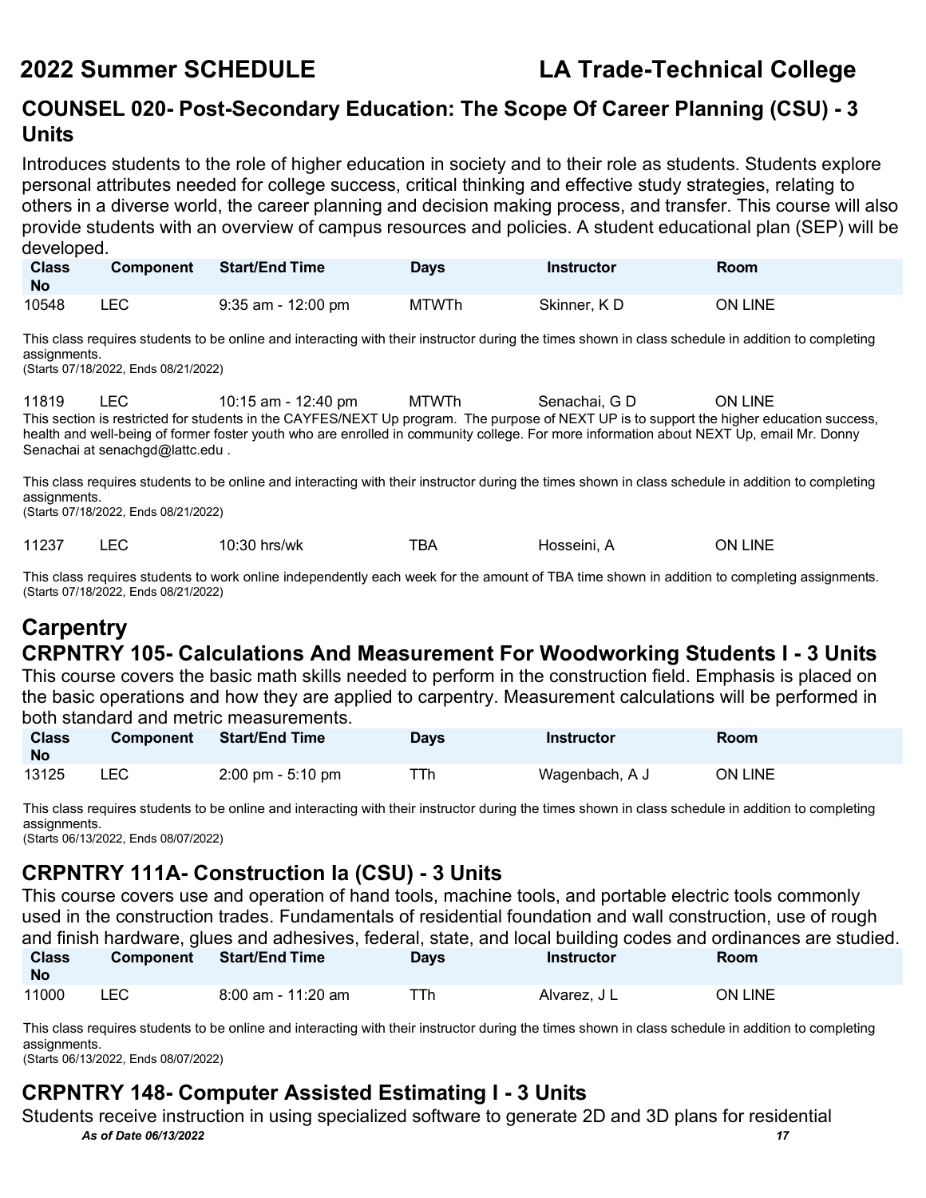## COUNSEL 020- Post-Secondary Education: The Scope Of Career Planning (CSU) - 3 Units

Introduces students to the role of higher education in society and to their role as students. Students explore personal attributes needed for college success, critical thinking and effective study strategies, relating to others in a diverse world, the career planning and decision making process, and transfer. This course will also provide students with an overview of campus resources and policies. A student educational plan (SEP) will be developed.

| Class No | Component | Start/End Time | Days | Instructor | Room |
|---|---|---|---|---|---|
| 10548 | LEC | 9:35 am - 12:00 pm | MTWTh | Skinner, K D | ON LINE |

This class requires students to be online and interacting with their instructor during the times shown in class schedule in addition to completing assignments.
(Starts 07/18/2022, Ends 08/21/2022)

| Class No | Component | Start/End Time | Days | Instructor | Room |
|---|---|---|---|---|---|
| 11819 | LEC | 10:15 am - 12:40 pm | MTWTh | Senachai, G D | ON LINE |

This section is restricted for students in the CAYFES/NEXT Up program. The purpose of NEXT UP is to support the higher education success, health and well-being of former foster youth who are enrolled in community college. For more information about NEXT Up, email Mr. Donny Senachai at senachgd@lattc.edu .

This class requires students to be online and interacting with their instructor during the times shown in class schedule in addition to completing assignments.
(Starts 07/18/2022, Ends 08/21/2022)

| Class No | Component | Start/End Time | Days | Instructor | Room |
|---|---|---|---|---|---|
| 11237 | LEC | 10:30 hrs/wk | TBA | Hosseini, A | ON LINE |

This class requires students to work online independently each week for the amount of TBA time shown in addition to completing assignments.
(Starts 07/18/2022, Ends 08/21/2022)

# Carpentry

## CRPNTRY 105- Calculations And Measurement For Woodworking Students I - 3 Units

This course covers the basic math skills needed to perform in the construction field. Emphasis is placed on the basic operations and how they are applied to carpentry. Measurement calculations will be performed in both standard and metric measurements.

| Class No | Component | Start/End Time | Days | Instructor | Room |
|---|---|---|---|---|---|
| 13125 | LEC | 2:00 pm - 5:10 pm | TTh | Wagenbach, A J | ON LINE |

This class requires students to be online and interacting with their instructor during the times shown in class schedule in addition to completing assignments.
(Starts 06/13/2022, Ends 08/07/2022)

## CRPNTRY 111A- Construction Ia (CSU) - 3 Units

This course covers use and operation of hand tools, machine tools, and portable electric tools commonly used in the construction trades. Fundamentals of residential foundation and wall construction, use of rough and finish hardware, glues and adhesives, federal, state, and local building codes and ordinances are studied.

| Class No | Component | Start/End Time | Days | Instructor | Room |
|---|---|---|---|---|---|
| 11000 | LEC | 8:00 am - 11:20 am | TTh | Alvarez, J L | ON LINE |

This class requires students to be online and interacting with their instructor during the times shown in class schedule in addition to completing assignments.
(Starts 06/13/2022, Ends 08/07/2022)

## CRPNTRY 148- Computer Assisted Estimating I - 3 Units

Students receive instruction in using specialized software to generate 2D and 3D plans for residential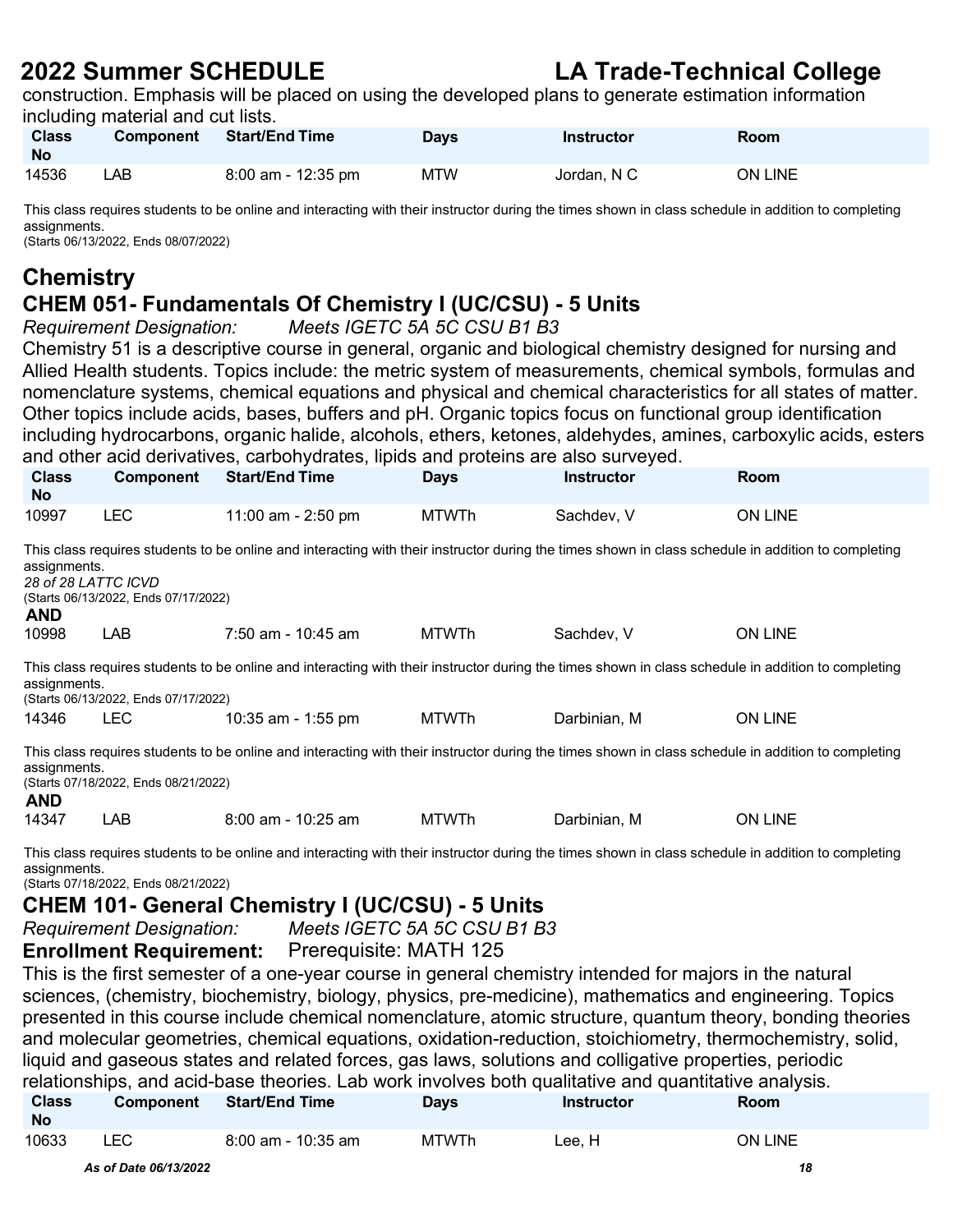construction. Emphasis will be placed on using the developed plans to generate estimation information including material and cut lists.

| Class No | Component | Start/End Time | Days | Instructor | Room |
|---|---|---|---|---|---|
| 14536 | LAB | 8:00 am - 12:35 pm | MTW | Jordan, N C | ON LINE |

This class requires students to be online and interacting with their instructor during the times shown in class schedule in addition to completing assignments.
(Starts 06/13/2022, Ends 08/07/2022)

# Chemistry

## CHEM 051- Fundamentals Of Chemistry I (UC/CSU) - 5 Units

*Requirement Designation:* *Meets IGETC 5A 5C CSU B1 B3*

Chemistry 51 is a descriptive course in general, organic and biological chemistry designed for nursing and Allied Health students. Topics include: the metric system of measurements, chemical symbols, formulas and nomenclature systems, chemical equations and physical and chemical characteristics for all states of matter. Other topics include acids, bases, buffers and pH. Organic topics focus on functional group identification including hydrocarbons, organic halide, alcohols, ethers, ketones, aldehydes, amines, carboxylic acids, esters and other acid derivatives, carbohydrates, lipids and proteins are also surveyed.

| Class No | Component | Start/End Time | Days | Instructor | Room |
|---|---|---|---|---|---|
| 10997 | LEC | 11:00 am - 2:50 pm | MTWTh | Sachdev, V | ON LINE |

This class requires students to be online and interacting with their instructor during the times shown in class schedule in addition to completing assignments.
*28 of 28 LATTC ICVD*
(Starts 06/13/2022, Ends 07/17/2022)

**AND**

| Class No | Component | Start/End Time | Days | Instructor | Room |
|---|---|---|---|---|---|
| 10998 | LAB | 7:50 am - 10:45 am | MTWTh | Sachdev, V | ON LINE |

This class requires students to be online and interacting with their instructor during the times shown in class schedule in addition to completing assignments.
(Starts 06/13/2022, Ends 07/17/2022)

| Class No | Component | Start/End Time | Days | Instructor | Room |
|---|---|---|---|---|---|
| 14346 | LEC | 10:35 am - 1:55 pm | MTWTh | Darbinian, M | ON LINE |

This class requires students to be online and interacting with their instructor during the times shown in class schedule in addition to completing assignments.
(Starts 07/18/2022, Ends 08/21/2022)

**AND**

| Class No | Component | Start/End Time | Days | Instructor | Room |
|---|---|---|---|---|---|
| 14347 | LAB | 8:00 am - 10:25 am | MTWTh | Darbinian, M | ON LINE |

This class requires students to be online and interacting with their instructor during the times shown in class schedule in addition to completing assignments.
(Starts 07/18/2022, Ends 08/21/2022)

## CHEM 101- General Chemistry I (UC/CSU) - 5 Units

*Requirement Designation:* *Meets IGETC 5A 5C CSU B1 B3*

**Enrollment Requirement:** Prerequisite: MATH 125

This is the first semester of a one-year course in general chemistry intended for majors in the natural sciences, (chemistry, biochemistry, biology, physics, pre-medicine), mathematics and engineering. Topics presented in this course include chemical nomenclature, atomic structure, quantum theory, bonding theories and molecular geometries, chemical equations, oxidation-reduction, stoichiometry, thermochemistry, solid, liquid and gaseous states and related forces, gas laws, solutions and colligative properties, periodic relationships, and acid-base theories. Lab work involves both qualitative and quantitative analysis.

| Class No | Component | Start/End Time | Days | Instructor | Room |
|---|---|---|---|---|---|
| 10633 | LEC | 8:00 am - 10:35 am | MTWTh | Lee, H | ON LINE |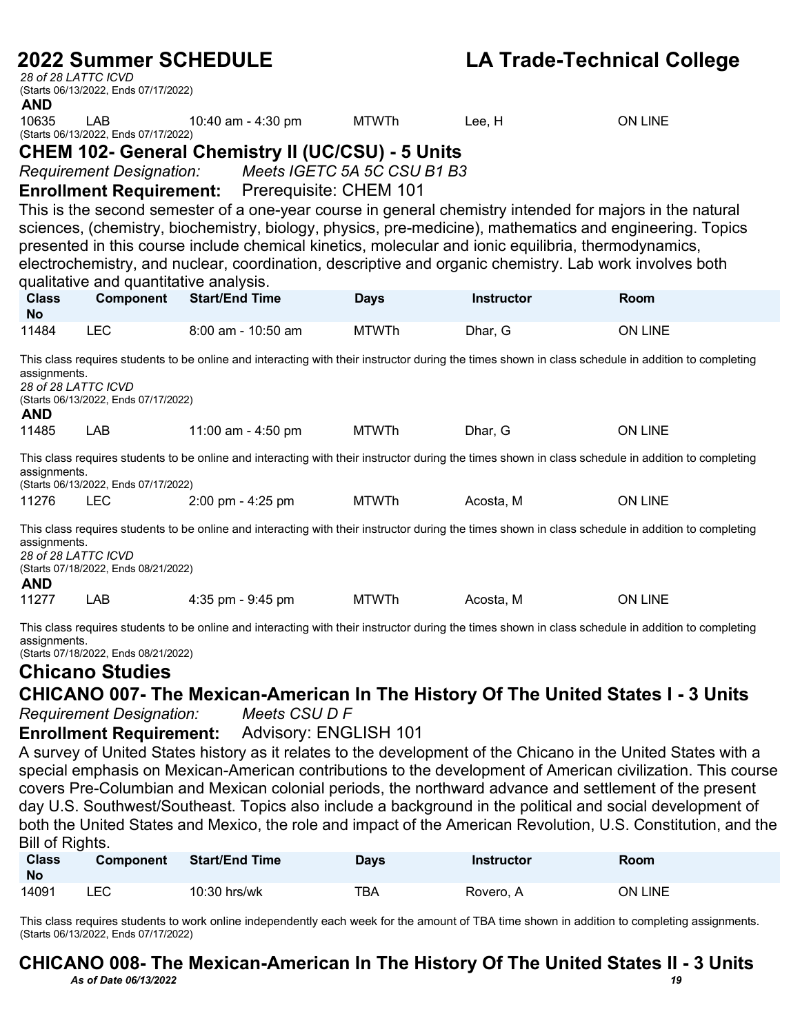*28 of 28 LATTC ICVD*
(Starts 06/13/2022, Ends 07/17/2022)

**AND**

| | | | | | |
|---|---|---|---|---|---|
| 10635 | LAB | 10:40 am - 4:30 pm | MTWTh | Lee, H | ON LINE |

(Starts 06/13/2022, Ends 07/17/2022)

## CHEM 102- General Chemistry II (UC/CSU) - 5 Units

*Requirement Designation:* *Meets IGETC 5A 5C CSU B1 B3*

**Enrollment Requirement:** Prerequisite: CHEM 101

This is the second semester of a one-year course in general chemistry intended for majors in the natural sciences, (chemistry, biochemistry, biology, physics, pre-medicine), mathematics and engineering. Topics presented in this course include chemical kinetics, molecular and ionic equilibria, thermodynamics, electrochemistry, and nuclear, coordination, descriptive and organic chemistry. Lab work involves both qualitative and quantitative analysis.

| Class No | Component | Start/End Time | Days | Instructor | Room |
|---|---|---|---|---|---|
| 11484 | LEC | 8:00 am - 10:50 am | MTWTh | Dhar, G | ON LINE |

This class requires students to be online and interacting with their instructor during the times shown in class schedule in addition to completing assignments.
*28 of 28 LATTC ICVD*
(Starts 06/13/2022, Ends 07/17/2022)

**AND**

| | | | | | |
|---|---|---|---|---|---|
| 11485 | LAB | 11:00 am - 4:50 pm | MTWTh | Dhar, G | ON LINE |

This class requires students to be online and interacting with their instructor during the times shown in class schedule in addition to completing assignments.
(Starts 06/13/2022, Ends 07/17/2022)

| | | | | | |
|---|---|---|---|---|---|
| 11276 | LEC | 2:00 pm - 4:25 pm | MTWTh | Acosta, M | ON LINE |

This class requires students to be online and interacting with their instructor during the times shown in class schedule in addition to completing assignments.
*28 of 28 LATTC ICVD*
(Starts 07/18/2022, Ends 08/21/2022)

**AND**

| | | | | | |
|---|---|---|---|---|---|
| 11277 | LAB | 4:35 pm - 9:45 pm | MTWTh | Acosta, M | ON LINE |

This class requires students to be online and interacting with their instructor during the times shown in class schedule in addition to completing assignments.
(Starts 07/18/2022, Ends 08/21/2022)

# Chicano Studies

## CHICANO 007- The Mexican-American In The History Of The United States I - 3 Units

*Requirement Designation:* *Meets CSU D F*

**Enrollment Requirement:** Advisory: ENGLISH 101

A survey of United States history as it relates to the development of the Chicano in the United States with a special emphasis on Mexican-American contributions to the development of American civilization. This course covers Pre-Columbian and Mexican colonial periods, the northward advance and settlement of the present day U.S. Southwest/Southeast. Topics also include a background in the political and social development of both the United States and Mexico, the role and impact of the American Revolution, U.S. Constitution, and the Bill of Rights.

| Class No | Component | Start/End Time | Days | Instructor | Room |
|---|---|---|---|---|---|
| 14091 | LEC | 10:30 hrs/wk | TBA | Rovero, A | ON LINE |

This class requires students to work online independently each week for the amount of TBA time shown in addition to completing assignments.
(Starts 06/13/2022, Ends 07/17/2022)

## CHICANO 008- The Mexican-American In The History Of The United States II - 3 Units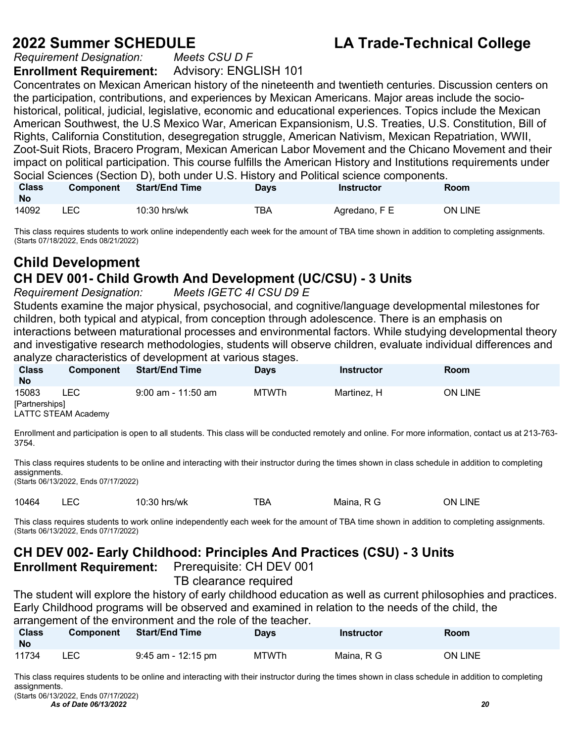*Requirement Designation:* *Meets CSU D F*

**Enrollment Requirement:** Advisory: ENGLISH 101

Concentrates on Mexican American history of the nineteenth and twentieth centuries. Discussion centers on the participation, contributions, and experiences by Mexican Americans. Major areas include the socio-historical, political, judicial, legislative, economic and educational experiences. Topics include the Mexican American Southwest, the U.S Mexico War, American Expansionism, U.S. Treaties, U.S. Constitution, Bill of Rights, California Constitution, desegregation struggle, American Nativism, Mexican Repatriation, WWII, Zoot-Suit Riots, Bracero Program, Mexican American Labor Movement and the Chicano Movement and their impact on political participation. This course fulfills the American History and Institutions requirements under Social Sciences (Section D), both under U.S. History and Political science components.

| Class No | Component | Start/End Time | Days | Instructor | Room |
|---|---|---|---|---|---|
| 14092 | LEC | 10:30 hrs/wk | TBA | Agredano, F E | ON LINE |

This class requires students to work online independently each week for the amount of TBA time shown in addition to completing assignments.
(Starts 07/18/2022, Ends 08/21/2022)

## Child Development

### CH DEV 001- Child Growth And Development (UC/CSU) - 3 Units

*Requirement Designation:* *Meets IGETC 4I CSU D9 E*

Students examine the major physical, psychosocial, and cognitive/language developmental milestones for children, both typical and atypical, from conception through adolescence. There is an emphasis on interactions between maturational processes and environmental factors. While studying developmental theory and investigative research methodologies, students will observe children, evaluate individual differences and analyze characteristics of development at various stages.

| Class No | Component | Start/End Time | Days | Instructor | Room |
|---|---|---|---|---|---|
| 15083 | LEC | 9:00 am - 11:50 am | MTWTh | Martinez, H | ON LINE |

[Partnerships]
LATTC STEAM Academy

Enrollment and participation is open to all students. This class will be conducted remotely and online. For more information, contact us at 213-763-3754.

This class requires students to be online and interacting with their instructor during the times shown in class schedule in addition to completing assignments.
(Starts 06/13/2022, Ends 07/17/2022)

| Class No | Component | Start/End Time | Days | Instructor | Room |
|---|---|---|---|---|---|
| 10464 | LEC | 10:30 hrs/wk | TBA | Maina, R G | ON LINE |

This class requires students to work online independently each week for the amount of TBA time shown in addition to completing assignments.
(Starts 06/13/2022, Ends 07/17/2022)

### CH DEV 002- Early Childhood: Principles And Practices (CSU) - 3 Units

**Enrollment Requirement:** Prerequisite: CH DEV 001
TB clearance required

The student will explore the history of early childhood education as well as current philosophies and practices. Early Childhood programs will be observed and examined in relation to the needs of the child, the arrangement of the environment and the role of the teacher.

| Class No | Component | Start/End Time | Days | Instructor | Room |
|---|---|---|---|---|---|
| 11734 | LEC | 9:45 am - 12:15 pm | MTWTh | Maina, R G | ON LINE |

This class requires students to be online and interacting with their instructor during the times shown in class schedule in addition to completing assignments.
(Starts 06/13/2022, Ends 07/17/2022)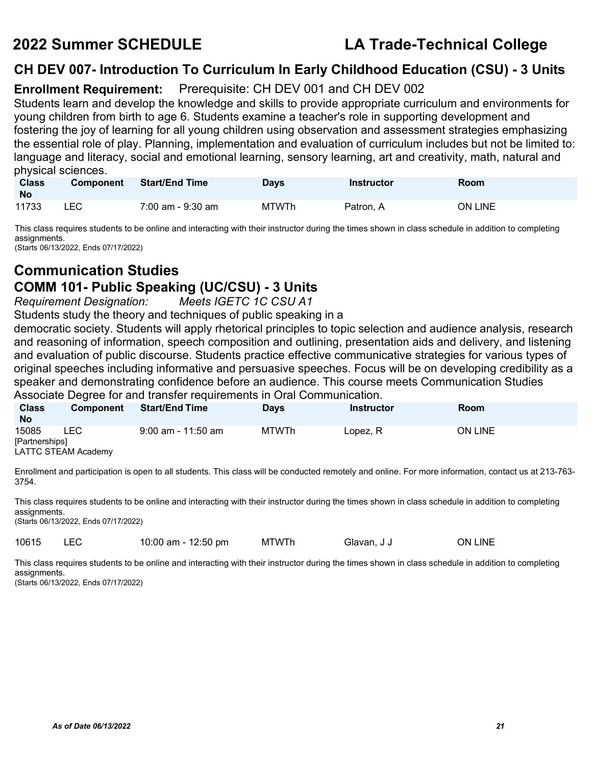## CH DEV 007- Introduction To Curriculum In Early Childhood Education (CSU) - 3 Units

**Enrollment Requirement:** Prerequisite: CH DEV 001 and CH DEV 002

Students learn and develop the knowledge and skills to provide appropriate curriculum and environments for young children from birth to age 6. Students examine a teacher's role in supporting development and fostering the joy of learning for all young children using observation and assessment strategies emphasizing the essential role of play. Planning, implementation and evaluation of curriculum includes but not be limited to: language and literacy, social and emotional learning, sensory learning, art and creativity, math, natural and physical sciences.

| Class No | Component | Start/End Time | Days | Instructor | Room |
|---|---|---|---|---|---|
| 11733 | LEC | 7:00 am - 9:30 am | MTWTh | Patron, A | ON LINE |

This class requires students to be online and interacting with their instructor during the times shown in class schedule in addition to completing assignments.
(Starts 06/13/2022, Ends 07/17/2022)

# Communication Studies

## COMM 101- Public Speaking (UC/CSU) - 3 Units

*Requirement Designation: Meets IGETC 1C CSU A1*

Students study the theory and techniques of public speaking in a democratic society. Students will apply rhetorical principles to topic selection and audience analysis, research and reasoning of information, speech composition and outlining, presentation aids and delivery, and listening and evaluation of public discourse. Students practice effective communicative strategies for various types of original speeches including informative and persuasive speeches. Focus will be on developing credibility as a speaker and demonstrating confidence before an audience. This course meets Communication Studies Associate Degree for and transfer requirements in Oral Communication.

| Class No | Component | Start/End Time | Days | Instructor | Room |
|---|---|---|---|---|---|
| 15085 [Partnerships] LATTC STEAM Academy | LEC | 9:00 am - 11:50 am | MTWTh | Lopez, R | ON LINE |

Enrollment and participation is open to all students. This class will be conducted remotely and online. For more information, contact us at 213-763-3754.

This class requires students to be online and interacting with their instructor during the times shown in class schedule in addition to completing assignments.
(Starts 06/13/2022, Ends 07/17/2022)

| Class No | Component | Start/End Time | Days | Instructor | Room |
|---|---|---|---|---|---|
| 10615 | LEC | 10:00 am - 12:50 pm | MTWTh | Glavan, J J | ON LINE |

This class requires students to be online and interacting with their instructor during the times shown in class schedule in addition to completing assignments.
(Starts 06/13/2022, Ends 07/17/2022)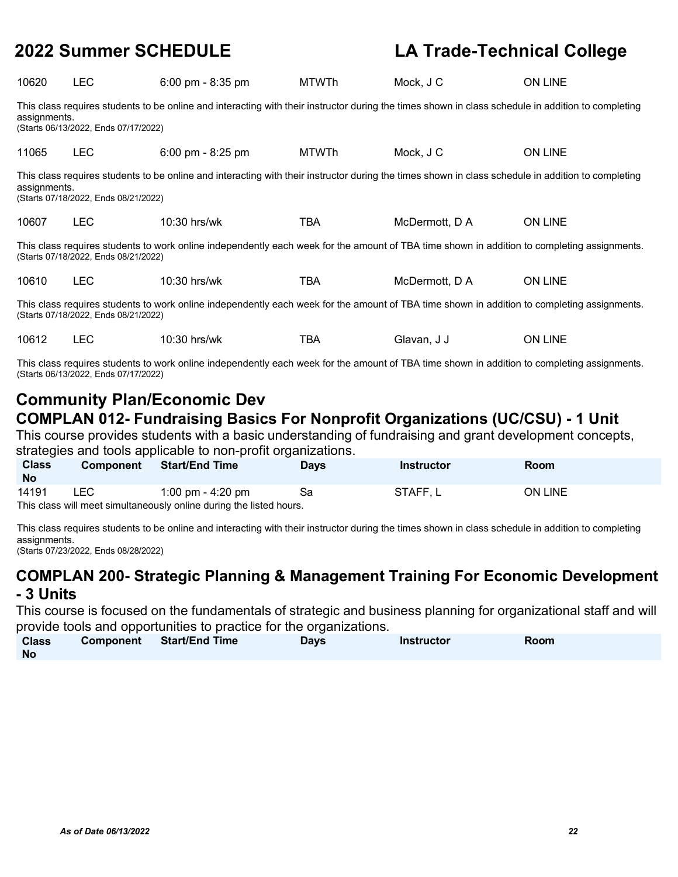| Class No | Component | Start/End Time | Days | Instructor | Room |
|---|---|---|---|---|---|
| 10620 | LEC | 6:00 pm - 8:35 pm | MTWTh | Mock, J C | ON LINE |

This class requires students to be online and interacting with their instructor during the times shown in class schedule in addition to completing assignments.
(Starts 06/13/2022, Ends 07/17/2022)

| Class No | Component | Start/End Time | Days | Instructor | Room |
|---|---|---|---|---|---|
| 11065 | LEC | 6:00 pm - 8:25 pm | MTWTh | Mock, J C | ON LINE |

This class requires students to be online and interacting with their instructor during the times shown in class schedule in addition to completing assignments.
(Starts 07/18/2022, Ends 08/21/2022)

| Class No | Component | Start/End Time | Days | Instructor | Room |
|---|---|---|---|---|---|
| 10607 | LEC | 10:30 hrs/wk | TBA | McDermott, D A | ON LINE |

This class requires students to work online independently each week for the amount of TBA time shown in addition to completing assignments.
(Starts 07/18/2022, Ends 08/21/2022)

| Class No | Component | Start/End Time | Days | Instructor | Room |
|---|---|---|---|---|---|
| 10610 | LEC | 10:30 hrs/wk | TBA | McDermott, D A | ON LINE |

This class requires students to work online independently each week for the amount of TBA time shown in addition to completing assignments.
(Starts 07/18/2022, Ends 08/21/2022)

| Class No | Component | Start/End Time | Days | Instructor | Room |
|---|---|---|---|---|---|
| 10612 | LEC | 10:30 hrs/wk | TBA | Glavan, J J | ON LINE |

This class requires students to work online independently each week for the amount of TBA time shown in addition to completing assignments.
(Starts 06/13/2022, Ends 07/17/2022)

## Community Plan/Economic Dev

### COMPLAN 012- Fundraising Basics For Nonprofit Organizations (UC/CSU) - 1 Unit

This course provides students with a basic understanding of fundraising and grant development concepts, strategies and tools applicable to non-profit organizations.

| Class No | Component | Start/End Time | Days | Instructor | Room |
|---|---|---|---|---|---|
| 14191 | LEC | 1:00 pm - 4:20 pm | Sa | STAFF, L | ON LINE |

This class will meet simultaneously online during the listed hours.

This class requires students to be online and interacting with their instructor during the times shown in class schedule in addition to completing assignments.
(Starts 07/23/2022, Ends 08/28/2022)

### COMPLAN 200- Strategic Planning & Management Training For Economic Development - 3 Units

This course is focused on the fundamentals of strategic and business planning for organizational staff and will provide tools and opportunities to practice for the organizations.

| Class No | Component | Start/End Time | Days | Instructor | Room |
|---|---|---|---|---|---|

*As of Date 06/13/2022*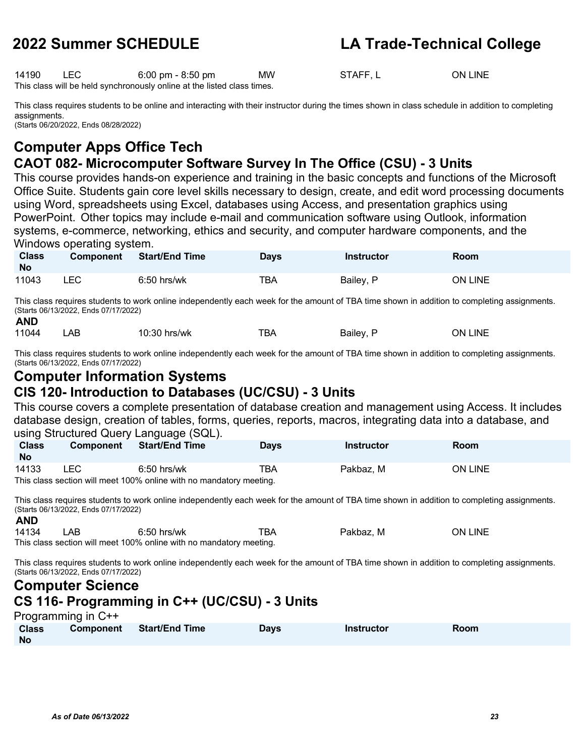| 14190 | LEC | 6:00 pm - 8:50 pm | MW | STAFF, L | ON LINE |
|---|---|---|---|---|---|

This class will be held synchronously online at the listed class times.

This class requires students to be online and interacting with their instructor during the times shown in class schedule in addition to completing assignments.
(Starts 06/20/2022, Ends 08/28/2022)

# Computer Apps Office Tech

## CAOT 082- Microcomputer Software Survey In The Office (CSU) - 3 Units

This course provides hands-on experience and training in the basic concepts and functions of the Microsoft Office Suite. Students gain core level skills necessary to design, create, and edit word processing documents using Word, spreadsheets using Excel, databases using Access, and presentation graphics using PowerPoint. Other topics may include e-mail and communication software using Outlook, information systems, e-commerce, networking, ethics and security, and computer hardware components, and the Windows operating system.

| Class No | Component | Start/End Time | Days | Instructor | Room |
|---|---|---|---|---|---|
| 11043 | LEC | 6:50 hrs/wk | TBA | Bailey, P | ON LINE |

This class requires students to work online independently each week for the amount of TBA time shown in addition to completing assignments.
(Starts 06/13/2022, Ends 07/17/2022)

**AND**

| 11044 | LAB | 10:30 hrs/wk | TBA | Bailey, P | ON LINE |
|---|---|---|---|---|---|

This class requires students to work online independently each week for the amount of TBA time shown in addition to completing assignments.
(Starts 06/13/2022, Ends 07/17/2022)

# Computer Information Systems

## CIS 120- Introduction to Databases (UC/CSU) - 3 Units

This course covers a complete presentation of database creation and management using Access. It includes database design, creation of tables, forms, queries, reports, macros, integrating data into a database, and using Structured Query Language (SQL).

| Class No | Component | Start/End Time | Days | Instructor | Room |
|---|---|---|---|---|---|
| 14133 | LEC | 6:50 hrs/wk | TBA | Pakbaz, M | ON LINE |

This class section will meet 100% online with no mandatory meeting.

This class requires students to work online independently each week for the amount of TBA time shown in addition to completing assignments.
(Starts 06/13/2022, Ends 07/17/2022)

**AND**

| 14134 | LAB | 6:50 hrs/wk | TBA | Pakbaz, M | ON LINE |
|---|---|---|---|---|---|

This class section will meet 100% online with no mandatory meeting.

This class requires students to work online independently each week for the amount of TBA time shown in addition to completing assignments.
(Starts 06/13/2022, Ends 07/17/2022)

# Computer Science

## CS 116- Programming in C++ (UC/CSU) - 3 Units

Programming in C++

| Class No | Component | Start/End Time | Days | Instructor | Room |
|---|---|---|---|---|---|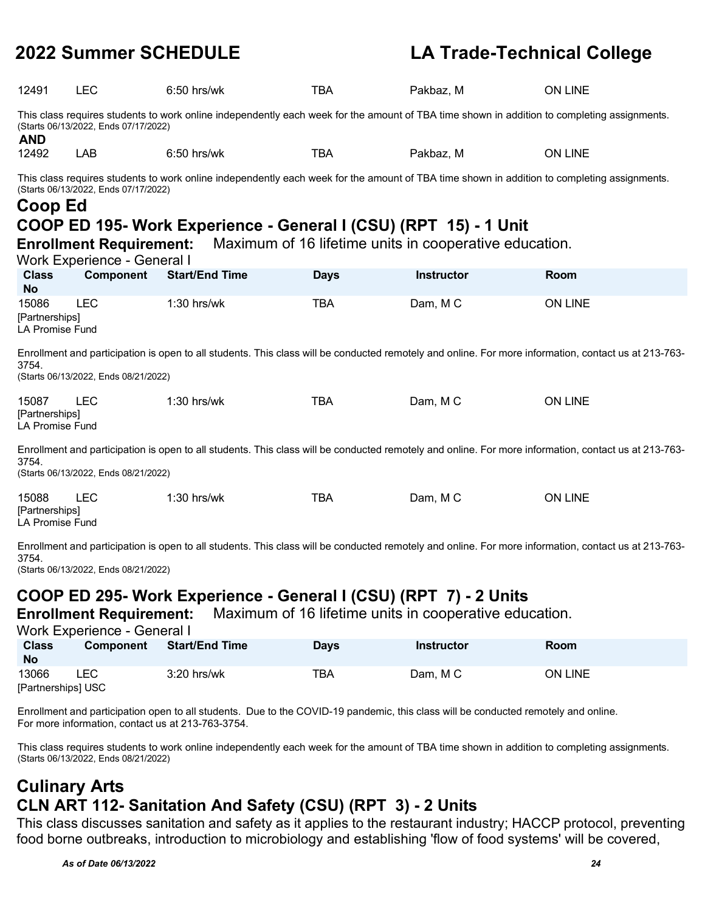| | | | | | |
|---|---|---|---|---|---|
| 12491 | LEC | 6:50 hrs/wk | TBA | Pakbaz, M | ON LINE |

This class requires students to work online independently each week for the amount of TBA time shown in addition to completing assignments.
(Starts 06/13/2022, Ends 07/17/2022)

**AND**

| | | | | | |
|---|---|---|---|---|---|
| 12492 | LAB | 6:50 hrs/wk | TBA | Pakbaz, M | ON LINE |

This class requires students to work online independently each week for the amount of TBA time shown in addition to completing assignments.
(Starts 06/13/2022, Ends 07/17/2022)

# Coop Ed

## COOP ED 195- Work Experience - General I (CSU) (RPT 15) - 1 Unit

**Enrollment Requirement:** Maximum of 16 lifetime units in cooperative education.

Work Experience - General I

| Class No | Component | Start/End Time | Days | Instructor | Room |
|---|---|---|---|---|---|
| 15086 [Partnerships] LA Promise Fund | LEC | 1:30 hrs/wk | TBA | Dam, M C | ON LINE |

Enrollment and participation is open to all students. This class will be conducted remotely and online. For more information, contact us at 213-763-3754.
(Starts 06/13/2022, Ends 08/21/2022)

| Class No | Component | Start/End Time | Days | Instructor | Room |
|---|---|---|---|---|---|
| 15087 [Partnerships] LA Promise Fund | LEC | 1:30 hrs/wk | TBA | Dam, M C | ON LINE |

Enrollment and participation is open to all students. This class will be conducted remotely and online. For more information, contact us at 213-763-3754.
(Starts 06/13/2022, Ends 08/21/2022)

| Class No | Component | Start/End Time | Days | Instructor | Room |
|---|---|---|---|---|---|
| 15088 [Partnerships] LA Promise Fund | LEC | 1:30 hrs/wk | TBA | Dam, M C | ON LINE |

Enrollment and participation is open to all students. This class will be conducted remotely and online. For more information, contact us at 213-763-3754.
(Starts 06/13/2022, Ends 08/21/2022)

## COOP ED 295- Work Experience - General I (CSU) (RPT 7) - 2 Units

**Enrollment Requirement:** Maximum of 16 lifetime units in cooperative education.

Work Experience - General I

| Class No | Component | Start/End Time | Days | Instructor | Room |
|---|---|---|---|---|---|
| 13066 [Partnerships] USC | LEC | 3:20 hrs/wk | TBA | Dam, M C | ON LINE |

Enrollment and participation open to all students. Due to the COVID-19 pandemic, this class will be conducted remotely and online.
For more information, contact us at 213-763-3754.

This class requires students to work online independently each week for the amount of TBA time shown in addition to completing assignments.
(Starts 06/13/2022, Ends 08/21/2022)

# Culinary Arts

## CLN ART 112- Sanitation And Safety (CSU) (RPT 3) - 2 Units

This class discusses sanitation and safety as it applies to the restaurant industry; HACCP protocol, preventing food borne outbreaks, introduction to microbiology and establishing 'flow of food systems' will be covered,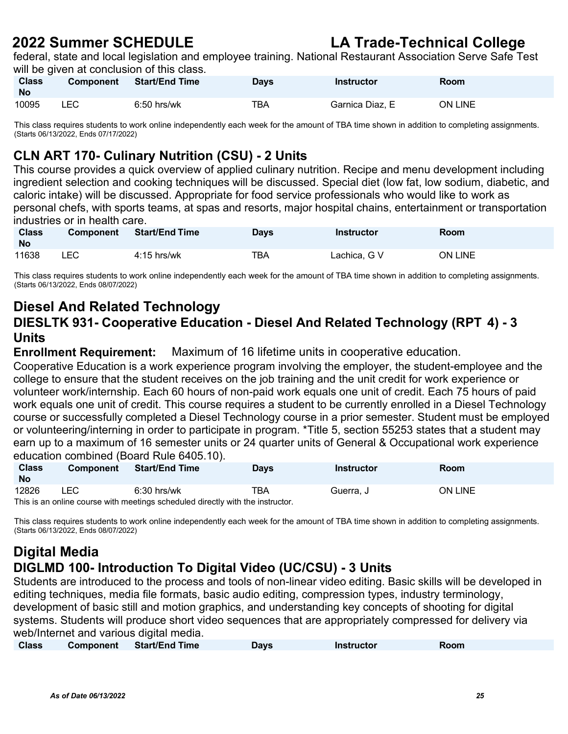federal, state and local legislation and employee training. National Restaurant Association Serve Safe Test will be given at conclusion of this class.

| Class No | Component | Start/End Time | Days | Instructor | Room |
|---|---|---|---|---|---|
| 10095 | LEC | 6:50 hrs/wk | TBA | Garnica Diaz, E | ON LINE |

This class requires students to work online independently each week for the amount of TBA time shown in addition to completing assignments. (Starts 06/13/2022, Ends 07/17/2022)

### CLN ART 170- Culinary Nutrition (CSU) - 2 Units

This course provides a quick overview of applied culinary nutrition. Recipe and menu development including ingredient selection and cooking techniques will be discussed. Special diet (low fat, low sodium, diabetic, and caloric intake) will be discussed. Appropriate for food service professionals who would like to work as personal chefs, with sports teams, at spas and resorts, major hospital chains, entertainment or transportation industries or in health care.

| Class No | Component | Start/End Time | Days | Instructor | Room |
|---|---|---|---|---|---|
| 11638 | LEC | 4:15 hrs/wk | TBA | Lachica, G V | ON LINE |

This class requires students to work online independently each week for the amount of TBA time shown in addition to completing assignments. (Starts 06/13/2022, Ends 08/07/2022)

## Diesel And Related Technology

### DIESLTK 931- Cooperative Education - Diesel And Related Technology (RPT 4) - 3 Units

**Enrollment Requirement:** Maximum of 16 lifetime units in cooperative education.

Cooperative Education is a work experience program involving the employer, the student-employee and the college to ensure that the student receives on the job training and the unit credit for work experience or volunteer work/internship. Each 60 hours of non-paid work equals one unit of credit. Each 75 hours of paid work equals one unit of credit. This course requires a student to be currently enrolled in a Diesel Technology course or successfully completed a Diesel Technology course in a prior semester. Student must be employed or volunteering/interning in order to participate in program. *Title 5, section 55253 states that a student may earn up to a maximum of 16 semester units or 24 quarter units of General & Occupational work experience education combined (Board Rule 6405.10).

| Class No | Component | Start/End Time | Days | Instructor | Room |
|---|---|---|---|---|---|
| 12826 | LEC | 6:30 hrs/wk | TBA | Guerra, J | ON LINE |

This is an online course with meetings scheduled directly with the instructor.

This class requires students to work online independently each week for the amount of TBA time shown in addition to completing assignments. (Starts 06/13/2022, Ends 08/07/2022)

## Digital Media

### DIGLMD 100- Introduction To Digital Video (UC/CSU) - 3 Units

Students are introduced to the process and tools of non-linear video editing. Basic skills will be developed in editing techniques, media file formats, basic audio editing, compression types, industry terminology, development of basic still and motion graphics, and understanding key concepts of shooting for digital systems. Students will produce short video sequences that are appropriately compressed for delivery via web/Internet and various digital media.

| Class | Component | Start/End Time | Days | Instructor | Room |
|---|---|---|---|---|---|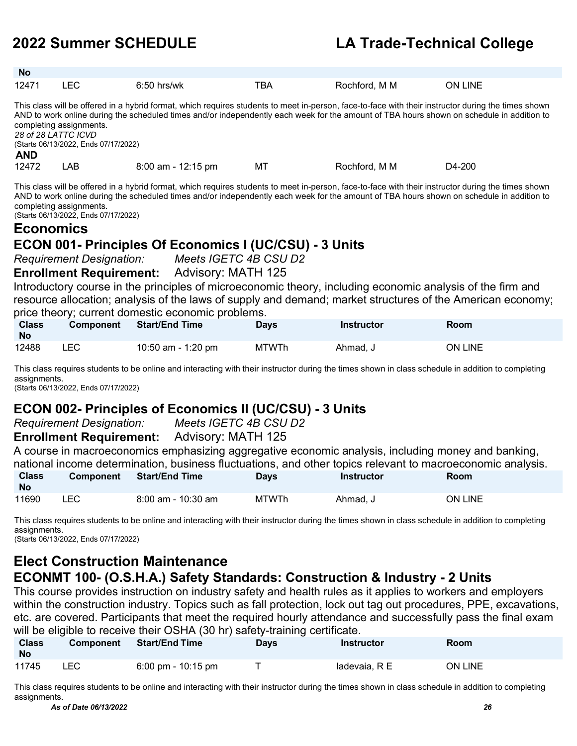| Class No | Component | Start/End Time | Days | Instructor | Room |
|---|---|---|---|---|---|
| 12471 | LEC | 6:50 hrs/wk | TBA | Rochford, M M | ON LINE |

This class will be offered in a hybrid format, which requires students to meet in-person, face-to-face with their instructor during the times shown AND to work online during the scheduled times and/or independently each week for the amount of TBA hours shown on schedule in addition to completing assignments.
*28 of 28 LATTC ICVD*
(Starts 06/13/2022, Ends 07/17/2022)

**AND**

| Class No | Component | Start/End Time | Days | Instructor | Room |
|---|---|---|---|---|---|
| 12472 | LAB | 8:00 am - 12:15 pm | MT | Rochford, M M | D4-200 |

This class will be offered in a hybrid format, which requires students to meet in-person, face-to-face with their instructor during the times shown AND to work online during the scheduled times and/or independently each week for the amount of TBA hours shown on schedule in addition to completing assignments.
(Starts 06/13/2022, Ends 07/17/2022)

# Economics

## ECON 001- Principles Of Economics I (UC/CSU) - 3 Units

*Requirement Designation:* *Meets IGETC 4B CSU D2*

**Enrollment Requirement:** Advisory: MATH 125

Introductory course in the principles of microeconomic theory, including economic analysis of the firm and resource allocation; analysis of the laws of supply and demand; market structures of the American economy; price theory; current domestic economic problems.

| Class No | Component | Start/End Time | Days | Instructor | Room |
|---|---|---|---|---|---|
| 12488 | LEC | 10:50 am - 1:20 pm | MTWTh | Ahmad, J | ON LINE |

This class requires students to be online and interacting with their instructor during the times shown in class schedule in addition to completing assignments.
(Starts 06/13/2022, Ends 07/17/2022)

## ECON 002- Principles of Economics II (UC/CSU) - 3 Units

*Requirement Designation:* *Meets IGETC 4B CSU D2*

**Enrollment Requirement:** Advisory: MATH 125

A course in macroeconomics emphasizing aggregative economic analysis, including money and banking, national income determination, business fluctuations, and other topics relevant to macroeconomic analysis.

| Class No | Component | Start/End Time | Days | Instructor | Room |
|---|---|---|---|---|---|
| 11690 | LEC | 8:00 am - 10:30 am | MTWTh | Ahmad, J | ON LINE |

This class requires students to be online and interacting with their instructor during the times shown in class schedule in addition to completing assignments.
(Starts 06/13/2022, Ends 07/17/2022)

# Elect Construction Maintenance

## ECONMT 100- (O.S.H.A.) Safety Standards: Construction & Industry - 2 Units

This course provides instruction on industry safety and health rules as it applies to workers and employers within the construction industry. Topics such as fall protection, lock out tag out procedures, PPE, excavations, etc. are covered. Participants that meet the required hourly attendance and successfully pass the final exam will be eligible to receive their OSHA (30 hr) safety-training certificate.

| Class No | Component | Start/End Time | Days | Instructor | Room |
|---|---|---|---|---|---|
| 11745 | LEC | 6:00 pm - 10:15 pm | T | Iadevaia, R E | ON LINE |

This class requires students to be online and interacting with their instructor during the times shown in class schedule in addition to completing assignments.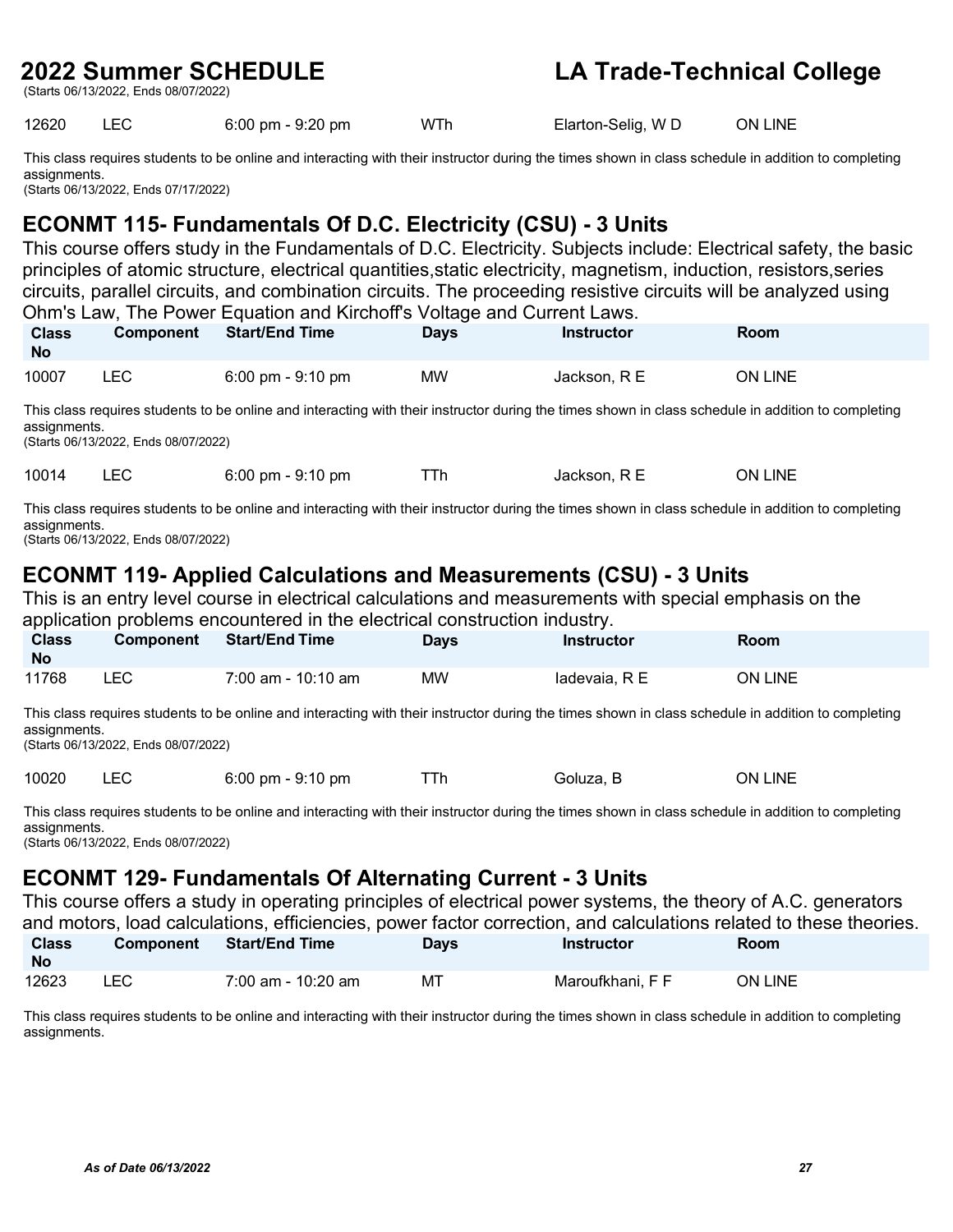| Class No | Component | Start/End Time | Days | Instructor | Room |
|---|---|---|---|---|---|
| 12620 | LEC | 6:00 pm - 9:20 pm | WTh | Elarton-Selig, W D | ON LINE |

This class requires students to be online and interacting with their instructor during the times shown in class schedule in addition to completing assignments.
(Starts 06/13/2022, Ends 07/17/2022)

## ECONMT 115- Fundamentals Of D.C. Electricity (CSU) - 3 Units

This course offers study in the Fundamentals of D.C. Electricity. Subjects include: Electrical safety, the basic principles of atomic structure, electrical quantities,static electricity, magnetism, induction, resistors,series circuits, parallel circuits, and combination circuits. The proceeding resistive circuits will be analyzed using Ohm's Law, The Power Equation and Kirchoff's Voltage and Current Laws.

| Class No | Component | Start/End Time | Days | Instructor | Room |
|---|---|---|---|---|---|
| 10007 | LEC | 6:00 pm - 9:10 pm | MW | Jackson, R E | ON LINE |

This class requires students to be online and interacting with their instructor during the times shown in class schedule in addition to completing assignments.
(Starts 06/13/2022, Ends 08/07/2022)

| Class No | Component | Start/End Time | Days | Instructor | Room |
|---|---|---|---|---|---|
| 10014 | LEC | 6:00 pm - 9:10 pm | TTh | Jackson, R E | ON LINE |

This class requires students to be online and interacting with their instructor during the times shown in class schedule in addition to completing assignments.
(Starts 06/13/2022, Ends 08/07/2022)

## ECONMT 119- Applied Calculations and Measurements (CSU) - 3 Units

This is an entry level course in electrical calculations and measurements with special emphasis on the application problems encountered in the electrical construction industry.

| Class No | Component | Start/End Time | Days | Instructor | Room |
|---|---|---|---|---|---|
| 11768 | LEC | 7:00 am - 10:10 am | MW | Iadevaia, R E | ON LINE |

This class requires students to be online and interacting with their instructor during the times shown in class schedule in addition to completing assignments.
(Starts 06/13/2022, Ends 08/07/2022)

| Class No | Component | Start/End Time | Days | Instructor | Room |
|---|---|---|---|---|---|
| 10020 | LEC | 6:00 pm - 9:10 pm | TTh | Goluza, B | ON LINE |

This class requires students to be online and interacting with their instructor during the times shown in class schedule in addition to completing assignments.
(Starts 06/13/2022, Ends 08/07/2022)

## ECONMT 129- Fundamentals Of Alternating Current - 3 Units

This course offers a study in operating principles of electrical power systems, the theory of A.C. generators and motors, load calculations, efficiencies, power factor correction, and calculations related to these theories.

| Class No | Component | Start/End Time | Days | Instructor | Room |
|---|---|---|---|---|---|
| 12623 | LEC | 7:00 am - 10:20 am | MT | Maroufkhani, F F | ON LINE |

This class requires students to be online and interacting with their instructor during the times shown in class schedule in addition to completing assignments.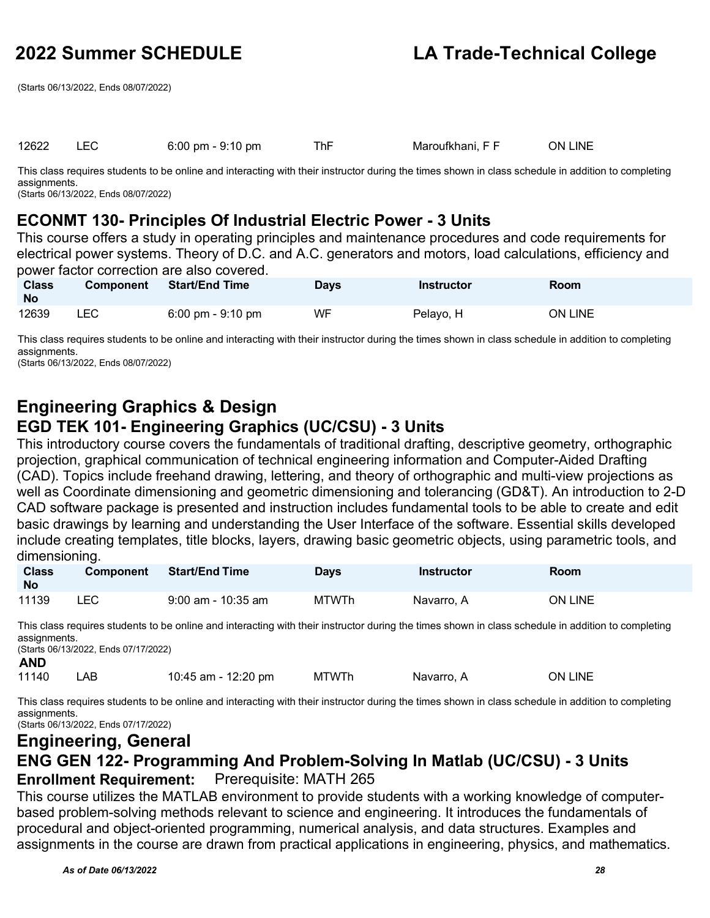(Starts 06/13/2022, Ends 08/07/2022)

| | | | | | |
|---|---|---|---|---|---|
| 12622 | LEC | 6:00 pm - 9:10 pm | ThF | Maroufkhani, F F | ON LINE |

This class requires students to be online and interacting with their instructor during the times shown in class schedule in addition to completing assignments.
(Starts 06/13/2022, Ends 08/07/2022)

### ECONMT 130- Principles Of Industrial Electric Power - 3 Units

This course offers a study in operating principles and maintenance procedures and code requirements for electrical power systems. Theory of D.C. and A.C. generators and motors, load calculations, efficiency and power factor correction are also covered.

| Class No | Component | Start/End Time | Days | Instructor | Room |
|---|---|---|---|---|---|
| 12639 | LEC | 6:00 pm - 9:10 pm | WF | Pelayo, H | ON LINE |

This class requires students to be online and interacting with their instructor during the times shown in class schedule in addition to completing assignments.
(Starts 06/13/2022, Ends 08/07/2022)

## Engineering Graphics & Design

### EGD TEK 101- Engineering Graphics (UC/CSU) - 3 Units

This introductory course covers the fundamentals of traditional drafting, descriptive geometry, orthographic projection, graphical communication of technical engineering information and Computer-Aided Drafting (CAD). Topics include freehand drawing, lettering, and theory of orthographic and multi-view projections as well as Coordinate dimensioning and geometric dimensioning and tolerancing (GD&T). An introduction to 2-D CAD software package is presented and instruction includes fundamental tools to be able to create and edit basic drawings by learning and understanding the User Interface of the software. Essential skills developed include creating templates, title blocks, layers, drawing basic geometric objects, using parametric tools, and dimensioning.

| Class No | Component | Start/End Time | Days | Instructor | Room |
|---|---|---|---|---|---|
| 11139 | LEC | 9:00 am - 10:35 am | MTWTh | Navarro, A | ON LINE |

This class requires students to be online and interacting with their instructor during the times shown in class schedule in addition to completing assignments.
(Starts 06/13/2022, Ends 07/17/2022)

**AND**

| | | | | | |
|---|---|---|---|---|---|
| 11140 | LAB | 10:45 am - 12:20 pm | MTWTh | Navarro, A | ON LINE |

This class requires students to be online and interacting with their instructor during the times shown in class schedule in addition to completing assignments.
(Starts 06/13/2022, Ends 07/17/2022)

## Engineering, General

### ENG GEN 122- Programming And Problem-Solving In Matlab (UC/CSU) - 3 Units

**Enrollment Requirement:** Prerequisite: MATH 265

This course utilizes the MATLAB environment to provide students with a working knowledge of computer-based problem-solving methods relevant to science and engineering. It introduces the fundamentals of procedural and object-oriented programming, numerical analysis, and data structures. Examples and assignments in the course are drawn from practical applications in engineering, physics, and mathematics.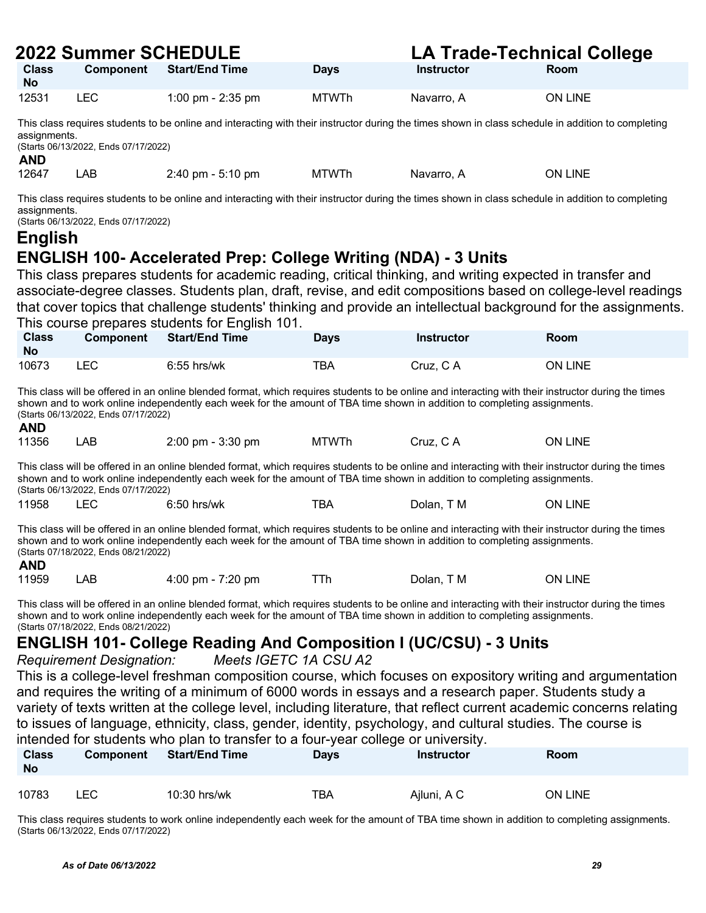| Class No | Component | Start/End Time | Days | Instructor | Room |
|---|---|---|---|---|---|
| 12531 | LEC | 1:00 pm - 2:35 pm | MTWTh | Navarro, A | ON LINE |

This class requires students to be online and interacting with their instructor during the times shown in class schedule in addition to completing assignments.
(Starts 06/13/2022, Ends 07/17/2022)

**AND**

| Class No | Component | Start/End Time | Days | Instructor | Room |
|---|---|---|---|---|---|
| 12647 | LAB | 2:40 pm - 5:10 pm | MTWTh | Navarro, A | ON LINE |

This class requires students to be online and interacting with their instructor during the times shown in class schedule in addition to completing assignments.
(Starts 06/13/2022, Ends 07/17/2022)

# English

## ENGLISH 100- Accelerated Prep: College Writing (NDA) - 3 Units

This class prepares students for academic reading, critical thinking, and writing expected in transfer and associate-degree classes. Students plan, draft, revise, and edit compositions based on college-level readings that cover topics that challenge students' thinking and provide an intellectual background for the assignments. This course prepares students for English 101.

| Class No | Component | Start/End Time | Days | Instructor | Room |
|---|---|---|---|---|---|
| 10673 | LEC | 6:55 hrs/wk | TBA | Cruz, C A | ON LINE |

This class will be offered in an online blended format, which requires students to be online and interacting with their instructor during the times shown and to work online independently each week for the amount of TBA time shown in addition to completing assignments.
(Starts 06/13/2022, Ends 07/17/2022)

**AND**

| Class No | Component | Start/End Time | Days | Instructor | Room |
|---|---|---|---|---|---|
| 11356 | LAB | 2:00 pm - 3:30 pm | MTWTh | Cruz, C A | ON LINE |

This class will be offered in an online blended format, which requires students to be online and interacting with their instructor during the times shown and to work online independently each week for the amount of TBA time shown in addition to completing assignments.
(Starts 06/13/2022, Ends 07/17/2022)

| Class No | Component | Start/End Time | Days | Instructor | Room |
|---|---|---|---|---|---|
| 11958 | LEC | 6:50 hrs/wk | TBA | Dolan, T M | ON LINE |

This class will be offered in an online blended format, which requires students to be online and interacting with their instructor during the times shown and to work online independently each week for the amount of TBA time shown in addition to completing assignments.
(Starts 07/18/2022, Ends 08/21/2022)

**AND**

| Class No | Component | Start/End Time | Days | Instructor | Room |
|---|---|---|---|---|---|
| 11959 | LAB | 4:00 pm - 7:20 pm | TTh | Dolan, T M | ON LINE |

This class will be offered in an online blended format, which requires students to be online and interacting with their instructor during the times shown and to work online independently each week for the amount of TBA time shown in addition to completing assignments.
(Starts 07/18/2022, Ends 08/21/2022)

## ENGLISH 101- College Reading And Composition I (UC/CSU) - 3 Units

*Requirement Designation: Meets IGETC 1A CSU A2*

This is a college-level freshman composition course, which focuses on expository writing and argumentation and requires the writing of a minimum of 6000 words in essays and a research paper. Students study a variety of texts written at the college level, including literature, that reflect current academic concerns relating to issues of language, ethnicity, class, gender, identity, psychology, and cultural studies. The course is intended for students who plan to transfer to a four-year college or university.

| Class No | Component | Start/End Time | Days | Instructor | Room |
|---|---|---|---|---|---|
| 10783 | LEC | 10:30 hrs/wk | TBA | Ajluni, A C | ON LINE |

This class requires students to work online independently each week for the amount of TBA time shown in addition to completing assignments.
(Starts 06/13/2022, Ends 07/17/2022)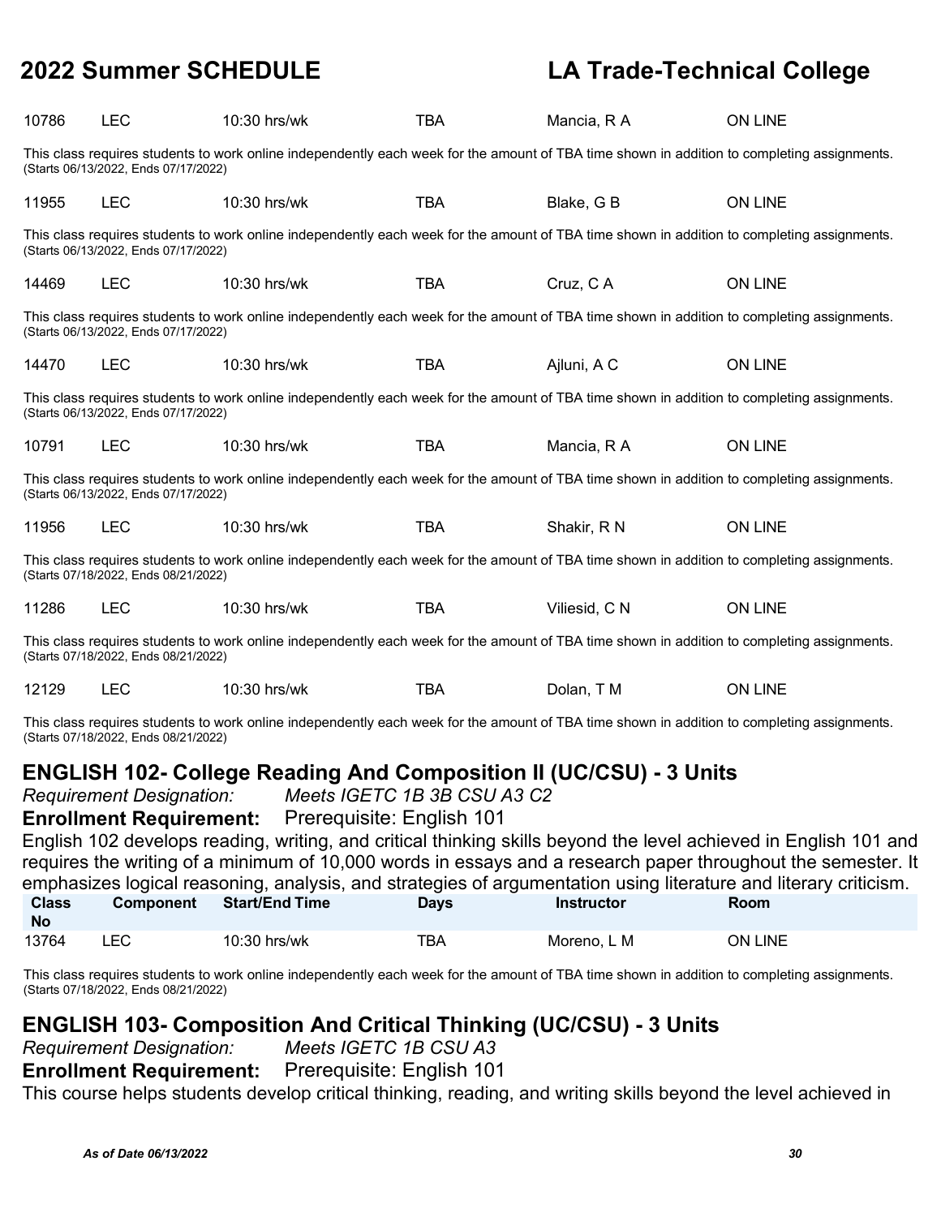| | | | | | |
|---|---|---|---|---|---|
| 10786 | LEC | 10:30 hrs/wk | TBA | Mancia, R A | ON LINE |

This class requires students to work online independently each week for the amount of TBA time shown in addition to completing assignments. (Starts 06/13/2022, Ends 07/17/2022)

| | | | | | |
|---|---|---|---|---|---|
| 11955 | LEC | 10:30 hrs/wk | TBA | Blake, G B | ON LINE |

This class requires students to work online independently each week for the amount of TBA time shown in addition to completing assignments. (Starts 06/13/2022, Ends 07/17/2022)

| | | | | | |
|---|---|---|---|---|---|
| 14469 | LEC | 10:30 hrs/wk | TBA | Cruz, C A | ON LINE |

This class requires students to work online independently each week for the amount of TBA time shown in addition to completing assignments. (Starts 06/13/2022, Ends 07/17/2022)

| | | | | | |
|---|---|---|---|---|---|
| 14470 | LEC | 10:30 hrs/wk | TBA | Ajluni, A C | ON LINE |

This class requires students to work online independently each week for the amount of TBA time shown in addition to completing assignments. (Starts 06/13/2022, Ends 07/17/2022)

| | | | | | |
|---|---|---|---|---|---|
| 10791 | LEC | 10:30 hrs/wk | TBA | Mancia, R A | ON LINE |

This class requires students to work online independently each week for the amount of TBA time shown in addition to completing assignments. (Starts 06/13/2022, Ends 07/17/2022)

| | | | | | |
|---|---|---|---|---|---|
| 11956 | LEC | 10:30 hrs/wk | TBA | Shakir, R N | ON LINE |

This class requires students to work online independently each week for the amount of TBA time shown in addition to completing assignments. (Starts 07/18/2022, Ends 08/21/2022)

| | | | | | |
|---|---|---|---|---|---|
| 11286 | LEC | 10:30 hrs/wk | TBA | Viliesid, C N | ON LINE |

This class requires students to work online independently each week for the amount of TBA time shown in addition to completing assignments. (Starts 07/18/2022, Ends 08/21/2022)

| | | | | | |
|---|---|---|---|---|---|
| 12129 | LEC | 10:30 hrs/wk | TBA | Dolan, T M | ON LINE |

This class requires students to work online independently each week for the amount of TBA time shown in addition to completing assignments. (Starts 07/18/2022, Ends 08/21/2022)

## ENGLISH 102- College Reading And Composition II (UC/CSU) - 3 Units

*Requirement Designation:* *Meets IGETC 1B 3B CSU A3 C2*

**Enrollment Requirement:** Prerequisite: English 101

English 102 develops reading, writing, and critical thinking skills beyond the level achieved in English 101 and requires the writing of a minimum of 10,000 words in essays and a research paper throughout the semester. It emphasizes logical reasoning, analysis, and strategies of argumentation using literature and literary criticism.

| Class No | Component | Start/End Time | Days | Instructor | Room |
|---|---|---|---|---|---|
| 13764 | LEC | 10:30 hrs/wk | TBA | Moreno, L M | ON LINE |

This class requires students to work online independently each week for the amount of TBA time shown in addition to completing assignments. (Starts 07/18/2022, Ends 08/21/2022)

## ENGLISH 103- Composition And Critical Thinking (UC/CSU) - 3 Units

*Requirement Designation:* *Meets IGETC 1B CSU A3*

**Enrollment Requirement:** Prerequisite: English 101

This course helps students develop critical thinking, reading, and writing skills beyond the level achieved in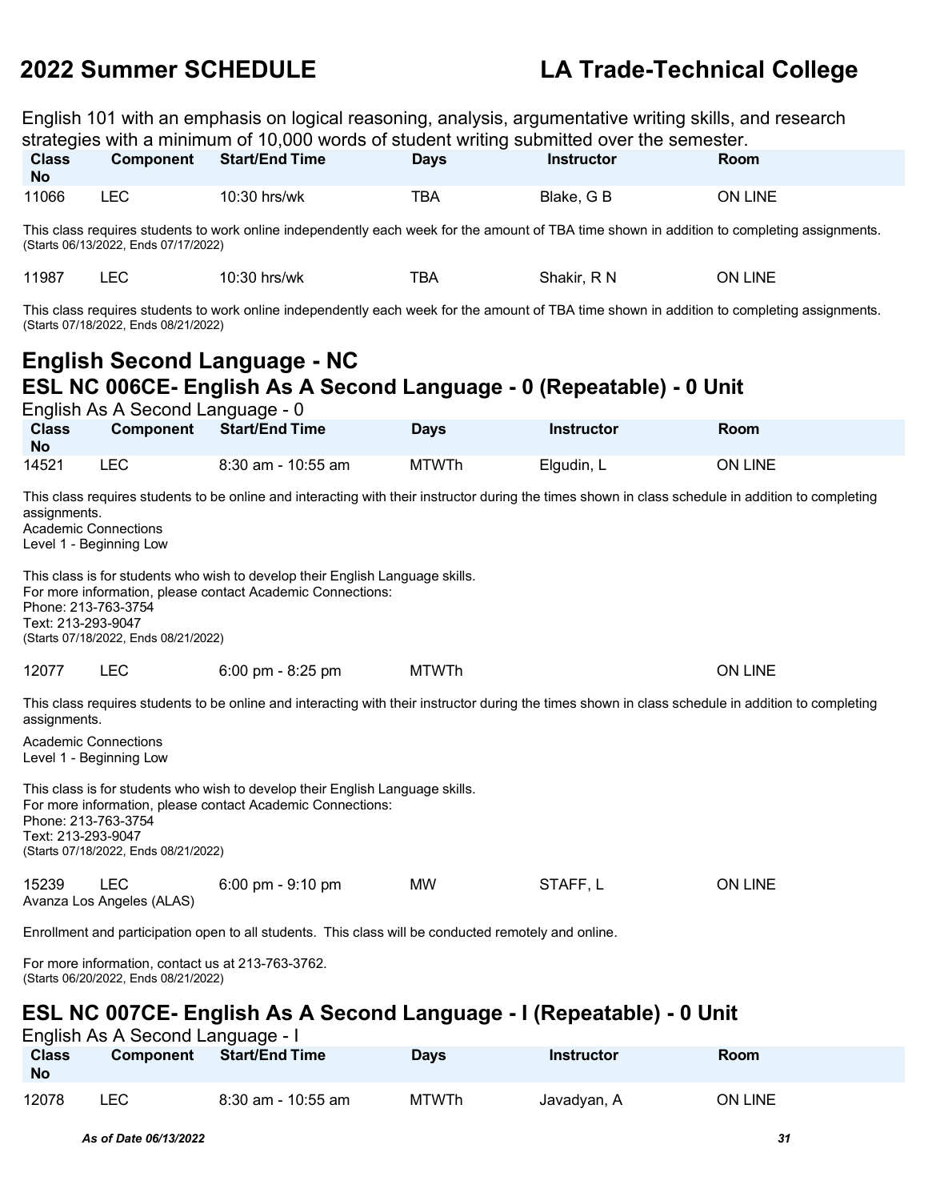English 101 with an emphasis on logical reasoning, analysis, argumentative writing skills, and research strategies with a minimum of 10,000 words of student writing submitted over the semester.

| Class No | Component | Start/End Time | Days | Instructor | Room |
|---|---|---|---|---|---|
| 11066 | LEC | 10:30 hrs/wk | TBA | Blake, G B | ON LINE |

This class requires students to work online independently each week for the amount of TBA time shown in addition to completing assignments.
(Starts 06/13/2022, Ends 07/17/2022)

| Class No | Component | Start/End Time | Days | Instructor | Room |
|---|---|---|---|---|---|
| 11987 | LEC | 10:30 hrs/wk | TBA | Shakir, R N | ON LINE |

This class requires students to work online independently each week for the amount of TBA time shown in addition to completing assignments.
(Starts 07/18/2022, Ends 08/21/2022)

## English Second Language - NC

## ESL NC 006CE- English As A Second Language - 0 (Repeatable) - 0 Unit

English As A Second Language - 0

| Class No | Component | Start/End Time | Days | Instructor | Room |
|---|---|---|---|---|---|
| 14521 | LEC | 8:30 am - 10:55 am | MTWTh | Elgudin, L | ON LINE |

This class requires students to be online and interacting with their instructor during the times shown in class schedule in addition to completing assignments.
Academic Connections
Level 1 - Beginning Low

This class is for students who wish to develop their English Language skills.
For more information, please contact Academic Connections:
Phone: 213-763-3754
Text: 213-293-9047
(Starts 07/18/2022, Ends 08/21/2022)

| Class No | Component | Start/End Time | Days | Instructor | Room |
|---|---|---|---|---|---|
| 12077 | LEC | 6:00 pm - 8:25 pm | MTWTh | | ON LINE |

This class requires students to be online and interacting with their instructor during the times shown in class schedule in addition to completing assignments.

Academic Connections
Level 1 - Beginning Low

This class is for students who wish to develop their English Language skills.
For more information, please contact Academic Connections:
Phone: 213-763-3754
Text: 213-293-9047
(Starts 07/18/2022, Ends 08/21/2022)

| Class No | Component | Start/End Time | Days | Instructor | Room |
|---|---|---|---|---|---|
| 15239 | LEC | 6:00 pm - 9:10 pm | MW | STAFF, L | ON LINE |

Avanza Los Angeles (ALAS)

Enrollment and participation open to all students. This class will be conducted remotely and online.

For more information, contact us at 213-763-3762.
(Starts 06/20/2022, Ends 08/21/2022)

## ESL NC 007CE- English As A Second Language - I (Repeatable) - 0 Unit

English As A Second Language - I

| Class No | Component | Start/End Time | Days | Instructor | Room |
|---|---|---|---|---|---|
| 12078 | LEC | 8:30 am - 10:55 am | MTWTh | Javadyan, A | ON LINE |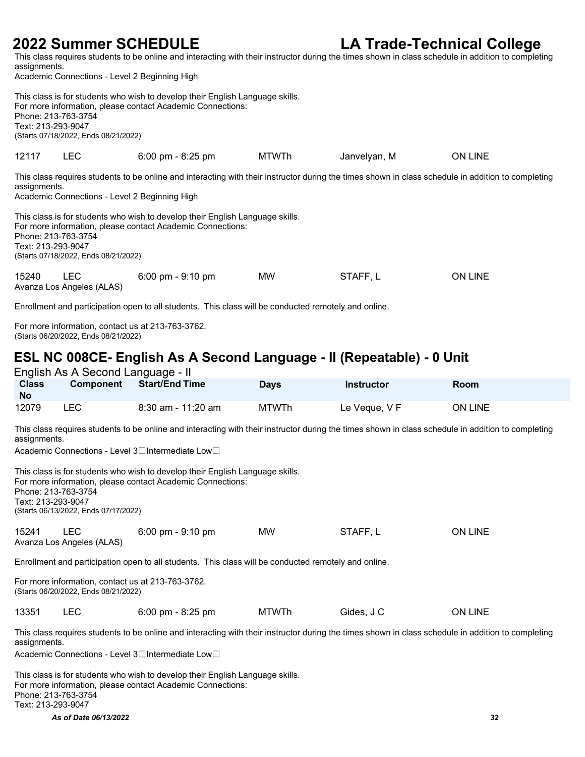This class requires students to be online and interacting with their instructor during the times shown in class schedule in addition to completing assignments.
Academic Connections - Level 2 Beginning High

This class is for students who wish to develop their English Language skills.
For more information, please contact Academic Connections:
Phone: 213-763-3754
Text: 213-293-9047
(Starts 07/18/2022, Ends 08/21/2022)

| 12117 | LEC | 6:00 pm - 8:25 pm | MTWTh | Janvelyan, M | ON LINE |
|---|---|---|---|---|---|

This class requires students to be online and interacting with their instructor during the times shown in class schedule in addition to completing assignments.
Academic Connections - Level 2 Beginning High

This class is for students who wish to develop their English Language skills.
For more information, please contact Academic Connections:
Phone: 213-763-3754
Text: 213-293-9047
(Starts 07/18/2022, Ends 08/21/2022)

| 15240 | LEC | 6:00 pm - 9:10 pm | MW | STAFF, L | ON LINE |
|---|---|---|---|---|---|

Avanza Los Angeles (ALAS)

Enrollment and participation open to all students. This class will be conducted remotely and online.

For more information, contact us at 213-763-3762.
(Starts 06/20/2022, Ends 08/21/2022)

## ESL NC 008CE- English As A Second Language - II (Repeatable) - 0 Unit

English As A Second Language - II

| Class No | Component | Start/End Time | Days | Instructor | Room |
|---|---|---|---|---|---|
| 12079 | LEC | 8:30 am - 11:20 am | MTWTh | Le Veque, V F | ON LINE |

This class requires students to be online and interacting with their instructor during the times shown in class schedule in addition to completing assignments.
Academic Connections - Level 3☐Intermediate Low☐

This class is for students who wish to develop their English Language skills.
For more information, please contact Academic Connections:
Phone: 213-763-3754
Text: 213-293-9047
(Starts 06/13/2022, Ends 07/17/2022)

| 15241 | LEC | 6:00 pm - 9:10 pm | MW | STAFF, L | ON LINE |
|---|---|---|---|---|---|

Avanza Los Angeles (ALAS)

Enrollment and participation open to all students. This class will be conducted remotely and online.

For more information, contact us at 213-763-3762.
(Starts 06/20/2022, Ends 08/21/2022)

| 13351 | LEC | 6:00 pm - 8:25 pm | MTWTh | Gides, J C | ON LINE |
|---|---|---|---|---|---|

This class requires students to be online and interacting with their instructor during the times shown in class schedule in addition to completing assignments.
Academic Connections - Level 3☐Intermediate Low☐

This class is for students who wish to develop their English Language skills.
For more information, please contact Academic Connections:
Phone: 213-763-3754
Text: 213-293-9047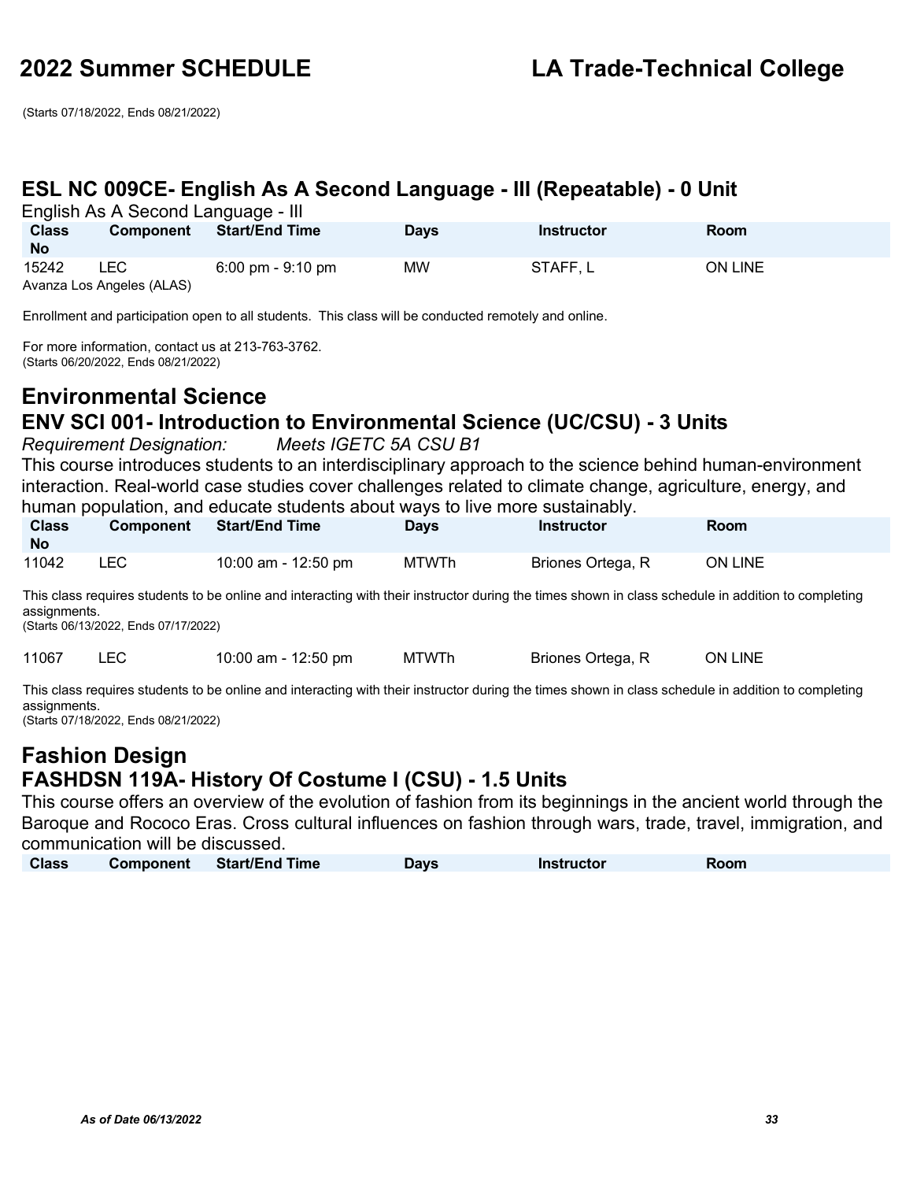(Starts 07/18/2022, Ends 08/21/2022)

## ESL NC 009CE- English As A Second Language - III (Repeatable) - 0 Unit

English As A Second Language - III

| Class No | Component | Start/End Time | Days | Instructor | Room |
|---|---|---|---|---|---|
| 15242 | LEC | 6:00 pm - 9:10 pm | MW | STAFF, L | ON LINE |

Avanza Los Angeles (ALAS)

Enrollment and participation open to all students. This class will be conducted remotely and online.

For more information, contact us at 213-763-3762.
(Starts 06/20/2022, Ends 08/21/2022)

# Environmental Science

## ENV SCI 001- Introduction to Environmental Science (UC/CSU) - 3 Units

*Requirement Designation:* *Meets IGETC 5A CSU B1*

This course introduces students to an interdisciplinary approach to the science behind human-environment interaction. Real-world case studies cover challenges related to climate change, agriculture, energy, and human population, and educate students about ways to live more sustainably.

| Class No | Component | Start/End Time | Days | Instructor | Room |
|---|---|---|---|---|---|
| 11042 | LEC | 10:00 am - 12:50 pm | MTWTh | Briones Ortega, R | ON LINE |

This class requires students to be online and interacting with their instructor during the times shown in class schedule in addition to completing assignments.
(Starts 06/13/2022, Ends 07/17/2022)

| Class No | Component | Start/End Time | Days | Instructor | Room |
|---|---|---|---|---|---|
| 11067 | LEC | 10:00 am - 12:50 pm | MTWTh | Briones Ortega, R | ON LINE |

This class requires students to be online and interacting with their instructor during the times shown in class schedule in addition to completing assignments.
(Starts 07/18/2022, Ends 08/21/2022)

# Fashion Design

## FASHDSN 119A- History Of Costume I (CSU) - 1.5 Units

This course offers an overview of the evolution of fashion from its beginnings in the ancient world through the Baroque and Rococo Eras. Cross cultural influences on fashion through wars, trade, travel, immigration, and communication will be discussed.

| Class | Component | Start/End Time | Days | Instructor | Room |
|---|---|---|---|---|---|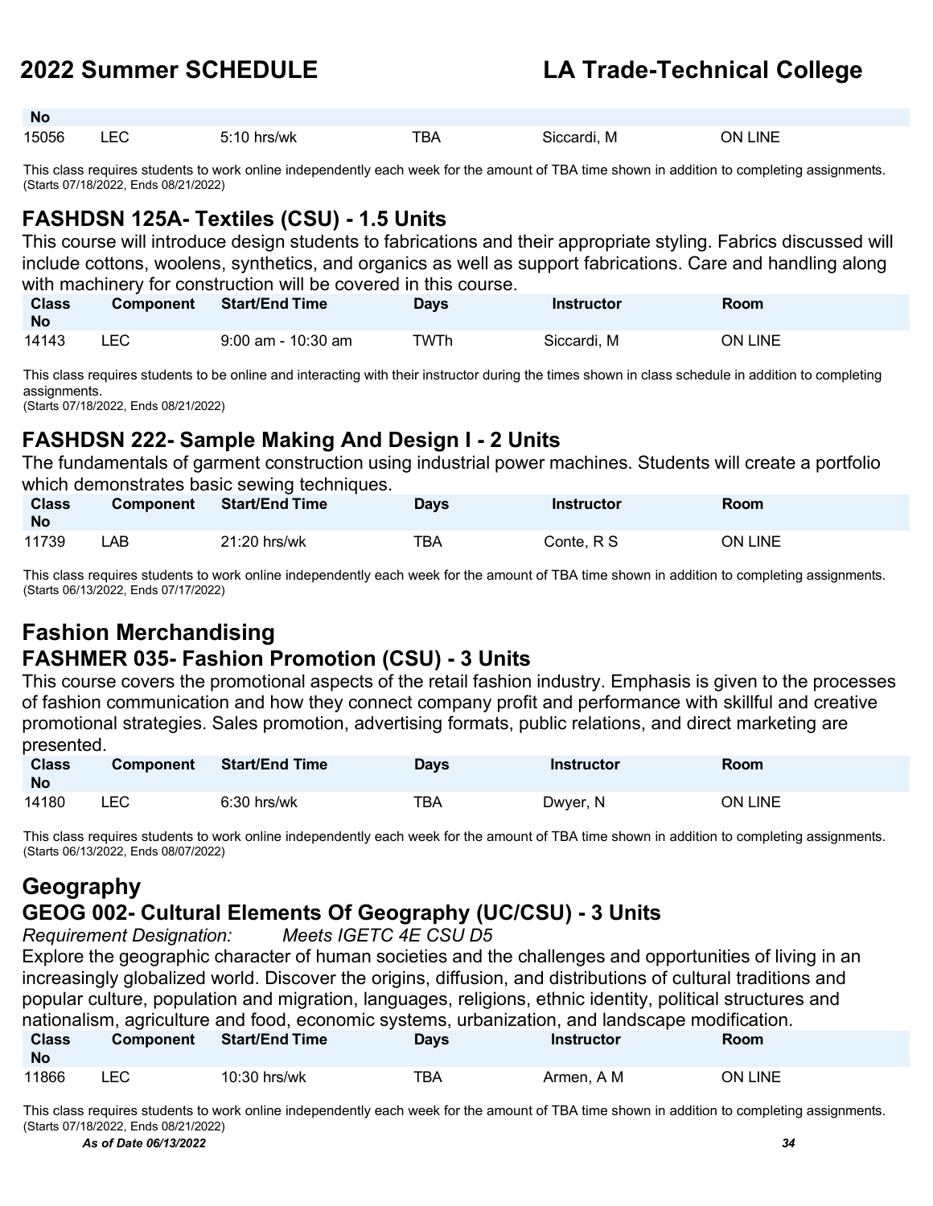| Class No | Component | Start/End Time | Days | Instructor | Room |
| --- | --- | --- | --- | --- | --- |
| 15056 | LEC | 5:10 hrs/wk | TBA | Siccardi, M | ON LINE |

This class requires students to work online independently each week for the amount of TBA time shown in addition to completing assignments.
(Starts 07/18/2022, Ends 08/21/2022)

### FASHDSN 125A- Textiles (CSU) - 1.5 Units

This course will introduce design students to fabrications and their appropriate styling. Fabrics discussed will include cottons, woolens, synthetics, and organics as well as support fabrications. Care and handling along with machinery for construction will be covered in this course.

| Class No | Component | Start/End Time | Days | Instructor | Room |
| --- | --- | --- | --- | --- | --- |
| 14143 | LEC | 9:00 am - 10:30 am | TWTh | Siccardi, M | ON LINE |

This class requires students to be online and interacting with their instructor during the times shown in class schedule in addition to completing assignments.
(Starts 07/18/2022, Ends 08/21/2022)

### FASHDSN 222- Sample Making And Design I - 2 Units

The fundamentals of garment construction using industrial power machines. Students will create a portfolio which demonstrates basic sewing techniques.

| Class No | Component | Start/End Time | Days | Instructor | Room |
| --- | --- | --- | --- | --- | --- |
| 11739 | LAB | 21:20 hrs/wk | TBA | Conte, R S | ON LINE |

This class requires students to work online independently each week for the amount of TBA time shown in addition to completing assignments.
(Starts 06/13/2022, Ends 07/17/2022)

## Fashion Merchandising

### FASHMER 035- Fashion Promotion (CSU) - 3 Units

This course covers the promotional aspects of the retail fashion industry. Emphasis is given to the processes of fashion communication and how they connect company profit and performance with skillful and creative promotional strategies. Sales promotion, advertising formats, public relations, and direct marketing are presented.

| Class No | Component | Start/End Time | Days | Instructor | Room |
| --- | --- | --- | --- | --- | --- |
| 14180 | LEC | 6:30 hrs/wk | TBA | Dwyer, N | ON LINE |

This class requires students to work online independently each week for the amount of TBA time shown in addition to completing assignments.
(Starts 06/13/2022, Ends 08/07/2022)

## Geography

### GEOG 002- Cultural Elements Of Geography (UC/CSU) - 3 Units

*Requirement Designation: Meets IGETC 4E CSU D5*

Explore the geographic character of human societies and the challenges and opportunities of living in an increasingly globalized world. Discover the origins, diffusion, and distributions of cultural traditions and popular culture, population and migration, languages, religions, ethnic identity, political structures and nationalism, agriculture and food, economic systems, urbanization, and landscape modification.

| Class No | Component | Start/End Time | Days | Instructor | Room |
| --- | --- | --- | --- | --- | --- |
| 11866 | LEC | 10:30 hrs/wk | TBA | Armen, A M | ON LINE |

This class requires students to work online independently each week for the amount of TBA time shown in addition to completing assignments.
(Starts 07/18/2022, Ends 08/21/2022)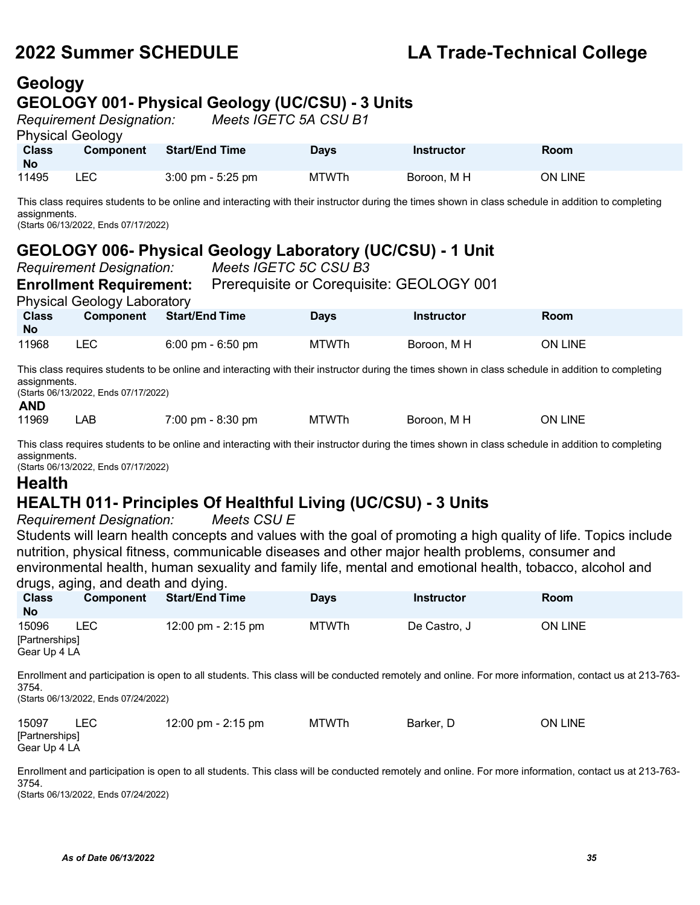# Geology

## GEOLOGY 001- Physical Geology (UC/CSU) - 3 Units

*Requirement Designation:* *Meets IGETC 5A CSU B1*

Physical Geology

| Class No | Component | Start/End Time | Days | Instructor | Room |
|---|---|---|---|---|---|
| 11495 | LEC | 3:00 pm - 5:25 pm | MTWTh | Boroon, M H | ON LINE |

This class requires students to be online and interacting with their instructor during the times shown in class schedule in addition to completing assignments.
(Starts 06/13/2022, Ends 07/17/2022)

## GEOLOGY 006- Physical Geology Laboratory (UC/CSU) - 1 Unit

*Requirement Designation:* *Meets IGETC 5C CSU B3*

**Enrollment Requirement:** Prerequisite or Corequisite: GEOLOGY 001

Physical Geology Laboratory

| Class No | Component | Start/End Time | Days | Instructor | Room |
|---|---|---|---|---|---|
| 11968 | LEC | 6:00 pm - 6:50 pm | MTWTh | Boroon, M H | ON LINE |

This class requires students to be online and interacting with their instructor during the times shown in class schedule in addition to completing assignments.
(Starts 06/13/2022, Ends 07/17/2022)

**AND**

| Class No | Component | Start/End Time | Days | Instructor | Room |
|---|---|---|---|---|---|
| 11969 | LAB | 7:00 pm - 8:30 pm | MTWTh | Boroon, M H | ON LINE |

This class requires students to be online and interacting with their instructor during the times shown in class schedule in addition to completing assignments.
(Starts 06/13/2022, Ends 07/17/2022)

# Health

## HEALTH 011- Principles Of Healthful Living (UC/CSU) - 3 Units

*Requirement Designation:* *Meets CSU E*

Students will learn health concepts and values with the goal of promoting a high quality of life. Topics include nutrition, physical fitness, communicable diseases and other major health problems, consumer and environmental health, human sexuality and family life, mental and emotional health, tobacco, alcohol and drugs, aging, and death and dying.

| Class No | Component | Start/End Time | Days | Instructor | Room |
|---|---|---|---|---|---|
| 15096 [Partnerships] Gear Up 4 LA | LEC | 12:00 pm - 2:15 pm | MTWTh | De Castro, J | ON LINE |

Enrollment and participation is open to all students. This class will be conducted remotely and online. For more information, contact us at 213-763-3754.
(Starts 06/13/2022, Ends 07/24/2022)

| Class No | Component | Start/End Time | Days | Instructor | Room |
|---|---|---|---|---|---|
| 15097 [Partnerships] Gear Up 4 LA | LEC | 12:00 pm - 2:15 pm | MTWTh | Barker, D | ON LINE |

Enrollment and participation is open to all students. This class will be conducted remotely and online. For more information, contact us at 213-763-3754.
(Starts 06/13/2022, Ends 07/24/2022)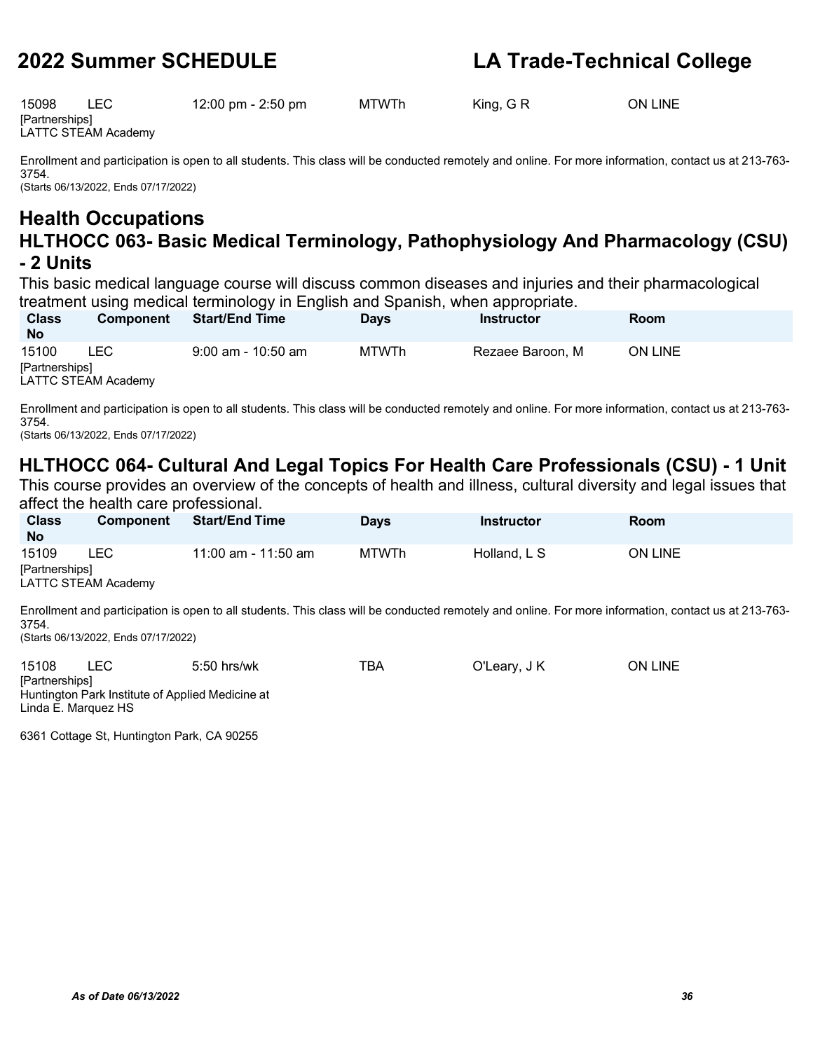| Class No | Component | Start/End Time | Days | Instructor | Room |
|---|---|---|---|---|---|
| 15098 | LEC | 12:00 pm - 2:50 pm | MTWTh | King, G R | ON LINE |

[Partnerships]
LATTC STEAM Academy

Enrollment and participation is open to all students. This class will be conducted remotely and online. For more information, contact us at 213-763-3754.
(Starts 06/13/2022, Ends 07/17/2022)

# Health Occupations

## HLTHOCC 063- Basic Medical Terminology, Pathophysiology And Pharmacology (CSU) - 2 Units

This basic medical language course will discuss common diseases and injuries and their pharmacological treatment using medical terminology in English and Spanish, when appropriate.

| Class No | Component | Start/End Time | Days | Instructor | Room |
|---|---|---|---|---|---|
| 15100 | LEC | 9:00 am - 10:50 am | MTWTh | Rezaee Baroon, M | ON LINE |

[Partnerships]
LATTC STEAM Academy

Enrollment and participation is open to all students. This class will be conducted remotely and online. For more information, contact us at 213-763-3754.
(Starts 06/13/2022, Ends 07/17/2022)

## HLTHOCC 064- Cultural And Legal Topics For Health Care Professionals (CSU) - 1 Unit

This course provides an overview of the concepts of health and illness, cultural diversity and legal issues that affect the health care professional.

| Class No | Component | Start/End Time | Days | Instructor | Room |
|---|---|---|---|---|---|
| 15109 | LEC | 11:00 am - 11:50 am | MTWTh | Holland, L S | ON LINE |

[Partnerships]
LATTC STEAM Academy

Enrollment and participation is open to all students. This class will be conducted remotely and online. For more information, contact us at 213-763-3754.
(Starts 06/13/2022, Ends 07/17/2022)

| Class No | Component | Start/End Time | Days | Instructor | Room |
|---|---|---|---|---|---|
| 15108 | LEC | 5:50 hrs/wk | TBA | O'Leary, J K | ON LINE |

[Partnerships]
Huntington Park Institute of Applied Medicine at Linda E. Marquez HS

6361 Cottage St, Huntington Park, CA 90255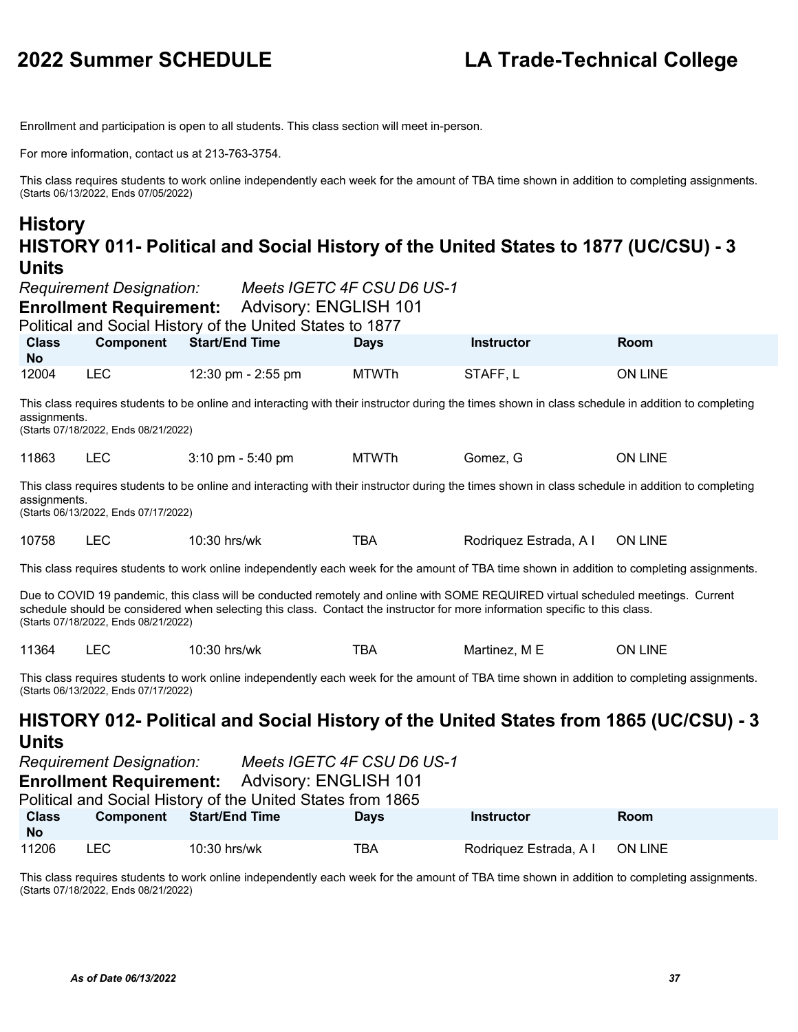Enrollment and participation is open to all students. This class section will meet in-person.

For more information, contact us at 213-763-3754.

This class requires students to work online independently each week for the amount of TBA time shown in addition to completing assignments.
(Starts 06/13/2022, Ends 07/05/2022)

# History

## HISTORY 011- Political and Social History of the United States to 1877 (UC/CSU) - 3 Units

*Requirement Designation:* *Meets IGETC 4F CSU D6 US-1*

**Enrollment Requirement:** Advisory: ENGLISH 101

Political and Social History of the United States to 1877

| Class No | Component | Start/End Time | Days | Instructor | Room |
|---|---|---|---|---|---|
| 12004 | LEC | 12:30 pm - 2:55 pm | MTWTh | STAFF, L | ON LINE |

This class requires students to be online and interacting with their instructor during the times shown in class schedule in addition to completing assignments.
(Starts 07/18/2022, Ends 08/21/2022)

| Class No | Component | Start/End Time | Days | Instructor | Room |
|---|---|---|---|---|---|
| 11863 | LEC | 3:10 pm - 5:40 pm | MTWTh | Gomez, G | ON LINE |

This class requires students to be online and interacting with their instructor during the times shown in class schedule in addition to completing assignments.
(Starts 06/13/2022, Ends 07/17/2022)

| Class No | Component | Start/End Time | Days | Instructor | Room |
|---|---|---|---|---|---|
| 10758 | LEC | 10:30 hrs/wk | TBA | Rodriquez Estrada, A I | ON LINE |

This class requires students to work online independently each week for the amount of TBA time shown in addition to completing assignments.

Due to COVID 19 pandemic, this class will be conducted remotely and online with SOME REQUIRED virtual scheduled meetings. Current schedule should be considered when selecting this class. Contact the instructor for more information specific to this class.
(Starts 07/18/2022, Ends 08/21/2022)

| Class No | Component | Start/End Time | Days | Instructor | Room |
|---|---|---|---|---|---|
| 11364 | LEC | 10:30 hrs/wk | TBA | Martinez, M E | ON LINE |

This class requires students to work online independently each week for the amount of TBA time shown in addition to completing assignments.
(Starts 06/13/2022, Ends 07/17/2022)

## HISTORY 012- Political and Social History of the United States from 1865 (UC/CSU) - 3 Units

*Requirement Designation:* *Meets IGETC 4F CSU D6 US-1*

**Enrollment Requirement:** Advisory: ENGLISH 101

Political and Social History of the United States from 1865

| Class No | Component | Start/End Time | Days | Instructor | Room |
|---|---|---|---|---|---|
| 11206 | LEC | 10:30 hrs/wk | TBA | Rodriquez Estrada, A I | ON LINE |

This class requires students to work online independently each week for the amount of TBA time shown in addition to completing assignments.
(Starts 07/18/2022, Ends 08/21/2022)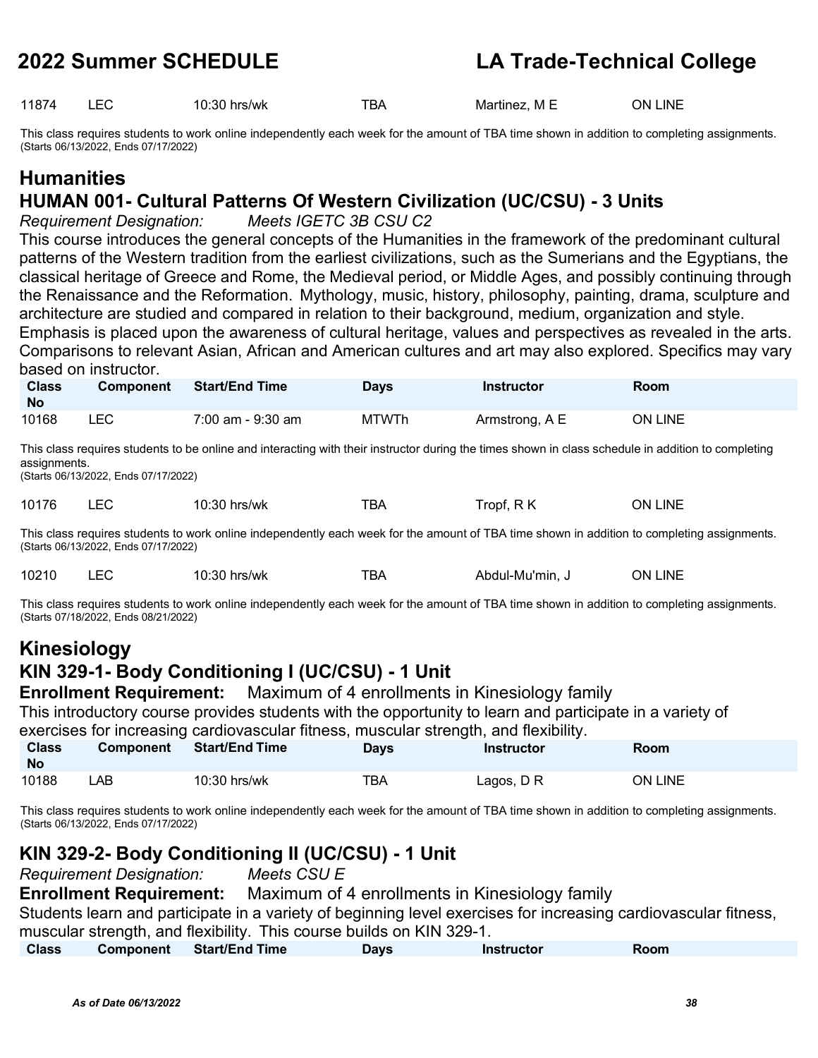| Class No | Component | Start/End Time | Days | Instructor | Room |
|---|---|---|---|---|---|
| 11874 | LEC | 10:30 hrs/wk | TBA | Martinez, M E | ON LINE |

This class requires students to work online independently each week for the amount of TBA time shown in addition to completing assignments.
(Starts 06/13/2022, Ends 07/17/2022)

# Humanities

## HUMAN 001- Cultural Patterns Of Western Civilization (UC/CSU) - 3 Units

*Requirement Designation:* *Meets IGETC 3B CSU C2*

This course introduces the general concepts of the Humanities in the framework of the predominant cultural patterns of the Western tradition from the earliest civilizations, such as the Sumerians and the Egyptians, the classical heritage of Greece and Rome, the Medieval period, or Middle Ages, and possibly continuing through the Renaissance and the Reformation. Mythology, music, history, philosophy, painting, drama, sculpture and architecture are studied and compared in relation to their background, medium, organization and style. Emphasis is placed upon the awareness of cultural heritage, values and perspectives as revealed in the arts. Comparisons to relevant Asian, African and American cultures and art may also explored. Specifics may vary based on instructor.

| Class No | Component | Start/End Time | Days | Instructor | Room |
|---|---|---|---|---|---|
| 10168 | LEC | 7:00 am - 9:30 am | MTWTh | Armstrong, A E | ON LINE |

This class requires students to be online and interacting with their instructor during the times shown in class schedule in addition to completing assignments.
(Starts 06/13/2022, Ends 07/17/2022)

| Class No | Component | Start/End Time | Days | Instructor | Room |
|---|---|---|---|---|---|
| 10176 | LEC | 10:30 hrs/wk | TBA | Tropf, R K | ON LINE |

This class requires students to work online independently each week for the amount of TBA time shown in addition to completing assignments.
(Starts 06/13/2022, Ends 07/17/2022)

| Class No | Component | Start/End Time | Days | Instructor | Room |
|---|---|---|---|---|---|
| 10210 | LEC | 10:30 hrs/wk | TBA | Abdul-Mu'min, J | ON LINE |

This class requires students to work online independently each week for the amount of TBA time shown in addition to completing assignments.
(Starts 07/18/2022, Ends 08/21/2022)

# Kinesiology

## KIN 329-1- Body Conditioning I (UC/CSU) - 1 Unit

**Enrollment Requirement:** Maximum of 4 enrollments in Kinesiology family

This introductory course provides students with the opportunity to learn and participate in a variety of exercises for increasing cardiovascular fitness, muscular strength, and flexibility.

| Class No | Component | Start/End Time | Days | Instructor | Room |
|---|---|---|---|---|---|
| 10188 | LAB | 10:30 hrs/wk | TBA | Lagos, D R | ON LINE |

This class requires students to work online independently each week for the amount of TBA time shown in addition to completing assignments.
(Starts 06/13/2022, Ends 07/17/2022)

## KIN 329-2- Body Conditioning II (UC/CSU) - 1 Unit

*Requirement Designation:* *Meets CSU E*

**Enrollment Requirement:** Maximum of 4 enrollments in Kinesiology family

Students learn and participate in a variety of beginning level exercises for increasing cardiovascular fitness, muscular strength, and flexibility. This course builds on KIN 329-1.

| Class | Component | Start/End Time | Days | Instructor | Room |
|---|---|---|---|---|---|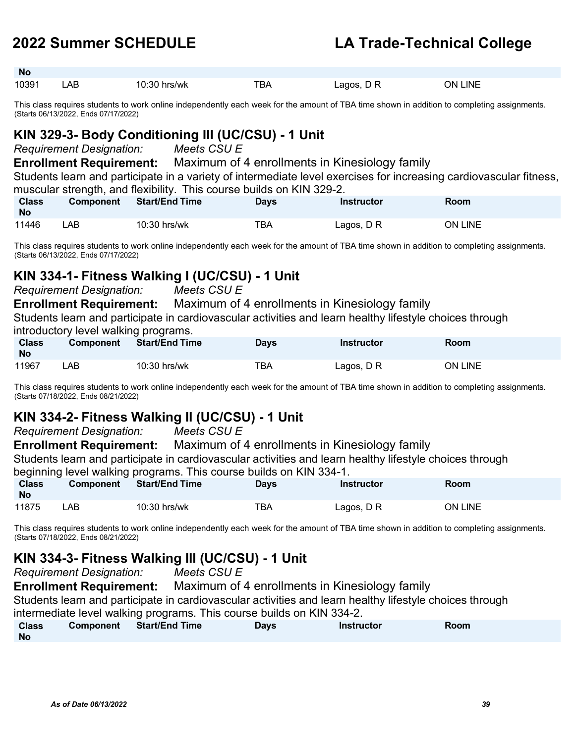| Class No | Component | Start/End Time | Days | Instructor | Room |
|---|---|---|---|---|---|
| 10391 | LAB | 10:30 hrs/wk | TBA | Lagos, D R | ON LINE |

This class requires students to work online independently each week for the amount of TBA time shown in addition to completing assignments. (Starts 06/13/2022, Ends 07/17/2022)

## KIN 329-3- Body Conditioning III (UC/CSU) - 1 Unit

*Requirement Designation:* *Meets CSU E*

**Enrollment Requirement:** Maximum of 4 enrollments in Kinesiology family

Students learn and participate in a variety of intermediate level exercises for increasing cardiovascular fitness, muscular strength, and flexibility. This course builds on KIN 329-2.

| Class No | Component | Start/End Time | Days | Instructor | Room |
|---|---|---|---|---|---|
| 11446 | LAB | 10:30 hrs/wk | TBA | Lagos, D R | ON LINE |

This class requires students to work online independently each week for the amount of TBA time shown in addition to completing assignments. (Starts 06/13/2022, Ends 07/17/2022)

## KIN 334-1- Fitness Walking I (UC/CSU) - 1 Unit

*Requirement Designation:* *Meets CSU E*

**Enrollment Requirement:** Maximum of 4 enrollments in Kinesiology family

Students learn and participate in cardiovascular activities and learn healthy lifestyle choices through introductory level walking programs.

| Class No | Component | Start/End Time | Days | Instructor | Room |
|---|---|---|---|---|---|
| 11967 | LAB | 10:30 hrs/wk | TBA | Lagos, D R | ON LINE |

This class requires students to work online independently each week for the amount of TBA time shown in addition to completing assignments. (Starts 07/18/2022, Ends 08/21/2022)

## KIN 334-2- Fitness Walking II (UC/CSU) - 1 Unit

*Requirement Designation:* *Meets CSU E*

**Enrollment Requirement:** Maximum of 4 enrollments in Kinesiology family

Students learn and participate in cardiovascular activities and learn healthy lifestyle choices through beginning level walking programs. This course builds on KIN 334-1.

| Class No | Component | Start/End Time | Days | Instructor | Room |
|---|---|---|---|---|---|
| 11875 | LAB | 10:30 hrs/wk | TBA | Lagos, D R | ON LINE |

This class requires students to work online independently each week for the amount of TBA time shown in addition to completing assignments. (Starts 07/18/2022, Ends 08/21/2022)

## KIN 334-3- Fitness Walking III (UC/CSU) - 1 Unit

*Requirement Designation:* *Meets CSU E*

**Enrollment Requirement:** Maximum of 4 enrollments in Kinesiology family

Students learn and participate in cardiovascular activities and learn healthy lifestyle choices through intermediate level walking programs. This course builds on KIN 334-2.

| Class No | Component | Start/End Time | Days | Instructor | Room |
|---|---|---|---|---|---|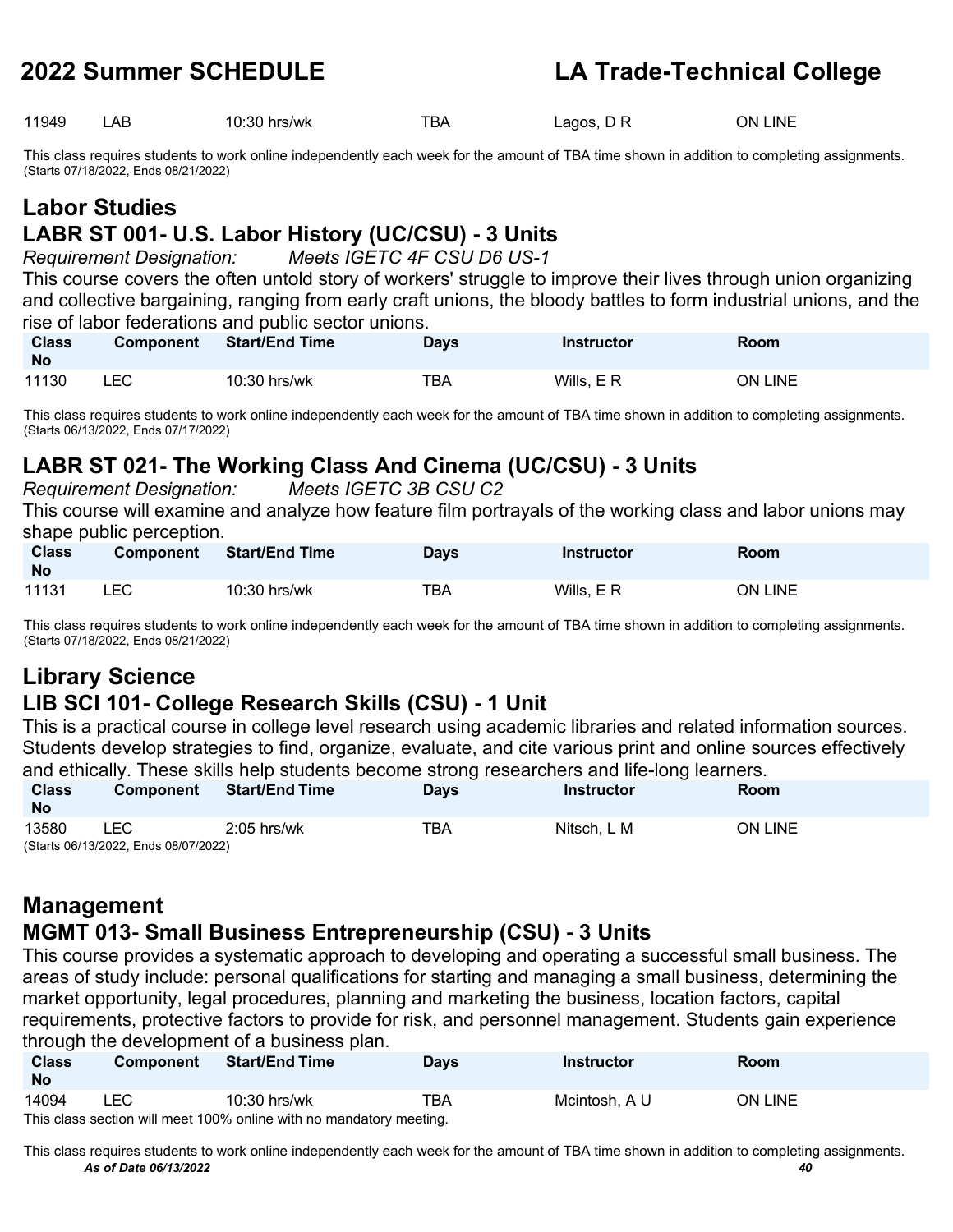| Class No | Component | Start/End Time | Days | Instructor | Room |
|---|---|---|---|---|---|
| 11949 | LAB | 10:30 hrs/wk | TBA | Lagos, D R | ON LINE |

This class requires students to work online independently each week for the amount of TBA time shown in addition to completing assignments. (Starts 07/18/2022, Ends 08/21/2022)

## Labor Studies

### LABR ST 001- U.S. Labor History (UC/CSU) - 3 Units

*Requirement Designation: Meets IGETC 4F CSU D6 US-1*

This course covers the often untold story of workers' struggle to improve their lives through union organizing and collective bargaining, ranging from early craft unions, the bloody battles to form industrial unions, and the rise of labor federations and public sector unions.

| Class No | Component | Start/End Time | Days | Instructor | Room |
|---|---|---|---|---|---|
| 11130 | LEC | 10:30 hrs/wk | TBA | Wills, E R | ON LINE |

This class requires students to work online independently each week for the amount of TBA time shown in addition to completing assignments. (Starts 06/13/2022, Ends 07/17/2022)

### LABR ST 021- The Working Class And Cinema (UC/CSU) - 3 Units

*Requirement Designation: Meets IGETC 3B CSU C2*

This course will examine and analyze how feature film portrayals of the working class and labor unions may shape public perception.

| Class No | Component | Start/End Time | Days | Instructor | Room |
|---|---|---|---|---|---|
| 11131 | LEC | 10:30 hrs/wk | TBA | Wills, E R | ON LINE |

This class requires students to work online independently each week for the amount of TBA time shown in addition to completing assignments. (Starts 07/18/2022, Ends 08/21/2022)

## Library Science

### LIB SCI 101- College Research Skills (CSU) - 1 Unit

This is a practical course in college level research using academic libraries and related information sources. Students develop strategies to find, organize, evaluate, and cite various print and online sources effectively and ethically. These skills help students become strong researchers and life-long learners.

| Class No | Component | Start/End Time | Days | Instructor | Room |
|---|---|---|---|---|---|
| 13580 | LEC | 2:05 hrs/wk | TBA | Nitsch, L M | ON LINE |

(Starts 06/13/2022, Ends 08/07/2022)

## Management

### MGMT 013- Small Business Entrepreneurship (CSU) - 3 Units

This course provides a systematic approach to developing and operating a successful small business. The areas of study include: personal qualifications for starting and managing a small business, determining the market opportunity, legal procedures, planning and marketing the business, location factors, capital requirements, protective factors to provide for risk, and personnel management. Students gain experience through the development of a business plan.

| Class No | Component | Start/End Time | Days | Instructor | Room |
|---|---|---|---|---|---|
| 14094 | LEC | 10:30 hrs/wk | TBA | Mcintosh, A U | ON LINE |

This class section will meet 100% online with no mandatory meeting.

This class requires students to work online independently each week for the amount of TBA time shown in addition to completing assignments.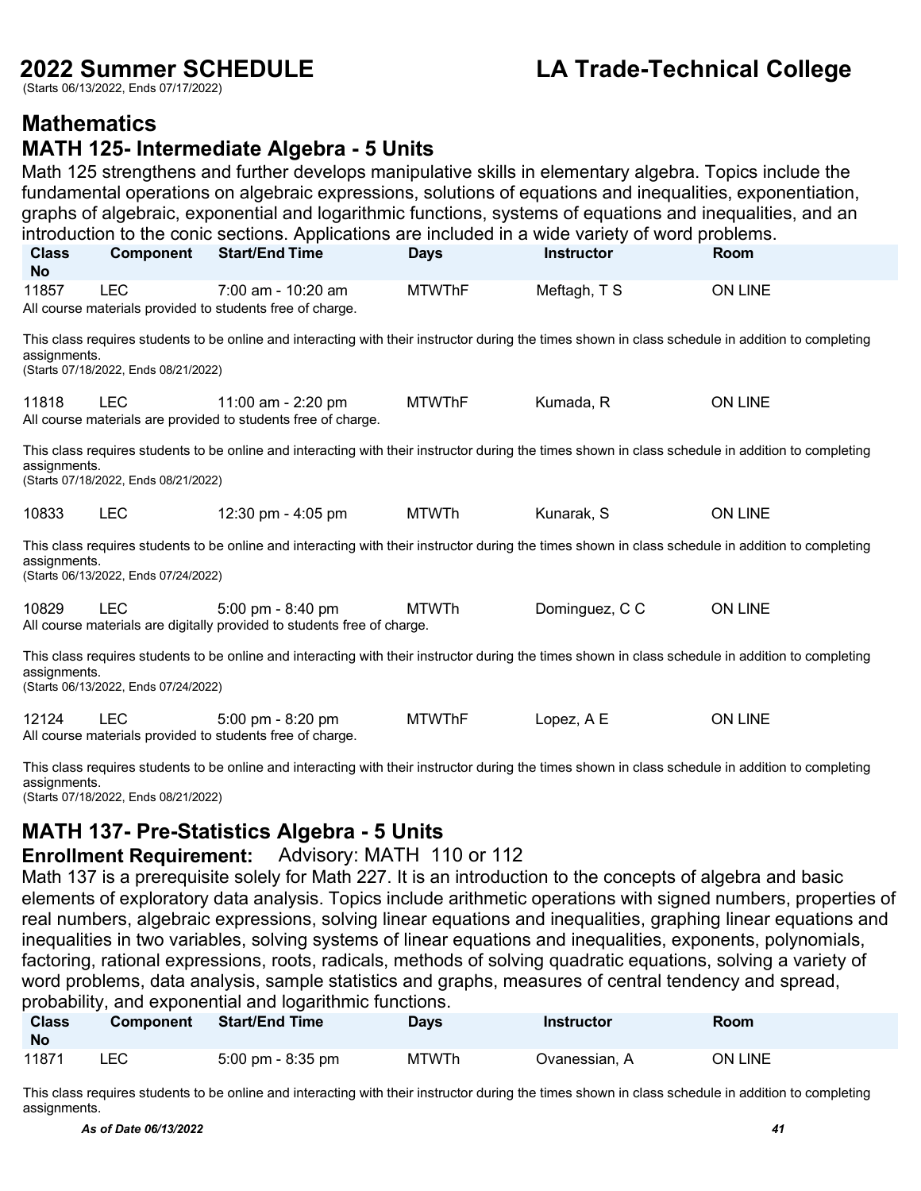## Mathematics

### MATH 125- Intermediate Algebra - 5 Units

Math 125 strengthens and further develops manipulative skills in elementary algebra. Topics include the fundamental operations on algebraic expressions, solutions of equations and inequalities, exponentiation, graphs of algebraic, exponential and logarithmic functions, systems of equations and inequalities, and an introduction to the conic sections. Applications are included in a wide variety of word problems.

| Class No | Component | Start/End Time | Days | Instructor | Room |
|---|---|---|---|---|---|
| 11857 | LEC | 7:00 am - 10:20 am | MTWThF | Meftagh, T S | ON LINE |

All course materials provided to students free of charge.

This class requires students to be online and interacting with their instructor during the times shown in class schedule in addition to completing assignments.
(Starts 07/18/2022, Ends 08/21/2022)

| Class No | Component | Start/End Time | Days | Instructor | Room |
|---|---|---|---|---|---|
| 11818 | LEC | 11:00 am - 2:20 pm | MTWThF | Kumada, R | ON LINE |

All course materials are provided to students free of charge.

This class requires students to be online and interacting with their instructor during the times shown in class schedule in addition to completing assignments.
(Starts 07/18/2022, Ends 08/21/2022)

| Class No | Component | Start/End Time | Days | Instructor | Room |
|---|---|---|---|---|---|
| 10833 | LEC | 12:30 pm - 4:05 pm | MTWTh | Kunarak, S | ON LINE |

This class requires students to be online and interacting with their instructor during the times shown in class schedule in addition to completing assignments.
(Starts 06/13/2022, Ends 07/24/2022)

| Class No | Component | Start/End Time | Days | Instructor | Room |
|---|---|---|---|---|---|
| 10829 | LEC | 5:00 pm - 8:40 pm | MTWTh | Dominguez, C C | ON LINE |

All course materials are digitally provided to students free of charge.

This class requires students to be online and interacting with their instructor during the times shown in class schedule in addition to completing assignments.
(Starts 06/13/2022, Ends 07/24/2022)

| Class No | Component | Start/End Time | Days | Instructor | Room |
|---|---|---|---|---|---|
| 12124 | LEC | 5:00 pm - 8:20 pm | MTWThF | Lopez, A E | ON LINE |

All course materials provided to students free of charge.

This class requires students to be online and interacting with their instructor during the times shown in class schedule in addition to completing assignments.
(Starts 07/18/2022, Ends 08/21/2022)

### MATH 137- Pre-Statistics Algebra - 5 Units

**Enrollment Requirement:** Advisory: MATH 110 or 112

Math 137 is a prerequisite solely for Math 227. It is an introduction to the concepts of algebra and basic elements of exploratory data analysis. Topics include arithmetic operations with signed numbers, properties of real numbers, algebraic expressions, solving linear equations and inequalities, graphing linear equations and inequalities in two variables, solving systems of linear equations and inequalities, exponents, polynomials, factoring, rational expressions, roots, radicals, methods of solving quadratic equations, solving a variety of word problems, data analysis, sample statistics and graphs, measures of central tendency and spread, probability, and exponential and logarithmic functions.

| Class No | Component | Start/End Time | Days | Instructor | Room |
|---|---|---|---|---|---|
| 11871 | LEC | 5:00 pm - 8:35 pm | MTWTh | Ovanessian, A | ON LINE |

This class requires students to be online and interacting with their instructor during the times shown in class schedule in addition to completing assignments.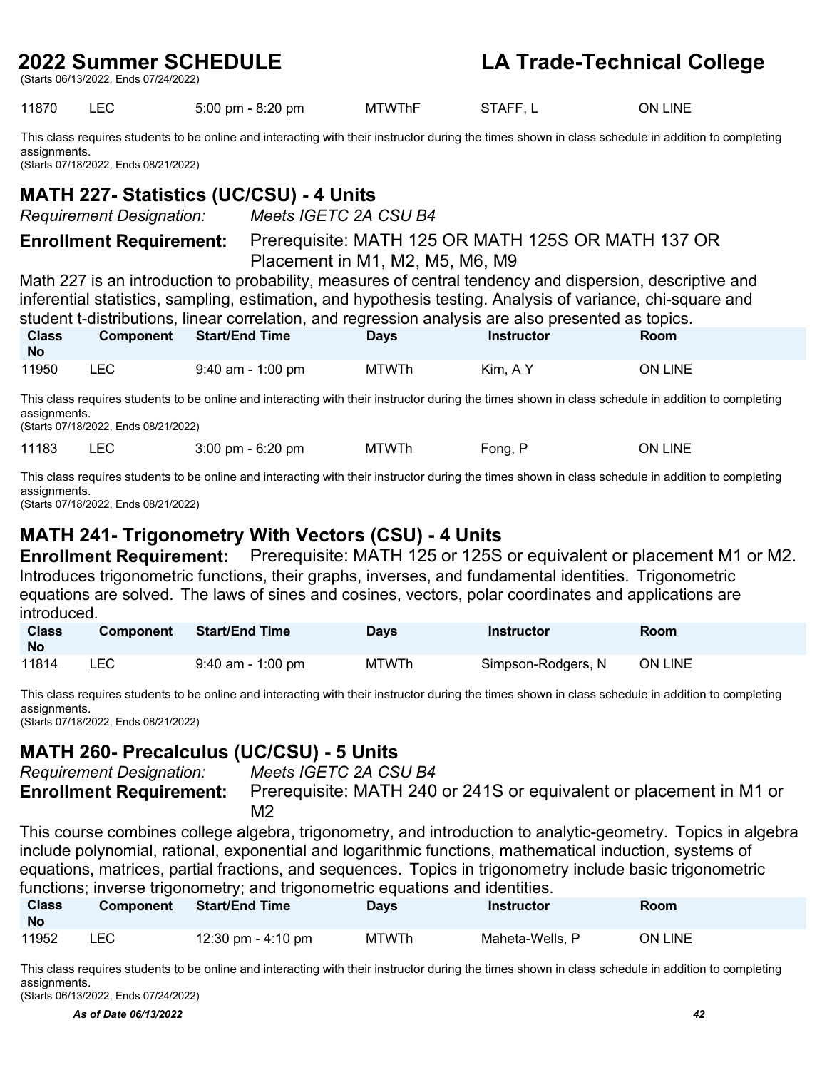(Starts 06/13/2022, Ends 07/24/2022)

| 11870 | LEC | 5:00 pm - 8:20 pm | MTWThF | STAFF, L | ON LINE |
|---|---|---|---|---|---|

This class requires students to be online and interacting with their instructor during the times shown in class schedule in addition to completing assignments.
(Starts 07/18/2022, Ends 08/21/2022)

## MATH 227- Statistics (UC/CSU) - 4 Units

*Requirement Designation:* *Meets IGETC 2A CSU B4*

**Enrollment Requirement:** Prerequisite: MATH 125 OR MATH 125S OR MATH 137 OR Placement in M1, M2, M5, M6, M9

Math 227 is an introduction to probability, measures of central tendency and dispersion, descriptive and inferential statistics, sampling, estimation, and hypothesis testing. Analysis of variance, chi-square and student t-distributions, linear correlation, and regression analysis are also presented as topics.

| Class No | Component | Start/End Time | Days | Instructor | Room |
|---|---|---|---|---|---|
| 11950 | LEC | 9:40 am - 1:00 pm | MTWTh | Kim, A Y | ON LINE |

This class requires students to be online and interacting with their instructor during the times shown in class schedule in addition to completing assignments.
(Starts 07/18/2022, Ends 08/21/2022)

| 11183 | LEC | 3:00 pm - 6:20 pm | MTWTh | Fong, P | ON LINE |
|---|---|---|---|---|---|

This class requires students to be online and interacting with their instructor during the times shown in class schedule in addition to completing assignments.
(Starts 07/18/2022, Ends 08/21/2022)

## MATH 241- Trigonometry With Vectors (CSU) - 4 Units

**Enrollment Requirement:** Prerequisite: MATH 125 or 125S or equivalent or placement M1 or M2.

Introduces trigonometric functions, their graphs, inverses, and fundamental identities. Trigonometric equations are solved. The laws of sines and cosines, vectors, polar coordinates and applications are introduced.

| Class No | Component | Start/End Time | Days | Instructor | Room |
|---|---|---|---|---|---|
| 11814 | LEC | 9:40 am - 1:00 pm | MTWTh | Simpson-Rodgers, N | ON LINE |

This class requires students to be online and interacting with their instructor during the times shown in class schedule in addition to completing assignments.
(Starts 07/18/2022, Ends 08/21/2022)

## MATH 260- Precalculus (UC/CSU) - 5 Units

*Requirement Designation:* *Meets IGETC 2A CSU B4*

**Enrollment Requirement:** Prerequisite: MATH 240 or 241S or equivalent or placement in M1 or M2

This course combines college algebra, trigonometry, and introduction to analytic-geometry. Topics in algebra include polynomial, rational, exponential and logarithmic functions, mathematical induction, systems of equations, matrices, partial fractions, and sequences. Topics in trigonometry include basic trigonometric functions; inverse trigonometry; and trigonometric equations and identities.

| Class No | Component | Start/End Time | Days | Instructor | Room |
|---|---|---|---|---|---|
| 11952 | LEC | 12:30 pm - 4:10 pm | MTWTh | Maheta-Wells, P | ON LINE |

This class requires students to be online and interacting with their instructor during the times shown in class schedule in addition to completing assignments.
(Starts 06/13/2022, Ends 07/24/2022)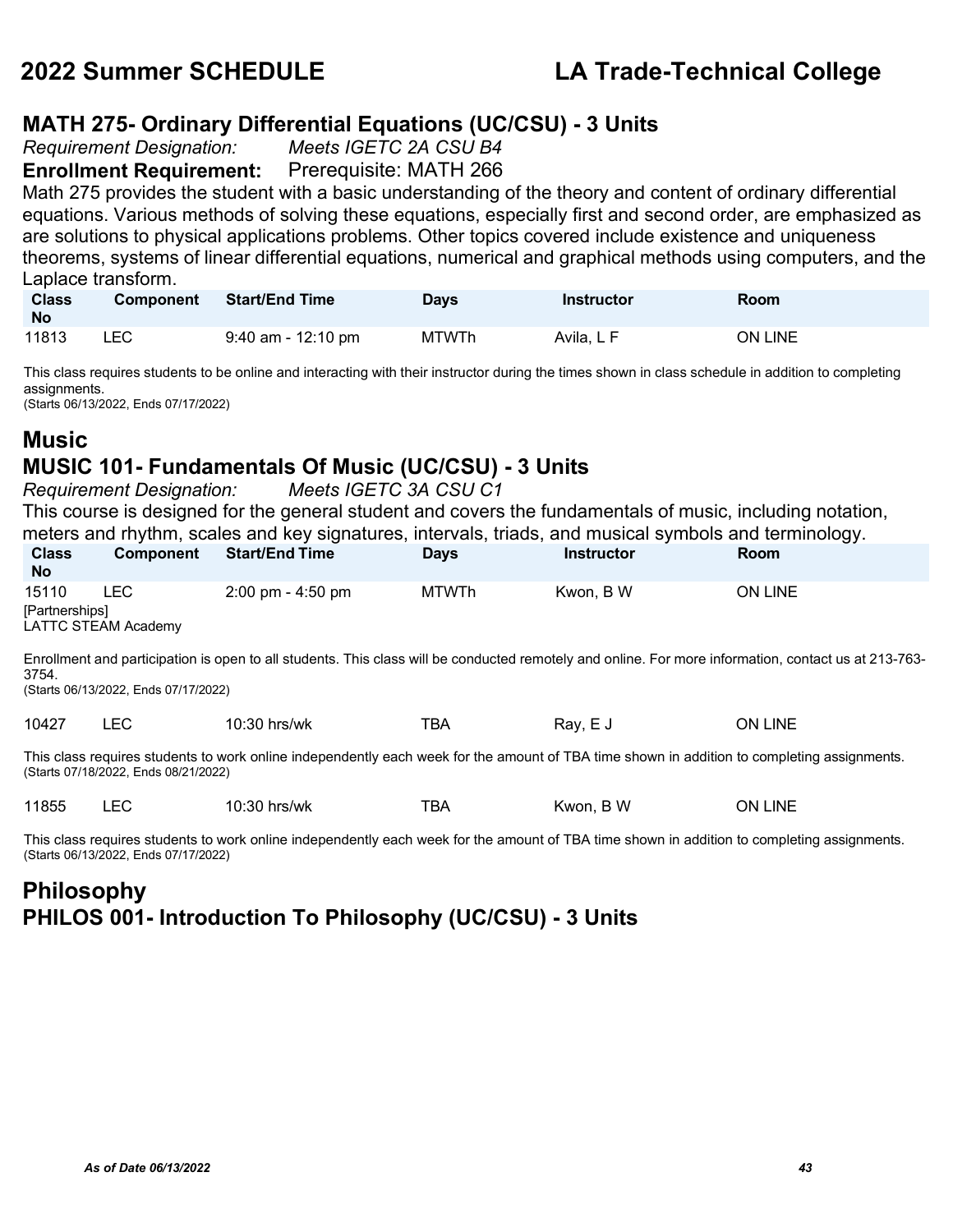### MATH 275- Ordinary Differential Equations (UC/CSU) - 3 Units

*Requirement Designation:* *Meets IGETC 2A CSU B4*

**Enrollment Requirement:** Prerequisite: MATH 266

Math 275 provides the student with a basic understanding of the theory and content of ordinary differential equations. Various methods of solving these equations, especially first and second order, are emphasized as are solutions to physical applications problems. Other topics covered include existence and uniqueness theorems, systems of linear differential equations, numerical and graphical methods using computers, and the Laplace transform.

| Class No | Component | Start/End Time | Days | Instructor | Room |
|---|---|---|---|---|---|
| 11813 | LEC | 9:40 am - 12:10 pm | MTWTh | Avila, L F | ON LINE |

This class requires students to be online and interacting with their instructor during the times shown in class schedule in addition to completing assignments.
(Starts 06/13/2022, Ends 07/17/2022)

## Music

### MUSIC 101- Fundamentals Of Music (UC/CSU) - 3 Units

*Requirement Designation:* *Meets IGETC 3A CSU C1*

This course is designed for the general student and covers the fundamentals of music, including notation, meters and rhythm, scales and key signatures, intervals, triads, and musical symbols and terminology.

| Class No | Component | Start/End Time | Days | Instructor | Room |
|---|---|---|---|---|---|
| 15110 [Partnerships] LATTC STEAM Academy | LEC | 2:00 pm - 4:50 pm | MTWTh | Kwon, B W | ON LINE |

Enrollment and participation is open to all students. This class will be conducted remotely and online. For more information, contact us at 213-763-3754.
(Starts 06/13/2022, Ends 07/17/2022)

| Class No | Component | Start/End Time | Days | Instructor | Room |
|---|---|---|---|---|---|
| 10427 | LEC | 10:30 hrs/wk | TBA | Ray, E J | ON LINE |

This class requires students to work online independently each week for the amount of TBA time shown in addition to completing assignments.
(Starts 07/18/2022, Ends 08/21/2022)

| Class No | Component | Start/End Time | Days | Instructor | Room |
|---|---|---|---|---|---|
| 11855 | LEC | 10:30 hrs/wk | TBA | Kwon, B W | ON LINE |

This class requires students to work online independently each week for the amount of TBA time shown in addition to completing assignments.
(Starts 06/13/2022, Ends 07/17/2022)

## Philosophy

### PHILOS 001- Introduction To Philosophy (UC/CSU) - 3 Units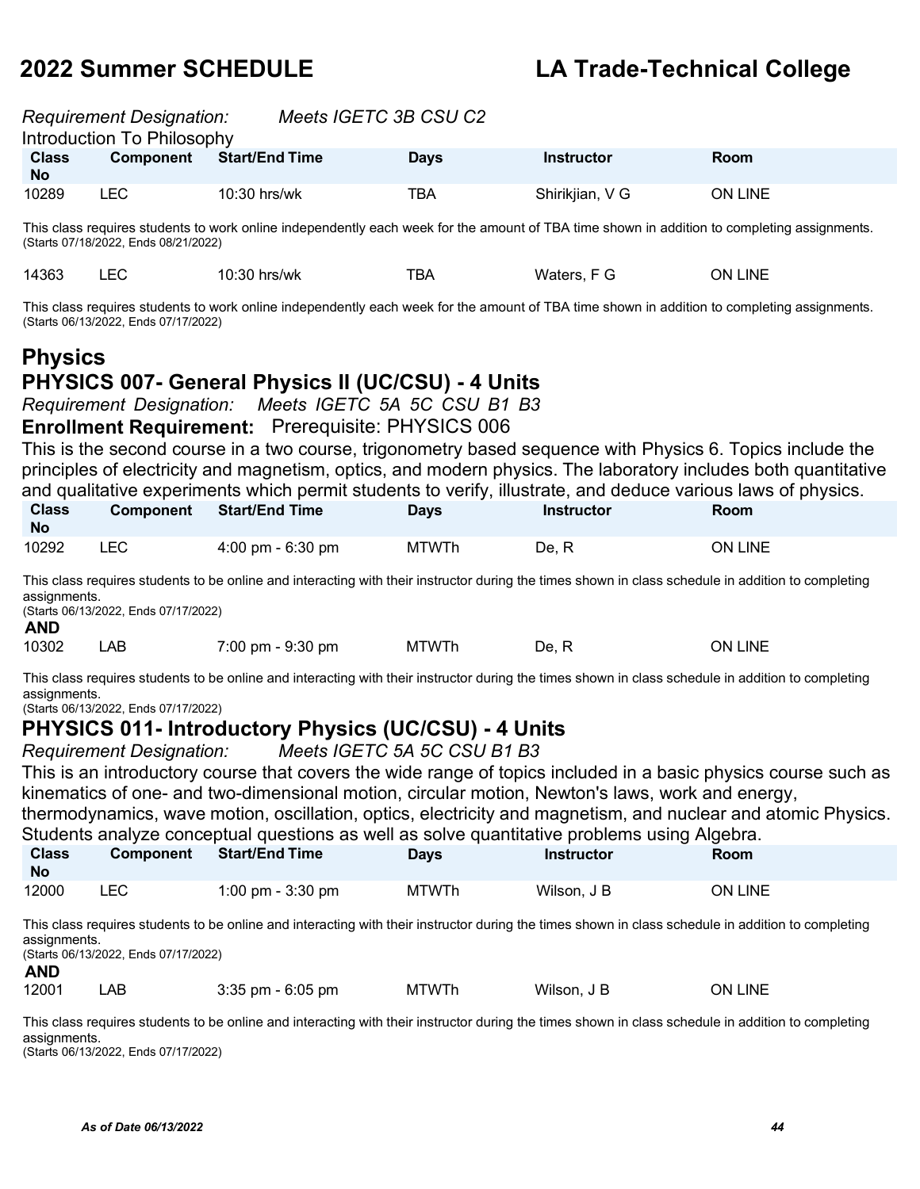*Requirement Designation:* *Meets IGETC 3B CSU C2*

Introduction To Philosophy

| Class No | Component | Start/End Time | Days | Instructor | Room |
|---|---|---|---|---|---|
| 10289 | LEC | 10:30 hrs/wk | TBA | Shirikjian, V G | ON LINE |

This class requires students to work online independently each week for the amount of TBA time shown in addition to completing assignments.
(Starts 07/18/2022, Ends 08/21/2022)

| Class No | Component | Start/End Time | Days | Instructor | Room |
|---|---|---|---|---|---|
| 14363 | LEC | 10:30 hrs/wk | TBA | Waters, F G | ON LINE |

This class requires students to work online independently each week for the amount of TBA time shown in addition to completing assignments.
(Starts 06/13/2022, Ends 07/17/2022)

# Physics

## PHYSICS 007- General Physics II (UC/CSU) - 4 Units

*Requirement Designation:* *Meets IGETC 5A 5C CSU B1 B3*

**Enrollment Requirement:** Prerequisite: PHYSICS 006

This is the second course in a two course, trigonometry based sequence with Physics 6. Topics include the principles of electricity and magnetism, optics, and modern physics. The laboratory includes both quantitative and qualitative experiments which permit students to verify, illustrate, and deduce various laws of physics.

| Class No | Component | Start/End Time | Days | Instructor | Room |
|---|---|---|---|---|---|
| 10292 | LEC | 4:00 pm - 6:30 pm | MTWTh | De, R | ON LINE |

This class requires students to be online and interacting with their instructor during the times shown in class schedule in addition to completing assignments.
(Starts 06/13/2022, Ends 07/17/2022)

**AND**

| Class No | Component | Start/End Time | Days | Instructor | Room |
|---|---|---|---|---|---|
| 10302 | LAB | 7:00 pm - 9:30 pm | MTWTh | De, R | ON LINE |

This class requires students to be online and interacting with their instructor during the times shown in class schedule in addition to completing assignments.
(Starts 06/13/2022, Ends 07/17/2022)

## PHYSICS 011- Introductory Physics (UC/CSU) - 4 Units

*Requirement Designation:* *Meets IGETC 5A 5C CSU B1 B3*

This is an introductory course that covers the wide range of topics included in a basic physics course such as kinematics of one- and two-dimensional motion, circular motion, Newton's laws, work and energy, thermodynamics, wave motion, oscillation, optics, electricity and magnetism, and nuclear and atomic Physics. Students analyze conceptual questions as well as solve quantitative problems using Algebra.

| Class No | Component | Start/End Time | Days | Instructor | Room |
|---|---|---|---|---|---|
| 12000 | LEC | 1:00 pm - 3:30 pm | MTWTh | Wilson, J B | ON LINE |

This class requires students to be online and interacting with their instructor during the times shown in class schedule in addition to completing assignments.
(Starts 06/13/2022, Ends 07/17/2022)

**AND**

| Class No | Component | Start/End Time | Days | Instructor | Room |
|---|---|---|---|---|---|
| 12001 | LAB | 3:35 pm - 6:05 pm | MTWTh | Wilson, J B | ON LINE |

This class requires students to be online and interacting with their instructor during the times shown in class schedule in addition to completing assignments.
(Starts 06/13/2022, Ends 07/17/2022)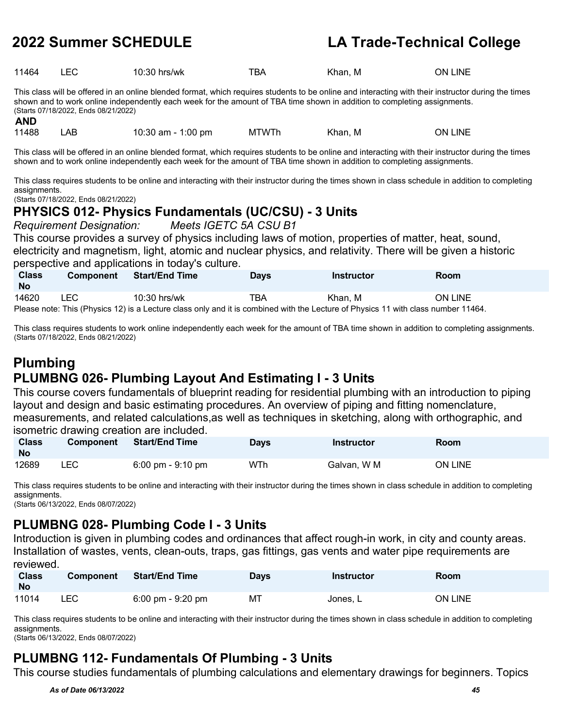| Class No | Component | Start/End Time | Days | Instructor | Room |
|---|---|---|---|---|---|
| 11464 | LEC | 10:30 hrs/wk | TBA | Khan, M | ON LINE |

This class will be offered in an online blended format, which requires students to be online and interacting with their instructor during the times shown and to work online independently each week for the amount of TBA time shown in addition to completing assignments.
(Starts 07/18/2022, Ends 08/21/2022)

**AND**

| Class No | Component | Start/End Time | Days | Instructor | Room |
|---|---|---|---|---|---|
| 11488 | LAB | 10:30 am - 1:00 pm | MTWTh | Khan, M | ON LINE |

This class will be offered in an online blended format, which requires students to be online and interacting with their instructor during the times shown and to work online independently each week for the amount of TBA time shown in addition to completing assignments.

This class requires students to be online and interacting with their instructor during the times shown in class schedule in addition to completing assignments.
(Starts 07/18/2022, Ends 08/21/2022)

### PHYSICS 012- Physics Fundamentals (UC/CSU) - 3 Units

*Requirement Designation:* *Meets IGETC 5A CSU B1*

This course provides a survey of physics including laws of motion, properties of matter, heat, sound, electricity and magnetism, light, atomic and nuclear physics, and relativity. There will be given a historic perspective and applications in today's culture.

| Class No | Component | Start/End Time | Days | Instructor | Room |
|---|---|---|---|---|---|
| 14620 | LEC | 10:30 hrs/wk | TBA | Khan, M | ON LINE |

Please note: This (Physics 12) is a Lecture class only and it is combined with the Lecture of Physics 11 with class number 11464.

This class requires students to work online independently each week for the amount of TBA time shown in addition to completing assignments.
(Starts 07/18/2022, Ends 08/21/2022)

## Plumbing

### PLUMBNG 026- Plumbing Layout And Estimating I - 3 Units

This course covers fundamentals of blueprint reading for residential plumbing with an introduction to piping layout and design and basic estimating procedures. An overview of piping and fitting nomenclature, measurements, and related calculations,as well as techniques in sketching, along with orthographic, and isometric drawing creation are included.

| Class No | Component | Start/End Time | Days | Instructor | Room |
|---|---|---|---|---|---|
| 12689 | LEC | 6:00 pm - 9:10 pm | WTh | Galvan, W M | ON LINE |

This class requires students to be online and interacting with their instructor during the times shown in class schedule in addition to completing assignments.
(Starts 06/13/2022, Ends 08/07/2022)

### PLUMBNG 028- Plumbing Code I - 3 Units

Introduction is given in plumbing codes and ordinances that affect rough-in work, in city and county areas. Installation of wastes, vents, clean-outs, traps, gas fittings, gas vents and water pipe requirements are reviewed.

| Class No | Component | Start/End Time | Days | Instructor | Room |
|---|---|---|---|---|---|
| 11014 | LEC | 6:00 pm - 9:20 pm | MT | Jones, L | ON LINE |

This class requires students to be online and interacting with their instructor during the times shown in class schedule in addition to completing assignments.
(Starts 06/13/2022, Ends 08/07/2022)

### PLUMBNG 112- Fundamentals Of Plumbing - 3 Units

This course studies fundamentals of plumbing calculations and elementary drawings for beginners. Topics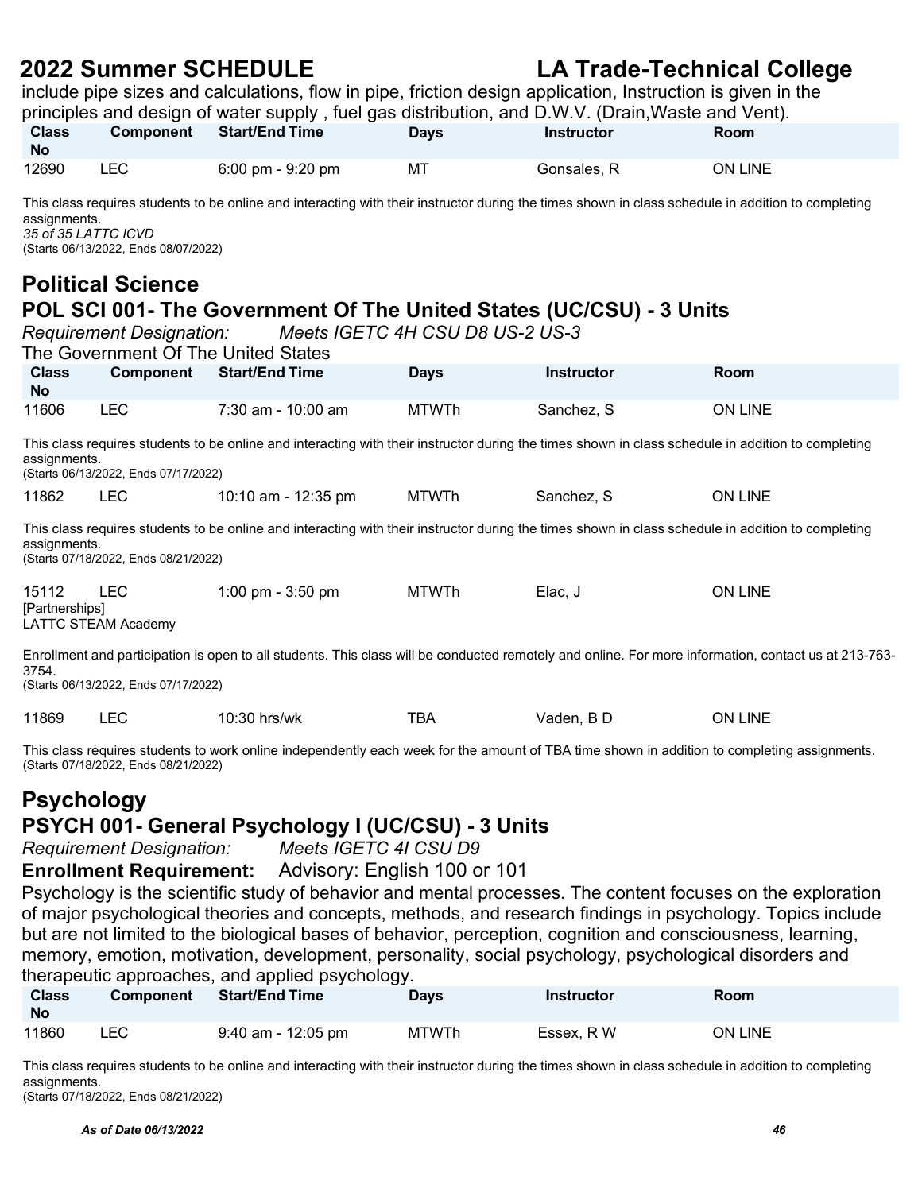include pipe sizes and calculations, flow in pipe, friction design application, Instruction is given in the principles and design of water supply , fuel gas distribution, and D.W.V. (Drain,Waste and Vent).

| Class No | Component | Start/End Time | Days | Instructor | Room |
|---|---|---|---|---|---|
| 12690 | LEC | 6:00 pm - 9:20 pm | MT | Gonsales, R | ON LINE |

This class requires students to be online and interacting with their instructor during the times shown in class schedule in addition to completing assignments.
*35 of 35 LATTC ICVD*
(Starts 06/13/2022, Ends 08/07/2022)

## Political Science

### POL SCI 001- The Government Of The United States (UC/CSU) - 3 Units

*Requirement Designation:* *Meets IGETC 4H CSU D8 US-2 US-3*

The Government Of The United States

| Class No | Component | Start/End Time | Days | Instructor | Room |
|---|---|---|---|---|---|
| 11606 | LEC | 7:30 am - 10:00 am | MTWTh | Sanchez, S | ON LINE |

This class requires students to be online and interacting with their instructor during the times shown in class schedule in addition to completing assignments.
(Starts 06/13/2022, Ends 07/17/2022)

| Class No | Component | Start/End Time | Days | Instructor | Room |
|---|---|---|---|---|---|
| 11862 | LEC | 10:10 am - 12:35 pm | MTWTh | Sanchez, S | ON LINE |

This class requires students to be online and interacting with their instructor during the times shown in class schedule in addition to completing assignments.
(Starts 07/18/2022, Ends 08/21/2022)

| Class No | Component | Start/End Time | Days | Instructor | Room |
|---|---|---|---|---|---|
| 15112 | LEC | 1:00 pm - 3:50 pm | MTWTh | Elac, J | ON LINE |

[Partnerships]
LATTC STEAM Academy

Enrollment and participation is open to all students. This class will be conducted remotely and online. For more information, contact us at 213-763-3754.
(Starts 06/13/2022, Ends 07/17/2022)

| Class No | Component | Start/End Time | Days | Instructor | Room |
|---|---|---|---|---|---|
| 11869 | LEC | 10:30 hrs/wk | TBA | Vaden, B D | ON LINE |

This class requires students to work online independently each week for the amount of TBA time shown in addition to completing assignments.
(Starts 07/18/2022, Ends 08/21/2022)

## Psychology

### PSYCH 001- General Psychology I (UC/CSU) - 3 Units

*Requirement Designation:* *Meets IGETC 4I CSU D9*

**Enrollment Requirement:** Advisory: English 100 or 101

Psychology is the scientific study of behavior and mental processes. The content focuses on the exploration of major psychological theories and concepts, methods, and research findings in psychology. Topics include but are not limited to the biological bases of behavior, perception, cognition and consciousness, learning, memory, emotion, motivation, development, personality, social psychology, psychological disorders and therapeutic approaches, and applied psychology.

| Class No | Component | Start/End Time | Days | Instructor | Room |
|---|---|---|---|---|---|
| 11860 | LEC | 9:40 am - 12:05 pm | MTWTh | Essex, R W | ON LINE |

This class requires students to be online and interacting with their instructor during the times shown in class schedule in addition to completing assignments.
(Starts 07/18/2022, Ends 08/21/2022)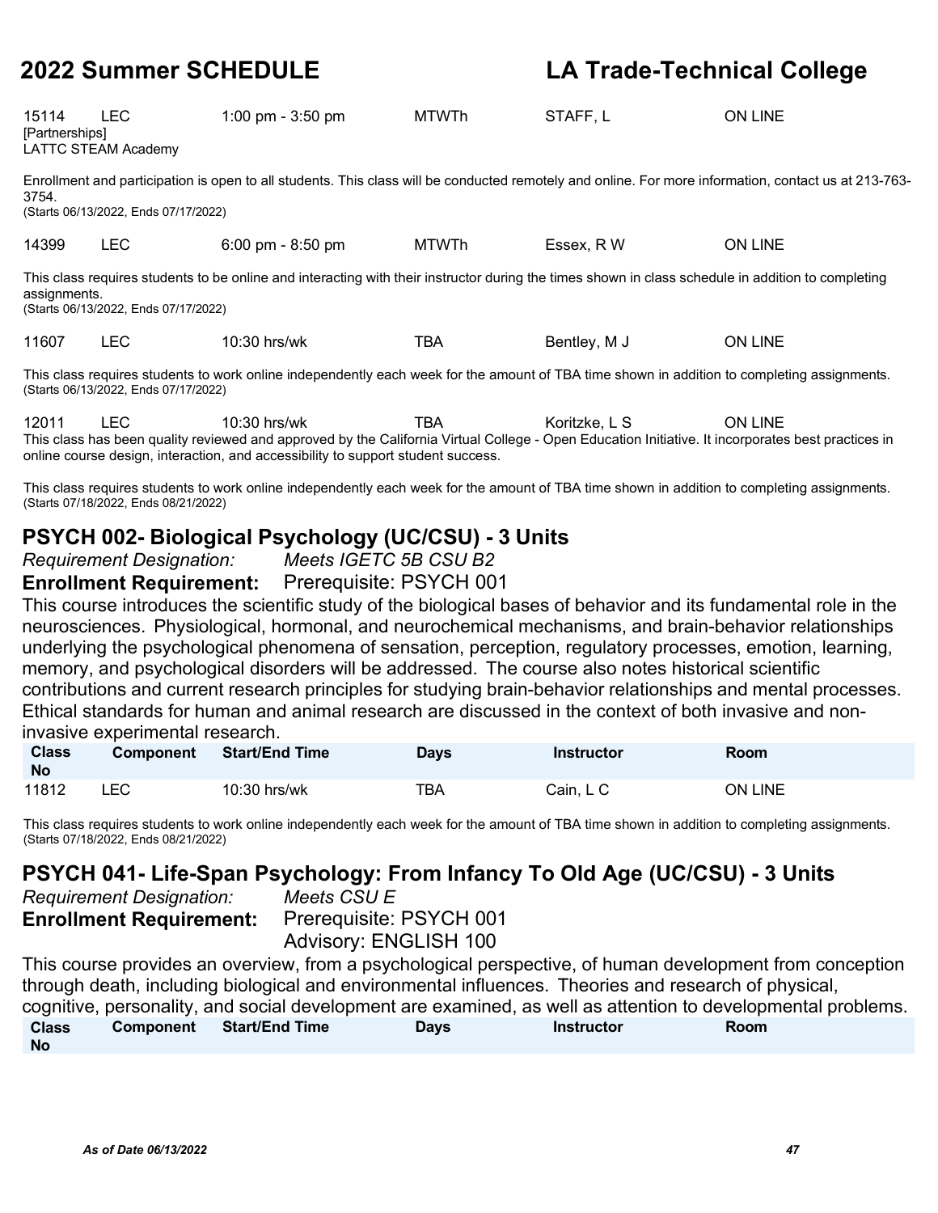| Class No | Component | Start/End Time | Days | Instructor | Room |
|---|---|---|---|---|---|
| 15114 [Partnerships] LATTC STEAM Academy | LEC | 1:00 pm - 3:50 pm | MTWTh | STAFF, L | ON LINE |

Enrollment and participation is open to all students. This class will be conducted remotely and online. For more information, contact us at 213-763-3754.
(Starts 06/13/2022, Ends 07/17/2022)

| Class No | Component | Start/End Time | Days | Instructor | Room |
|---|---|---|---|---|---|
| 14399 | LEC | 6:00 pm - 8:50 pm | MTWTh | Essex, R W | ON LINE |

This class requires students to be online and interacting with their instructor during the times shown in class schedule in addition to completing assignments.
(Starts 06/13/2022, Ends 07/17/2022)

| Class No | Component | Start/End Time | Days | Instructor | Room |
|---|---|---|---|---|---|
| 11607 | LEC | 10:30 hrs/wk | TBA | Bentley, M J | ON LINE |

This class requires students to work online independently each week for the amount of TBA time shown in addition to completing assignments.
(Starts 06/13/2022, Ends 07/17/2022)

| Class No | Component | Start/End Time | Days | Instructor | Room |
|---|---|---|---|---|---|
| 12011 | LEC | 10:30 hrs/wk | TBA | Koritzke, L S | ON LINE |

This class has been quality reviewed and approved by the California Virtual College - Open Education Initiative. It incorporates best practices in online course design, interaction, and accessibility to support student success.

This class requires students to work online independently each week for the amount of TBA time shown in addition to completing assignments.
(Starts 07/18/2022, Ends 08/21/2022)

## PSYCH 002- Biological Psychology (UC/CSU) - 3 Units

*Requirement Designation:* *Meets IGETC 5B CSU B2*
**Enrollment Requirement:** Prerequisite: PSYCH 001

This course introduces the scientific study of the biological bases of behavior and its fundamental role in the neurosciences. Physiological, hormonal, and neurochemical mechanisms, and brain-behavior relationships underlying the psychological phenomena of sensation, perception, regulatory processes, emotion, learning, memory, and psychological disorders will be addressed. The course also notes historical scientific contributions and current research principles for studying brain-behavior relationships and mental processes. Ethical standards for human and animal research are discussed in the context of both invasive and non-invasive experimental research.

| Class No | Component | Start/End Time | Days | Instructor | Room |
|---|---|---|---|---|---|
| 11812 | LEC | 10:30 hrs/wk | TBA | Cain, L C | ON LINE |

This class requires students to work online independently each week for the amount of TBA time shown in addition to completing assignments.
(Starts 07/18/2022, Ends 08/21/2022)

## PSYCH 041- Life-Span Psychology: From Infancy To Old Age (UC/CSU) - 3 Units

*Requirement Designation:* *Meets CSU E*
**Enrollment Requirement:** Prerequisite: PSYCH 001
Advisory: ENGLISH 100

This course provides an overview, from a psychological perspective, of human development from conception through death, including biological and environmental influences. Theories and research of physical, cognitive, personality, and social development are examined, as well as attention to developmental problems.

| Class No | Component | Start/End Time | Days | Instructor | Room |
|---|---|---|---|---|---|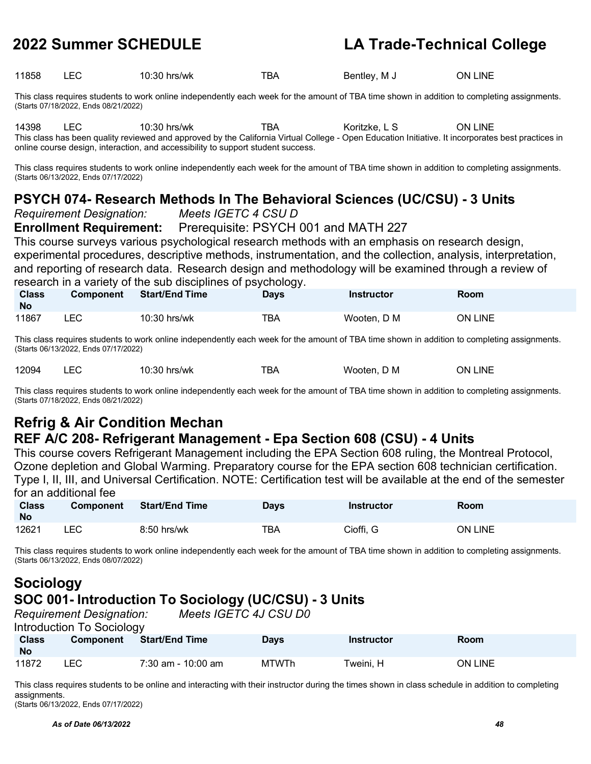| Class No | Component | Start/End Time | Days | Instructor | Room |
|---|---|---|---|---|---|
| 11858 | LEC | 10:30 hrs/wk | TBA | Bentley, M J | ON LINE |

This class requires students to work online independently each week for the amount of TBA time shown in addition to completing assignments.
(Starts 07/18/2022, Ends 08/21/2022)

| Class No | Component | Start/End Time | Days | Instructor | Room |
|---|---|---|---|---|---|
| 14398 | LEC | 10:30 hrs/wk | TBA | Koritzke, L S | ON LINE |

This class has been quality reviewed and approved by the California Virtual College - Open Education Initiative. It incorporates best practices in online course design, interaction, and accessibility to support student success.

This class requires students to work online independently each week for the amount of TBA time shown in addition to completing assignments.
(Starts 06/13/2022, Ends 07/17/2022)

### PSYCH 074- Research Methods In The Behavioral Sciences (UC/CSU) - 3 Units

*Requirement Designation:* *Meets IGETC 4 CSU D*

**Enrollment Requirement:** Prerequisite: PSYCH 001 and MATH 227

This course surveys various psychological research methods with an emphasis on research design, experimental procedures, descriptive methods, instrumentation, and the collection, analysis, interpretation, and reporting of research data. Research design and methodology will be examined through a review of research in a variety of the sub disciplines of psychology.

| Class No | Component | Start/End Time | Days | Instructor | Room |
|---|---|---|---|---|---|
| 11867 | LEC | 10:30 hrs/wk | TBA | Wooten, D M | ON LINE |

This class requires students to work online independently each week for the amount of TBA time shown in addition to completing assignments.
(Starts 06/13/2022, Ends 07/17/2022)

| Class No | Component | Start/End Time | Days | Instructor | Room |
|---|---|---|---|---|---|
| 12094 | LEC | 10:30 hrs/wk | TBA | Wooten, D M | ON LINE |

This class requires students to work online independently each week for the amount of TBA time shown in addition to completing assignments.
(Starts 07/18/2022, Ends 08/21/2022)

## Refrig & Air Condition Mechan

### REF A/C 208- Refrigerant Management - Epa Section 608 (CSU) - 4 Units

This course covers Refrigerant Management including the EPA Section 608 ruling, the Montreal Protocol, Ozone depletion and Global Warming. Preparatory course for the EPA section 608 technician certification. Type I, II, III, and Universal Certification. NOTE: Certification test will be available at the end of the semester for an additional fee

| Class No | Component | Start/End Time | Days | Instructor | Room |
|---|---|---|---|---|---|
| 12621 | LEC | 8:50 hrs/wk | TBA | Cioffi, G | ON LINE |

This class requires students to work online independently each week for the amount of TBA time shown in addition to completing assignments.
(Starts 06/13/2022, Ends 08/07/2022)

## Sociology

### SOC 001- Introduction To Sociology (UC/CSU) - 3 Units

*Requirement Designation:* *Meets IGETC 4J CSU D0*

Introduction To Sociology

| Class No | Component | Start/End Time | Days | Instructor | Room |
|---|---|---|---|---|---|
| 11872 | LEC | 7:30 am - 10:00 am | MTWTh | Tweini, H | ON LINE |

This class requires students to be online and interacting with their instructor during the times shown in class schedule in addition to completing assignments.
(Starts 06/13/2022, Ends 07/17/2022)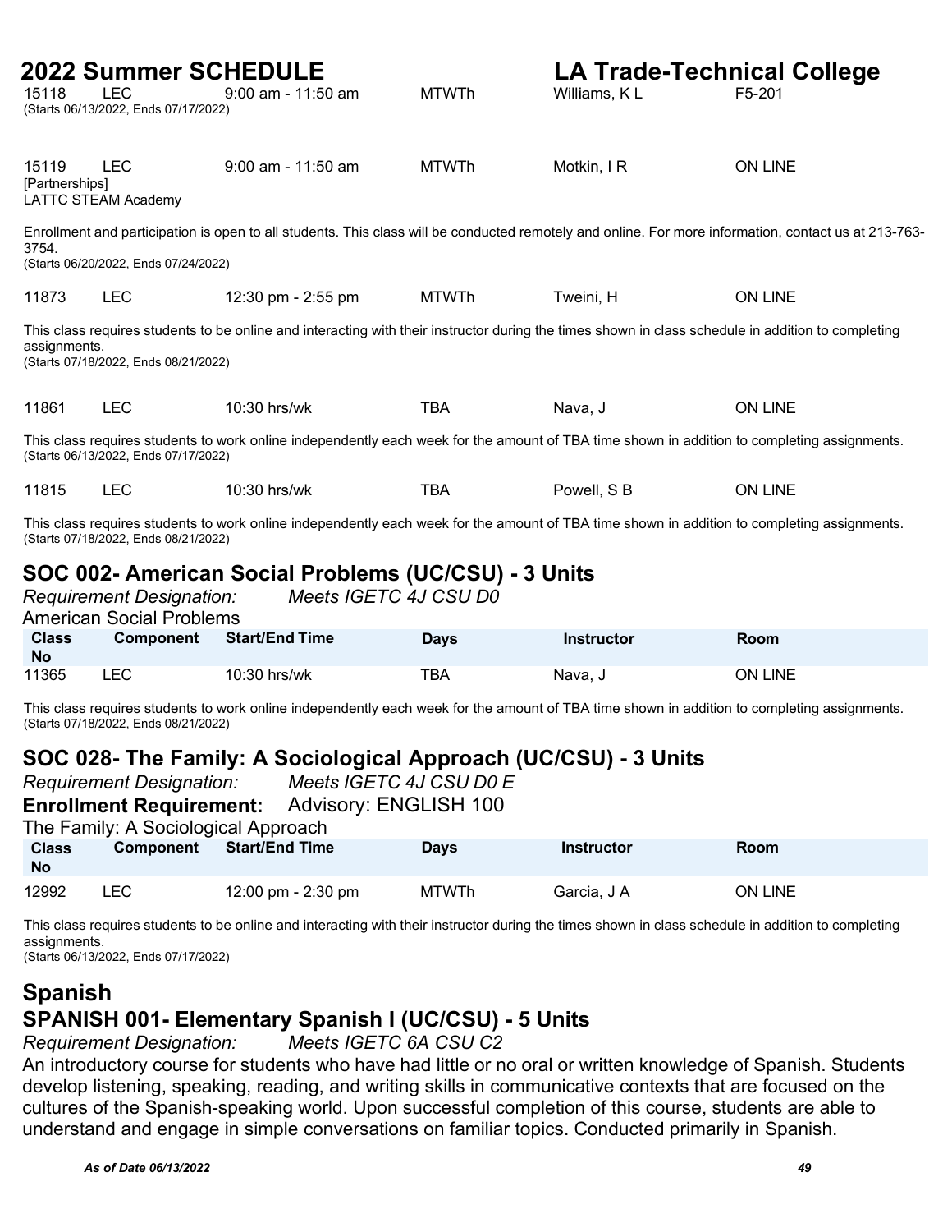| Class No | Component | Start/End Time | Days | Instructor | Room |
|---|---|---|---|---|---|
| 15118 | LEC | 9:00 am - 11:50 am | MTWTh | Williams, K L | F5-201 |

(Starts 06/13/2022, Ends 07/17/2022)

| Class No | Component | Start/End Time | Days | Instructor | Room |
|---|---|---|---|---|---|
| 15119 | LEC | 9:00 am - 11:50 am | MTWTh | Motkin, I R | ON LINE |

[Partnerships]
LATTC STEAM Academy

Enrollment and participation is open to all students. This class will be conducted remotely and online. For more information, contact us at 213-763-3754.
(Starts 06/20/2022, Ends 07/24/2022)

| Class No | Component | Start/End Time | Days | Instructor | Room |
|---|---|---|---|---|---|
| 11873 | LEC | 12:30 pm - 2:55 pm | MTWTh | Tweini, H | ON LINE |

This class requires students to be online and interacting with their instructor during the times shown in class schedule in addition to completing assignments.
(Starts 07/18/2022, Ends 08/21/2022)

| Class No | Component | Start/End Time | Days | Instructor | Room |
|---|---|---|---|---|---|
| 11861 | LEC | 10:30 hrs/wk | TBA | Nava, J | ON LINE |

This class requires students to work online independently each week for the amount of TBA time shown in addition to completing assignments.
(Starts 06/13/2022, Ends 07/17/2022)

| Class No | Component | Start/End Time | Days | Instructor | Room |
|---|---|---|---|---|---|
| 11815 | LEC | 10:30 hrs/wk | TBA | Powell, S B | ON LINE |

This class requires students to work online independently each week for the amount of TBA time shown in addition to completing assignments.
(Starts 07/18/2022, Ends 08/21/2022)

## SOC 002- American Social Problems (UC/CSU) - 3 Units

*Requirement Designation:* *Meets IGETC 4J CSU D0*

American Social Problems

| Class No | Component | Start/End Time | Days | Instructor | Room |
|---|---|---|---|---|---|
| 11365 | LEC | 10:30 hrs/wk | TBA | Nava, J | ON LINE |

This class requires students to work online independently each week for the amount of TBA time shown in addition to completing assignments.
(Starts 07/18/2022, Ends 08/21/2022)

## SOC 028- The Family: A Sociological Approach (UC/CSU) - 3 Units

*Requirement Designation:* *Meets IGETC 4J CSU D0 E*

**Enrollment Requirement:** Advisory: ENGLISH 100

The Family: A Sociological Approach

| Class No | Component | Start/End Time | Days | Instructor | Room |
|---|---|---|---|---|---|
| 12992 | LEC | 12:00 pm - 2:30 pm | MTWTh | Garcia, J A | ON LINE |

This class requires students to be online and interacting with their instructor during the times shown in class schedule in addition to completing assignments.
(Starts 06/13/2022, Ends 07/17/2022)

# Spanish

## SPANISH 001- Elementary Spanish I (UC/CSU) - 5 Units

*Requirement Designation:* *Meets IGETC 6A CSU C2*

An introductory course for students who have had little or no oral or written knowledge of Spanish. Students develop listening, speaking, reading, and writing skills in communicative contexts that are focused on the cultures of the Spanish-speaking world. Upon successful completion of this course, students are able to understand and engage in simple conversations on familiar topics. Conducted primarily in Spanish.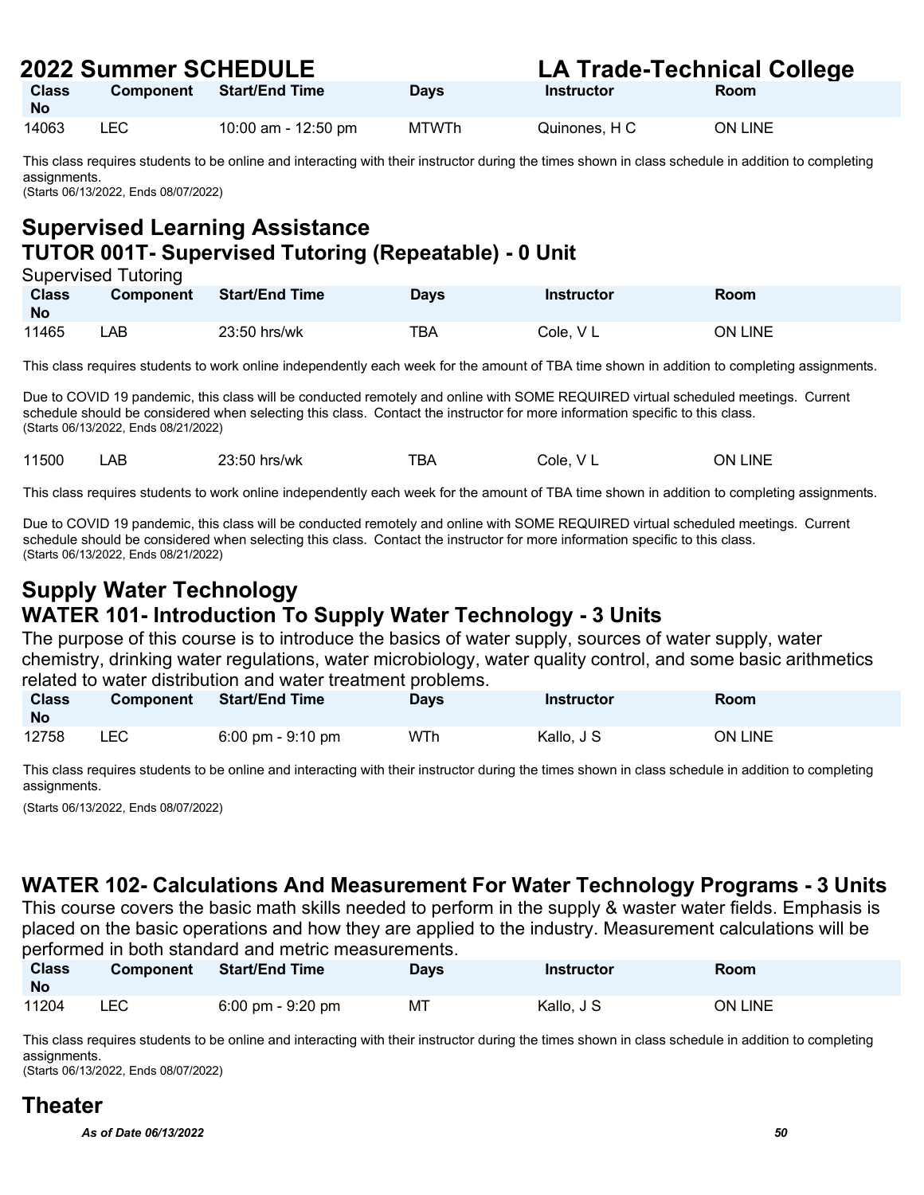| Class No | Component | Start/End Time | Days | Instructor | Room |
|---|---|---|---|---|---|
| 14063 | LEC | 10:00 am - 12:50 pm | MTWTh | Quinones, H C | ON LINE |

This class requires students to be online and interacting with their instructor during the times shown in class schedule in addition to completing assignments.
(Starts 06/13/2022, Ends 08/07/2022)

# Supervised Learning Assistance

## TUTOR 001T- Supervised Tutoring (Repeatable) - 0 Unit

Supervised Tutoring

| Class No | Component | Start/End Time | Days | Instructor | Room |
|---|---|---|---|---|---|
| 11465 | LAB | 23:50 hrs/wk | TBA | Cole, V L | ON LINE |

This class requires students to work online independently each week for the amount of TBA time shown in addition to completing assignments.

Due to COVID 19 pandemic, this class will be conducted remotely and online with SOME REQUIRED virtual scheduled meetings. Current schedule should be considered when selecting this class. Contact the instructor for more information specific to this class.
(Starts 06/13/2022, Ends 08/21/2022)

| Class No | Component | Start/End Time | Days | Instructor | Room |
|---|---|---|---|---|---|
| 11500 | LAB | 23:50 hrs/wk | TBA | Cole, V L | ON LINE |

This class requires students to work online independently each week for the amount of TBA time shown in addition to completing assignments.

Due to COVID 19 pandemic, this class will be conducted remotely and online with SOME REQUIRED virtual scheduled meetings. Current schedule should be considered when selecting this class. Contact the instructor for more information specific to this class.
(Starts 06/13/2022, Ends 08/21/2022)

# Supply Water Technology

## WATER 101- Introduction To Supply Water Technology - 3 Units

The purpose of this course is to introduce the basics of water supply, sources of water supply, water chemistry, drinking water regulations, water microbiology, water quality control, and some basic arithmetics related to water distribution and water treatment problems.

| Class No | Component | Start/End Time | Days | Instructor | Room |
|---|---|---|---|---|---|
| 12758 | LEC | 6:00 pm - 9:10 pm | WTh | Kallo, J S | ON LINE |

This class requires students to be online and interacting with their instructor during the times shown in class schedule in addition to completing assignments.

(Starts 06/13/2022, Ends 08/07/2022)

## WATER 102- Calculations And Measurement For Water Technology Programs - 3 Units

This course covers the basic math skills needed to perform in the supply & waster water fields. Emphasis is placed on the basic operations and how they are applied to the industry. Measurement calculations will be performed in both standard and metric measurements.

| Class No | Component | Start/End Time | Days | Instructor | Room |
|---|---|---|---|---|---|
| 11204 | LEC | 6:00 pm - 9:20 pm | MT | Kallo, J S | ON LINE |

This class requires students to be online and interacting with their instructor during the times shown in class schedule in addition to completing assignments.
(Starts 06/13/2022, Ends 08/07/2022)

# Theater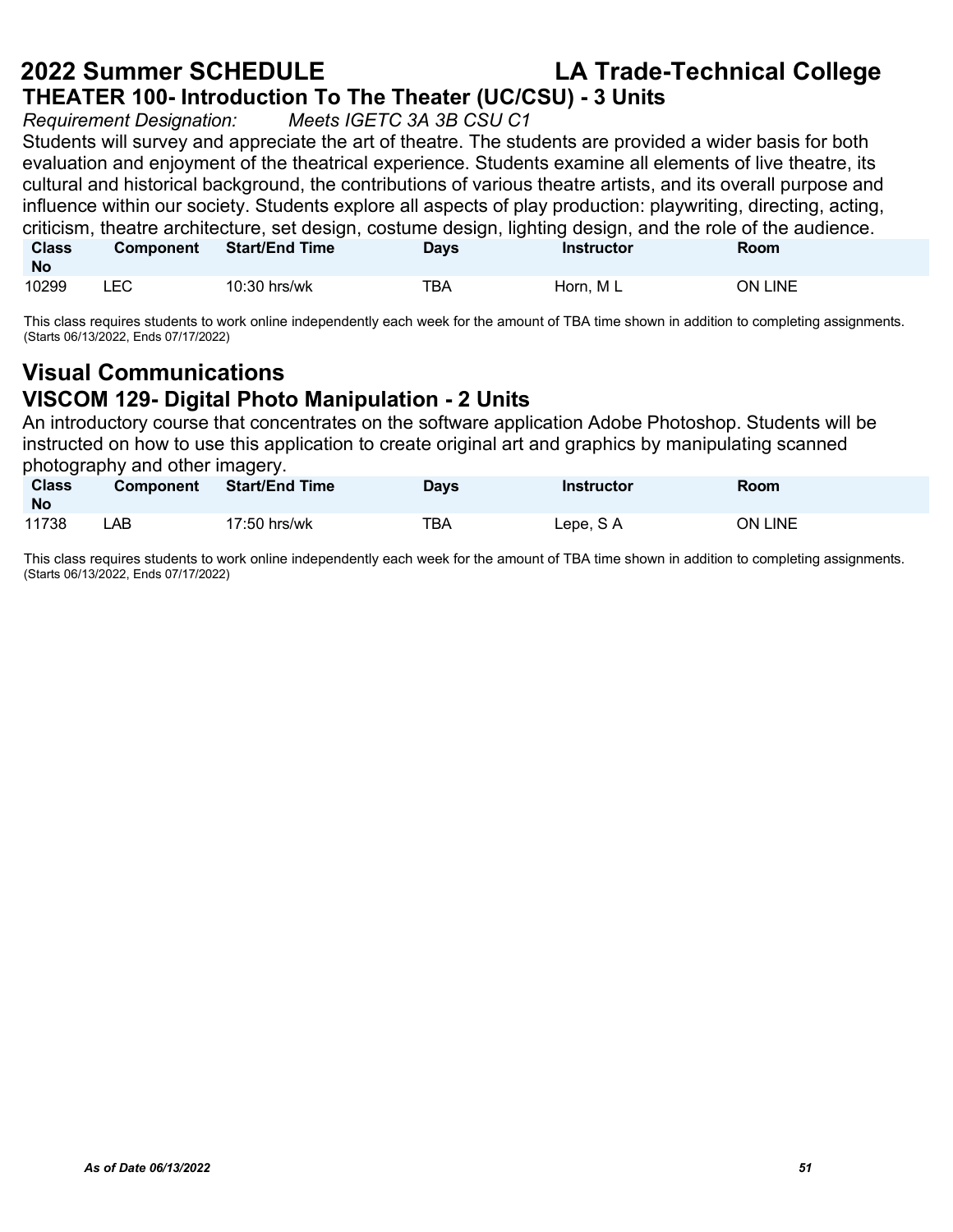### THEATER 100- Introduction To The Theater (UC/CSU) - 3 Units

*Requirement Designation: Meets IGETC 3A 3B CSU C1*

Students will survey and appreciate the art of theatre. The students are provided a wider basis for both evaluation and enjoyment of the theatrical experience. Students examine all elements of live theatre, its cultural and historical background, the contributions of various theatre artists, and its overall purpose and influence within our society. Students explore all aspects of play production: playwriting, directing, acting, criticism, theatre architecture, set design, costume design, lighting design, and the role of the audience.

| Class No | Component | Start/End Time | Days | Instructor | Room |
|---|---|---|---|---|---|
| 10299 | LEC | 10:30 hrs/wk | TBA | Horn, M L | ON LINE |

This class requires students to work online independently each week for the amount of TBA time shown in addition to completing assignments. (Starts 06/13/2022, Ends 07/17/2022)

## Visual Communications

### VISCOM 129- Digital Photo Manipulation - 2 Units

An introductory course that concentrates on the software application Adobe Photoshop. Students will be instructed on how to use this application to create original art and graphics by manipulating scanned photography and other imagery.

| Class No | Component | Start/End Time | Days | Instructor | Room |
|---|---|---|---|---|---|
| 11738 | LAB | 17:50 hrs/wk | TBA | Lepe, S A | ON LINE |

This class requires students to work online independently each week for the amount of TBA time shown in addition to completing assignments. (Starts 06/13/2022, Ends 07/17/2022)